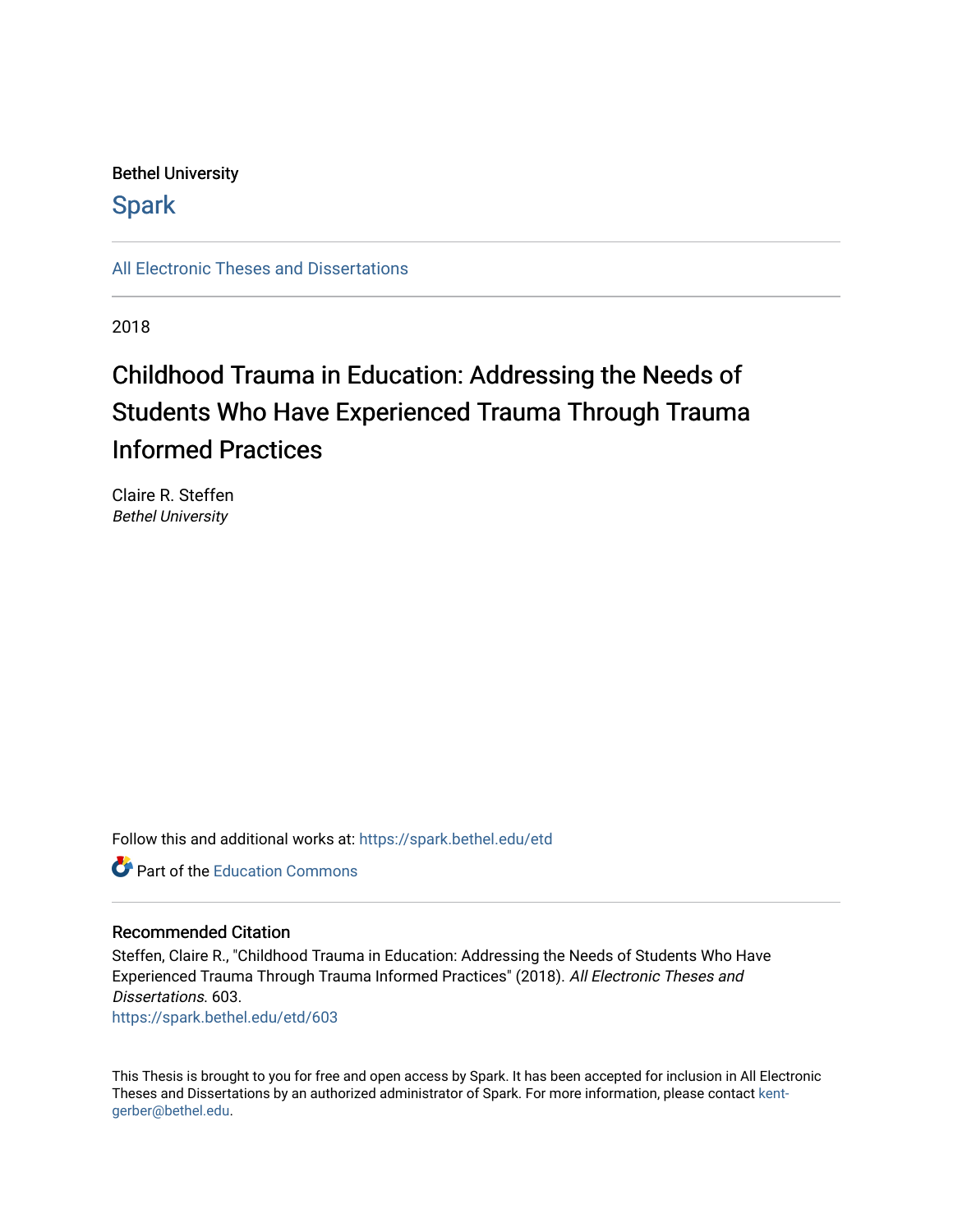Bethel University

# Spark

All Electronic Theses and Dissertations

2018

# Childhood Trauma in Education: Addressing the Needs of Students Who Have Experienced Trauma Through Trauma Informed Practices

Claire R. Steffen  
*Bethel University*

Follow this and additional works at: https://spark.bethel.edu/etd

Part of the Education Commons

## Recommended Citation

Steffen, Claire R., "Childhood Trauma in Education: Addressing the Needs of Students Who Have Experienced Trauma Through Trauma Informed Practices" (2018). *All Electronic Theses and Dissertations*. 603.  
https://spark.bethel.edu/etd/603

This Thesis is brought to you for free and open access by Spark. It has been accepted for inclusion in All Electronic Theses and Dissertations by an authorized administrator of Spark. For more information, please contact kent-gerber@bethel.edu.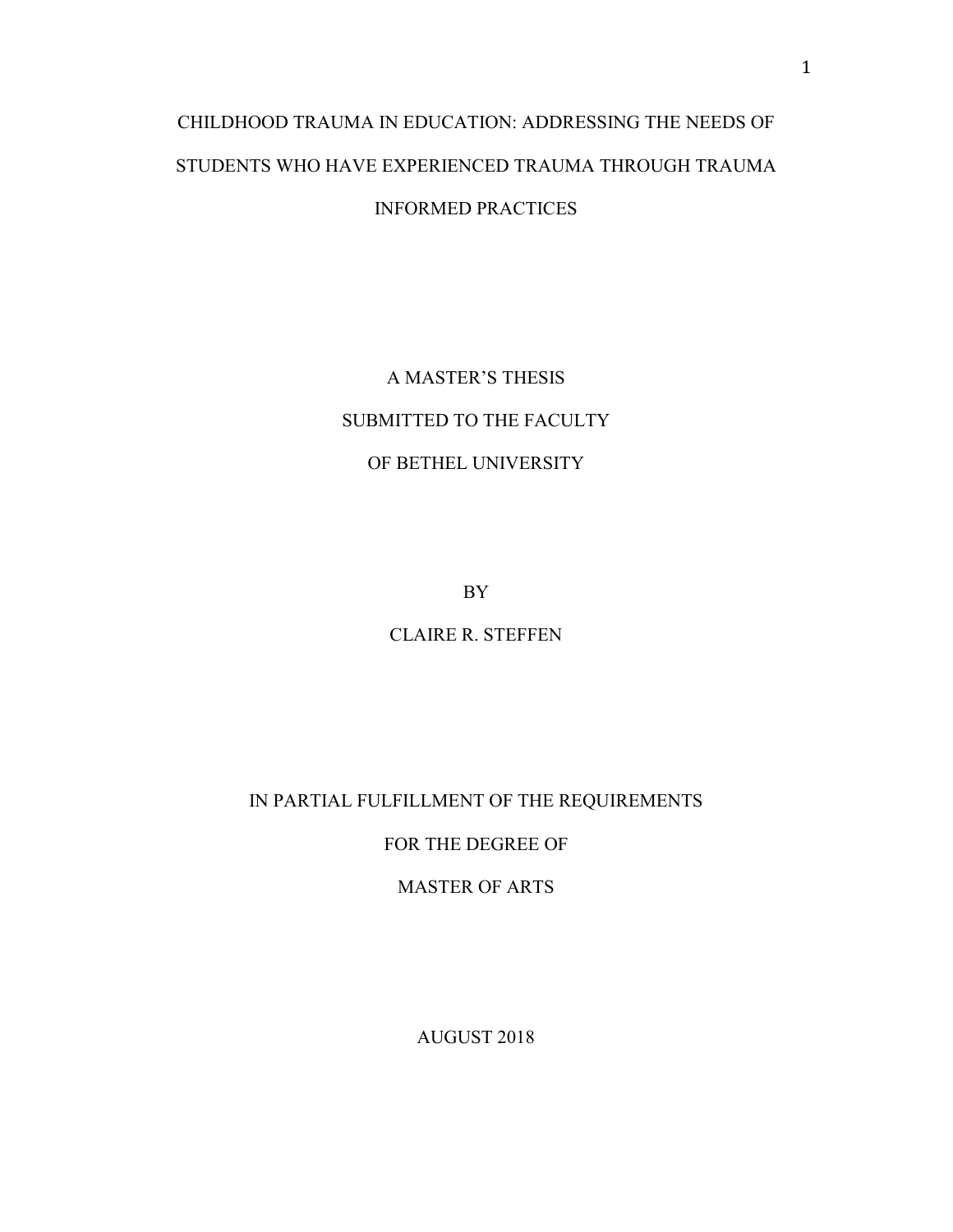# CHILDHOOD TRAUMA IN EDUCATION: ADDRESSING THE NEEDS OF STUDENTS WHO HAVE EXPERIENCED TRAUMA THROUGH TRAUMA INFORMED PRACTICES

A MASTER'S THESIS

SUBMITTED TO THE FACULTY

OF BETHEL UNIVERSITY

BY

CLAIRE R. STEFFEN

IN PARTIAL FULFILLMENT OF THE REQUIREMENTS

FOR THE DEGREE OF

MASTER OF ARTS

AUGUST 2018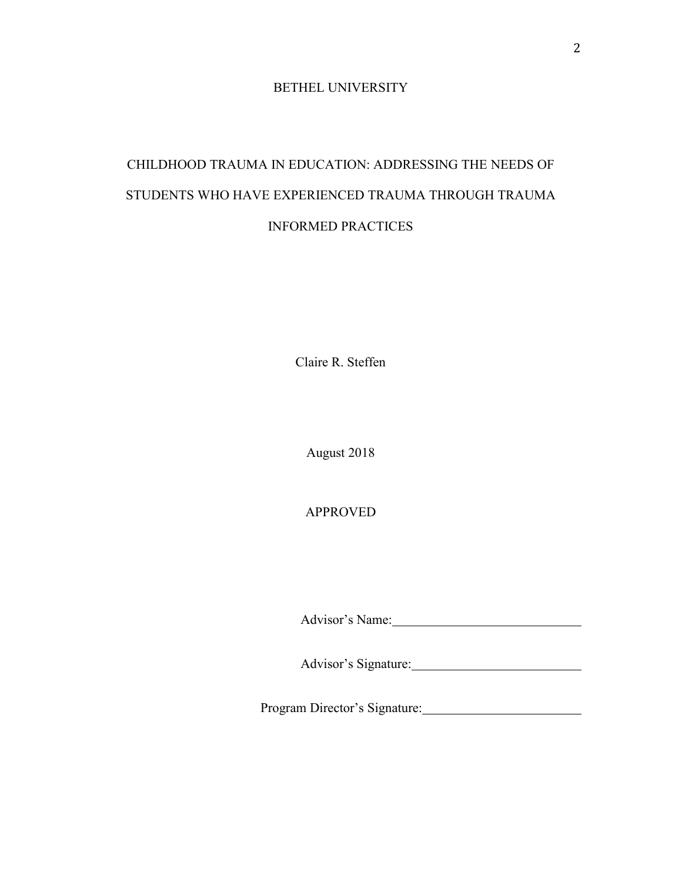BETHEL UNIVERSITY

# CHILDHOOD TRAUMA IN EDUCATION: ADDRESSING THE NEEDS OF STUDENTS WHO HAVE EXPERIENCED TRAUMA THROUGH TRAUMA INFORMED PRACTICES

Claire R. Steffen

August 2018

APPROVED

Advisor's Name: \_\_\_\_\_\_\_\_\_\_\_\_\_\_\_\_\_\_\_\_\_\_\_\_\_\_\_\_

Advisor's Signature: \_\_\_\_\_\_\_\_\_\_\_\_\_\_\_\_\_\_\_\_\_\_\_\_\_\_

Program Director's Signature: \_\_\_\_\_\_\_\_\_\_\_\_\_\_\_\_\_\_\_\_\_\_\_\_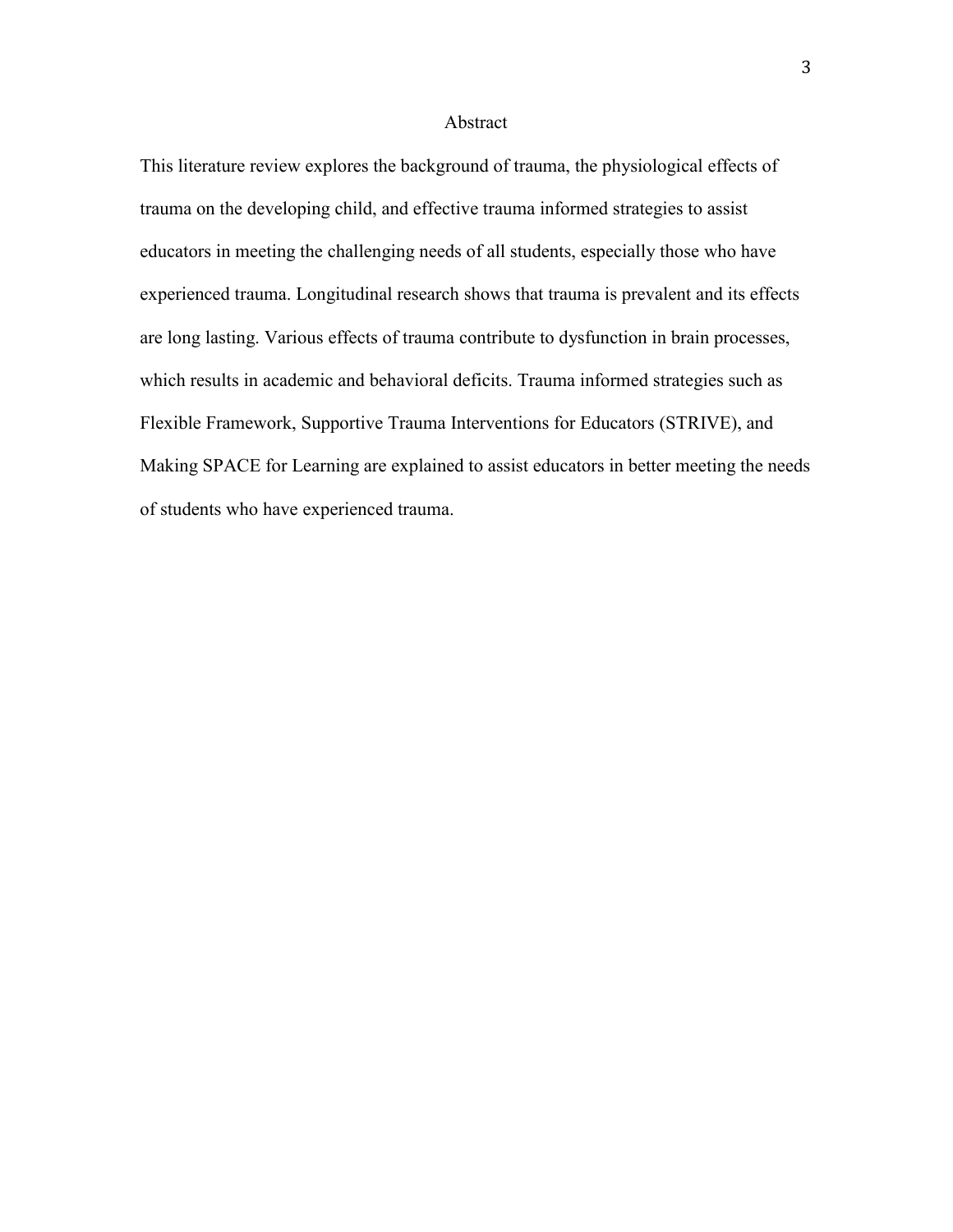# Abstract

This literature review explores the background of trauma, the physiological effects of trauma on the developing child, and effective trauma informed strategies to assist educators in meeting the challenging needs of all students, especially those who have experienced trauma. Longitudinal research shows that trauma is prevalent and its effects are long lasting. Various effects of trauma contribute to dysfunction in brain processes, which results in academic and behavioral deficits. Trauma informed strategies such as Flexible Framework, Supportive Trauma Interventions for Educators (STRIVE), and Making SPACE for Learning are explained to assist educators in better meeting the needs of students who have experienced trauma.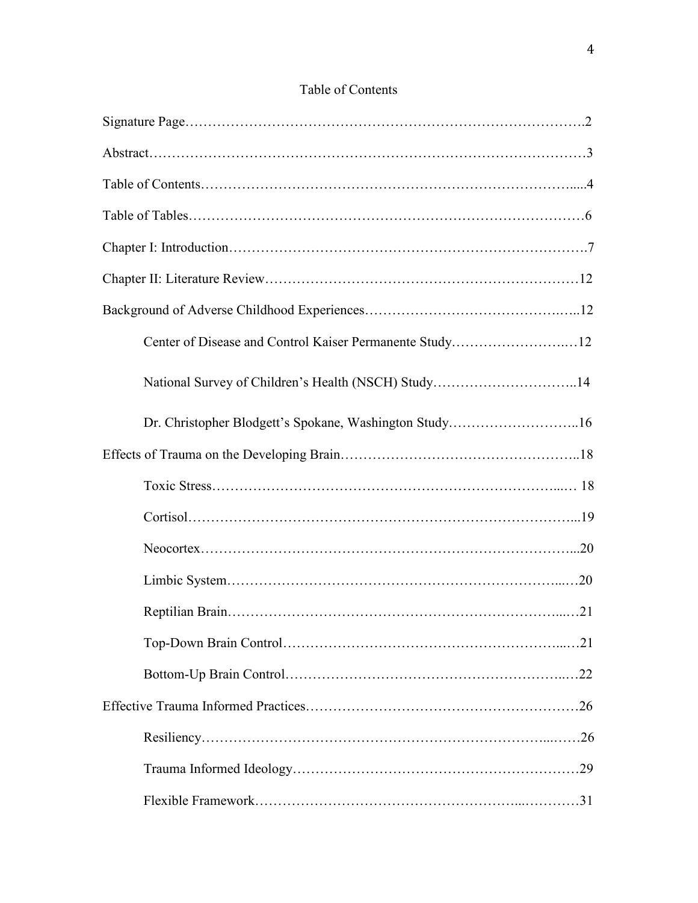# Table of Contents

Signature Page……………………………………………………………………….2

Abstract……………………………………………………………………………3

Table of Contents……………………………………………………………………....4

Table of Tables…………………………………………………………………………6

Chapter I: Introduction…………………………………………………………………….7

Chapter II: Literature Review……………………………………………………………12

Background of Adverse Childhood Experiences……………………………………..12

- Center of Disease and Control Kaiser Permanente Study……………………….…12
- National Survey of Children's Health (NSCH) Study…………………………..14
- Dr. Christopher Blodgett's Spokane, Washington Study………………………..16

Effects of Trauma on the Developing Brain……………………………………………..18

- Toxic Stress…………………………………………………………………...… 18
- Cortisol……………………………………………………………………………...19
- Neocortex……………………………………………………………………...20
- Limbic System…………………………………………………………………...…20
- Reptilian Brain…………………………………………………………………...…21
- Top-Down Brain Control…………………………………………………….....…21
- Bottom-Up Brain Control………………………………………………………..…22

Effective Trauma Informed Practices…………………………………………………….26

- Resiliency……………………………………………………………………...……26
- Trauma Informed Ideology……………………………………………………….29
- Flexible Framework……………………………………………………...…………31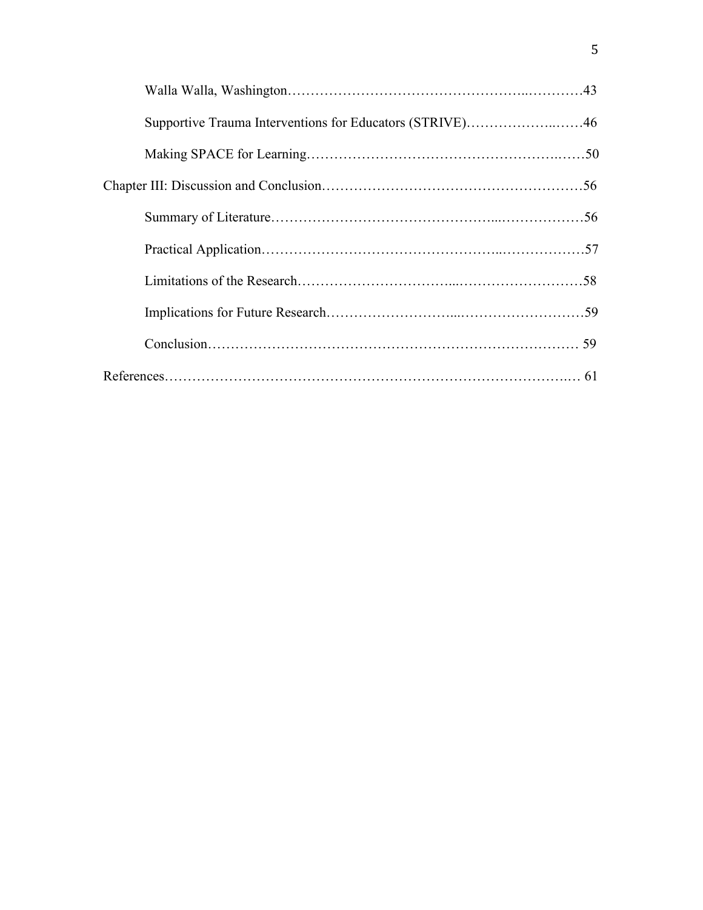Walla Walla, Washington……………………………………………..…………43

Supportive Trauma Interventions for Educators (STRIVE)………………..……46

Making SPACE for Learning……………………….……………………..……50

Chapter III: Discussion and Conclusion………………………………………………56

Summary of Literature…………………………………………...………………56

Practical Application…………………………………………...………………57

Limitations of the Research…………………………...………………………58

Implications for Future Research……………………...………………………59

Conclusion……………………………………………………………………… 59

References……………………………………………………………………….… 61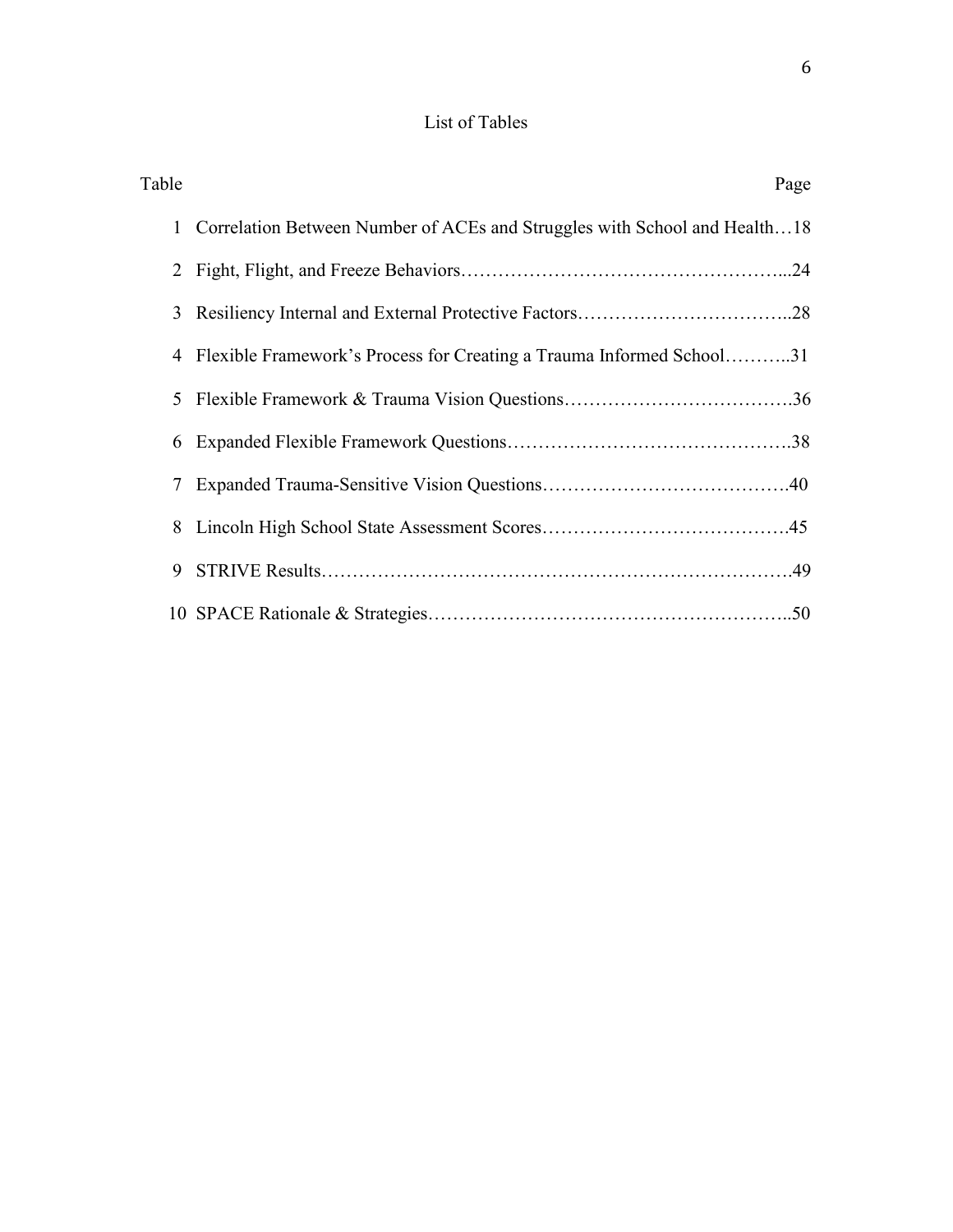# List of Tables

| Table | | Page |
|---|---|---|
| 1 | Correlation Between Number of ACEs and Struggles with School and Health | 18 |
| 2 | Fight, Flight, and Freeze Behaviors | 24 |
| 3 | Resiliency Internal and External Protective Factors | 28 |
| 4 | Flexible Framework's Process for Creating a Trauma Informed School | 31 |
| 5 | Flexible Framework & Trauma Vision Questions | 36 |
| 6 | Expanded Flexible Framework Questions | 38 |
| 7 | Expanded Trauma-Sensitive Vision Questions | 40 |
| 8 | Lincoln High School State Assessment Scores | 45 |
| 9 | STRIVE Results | 49 |
| 10 | SPACE Rationale & Strategies | 50 |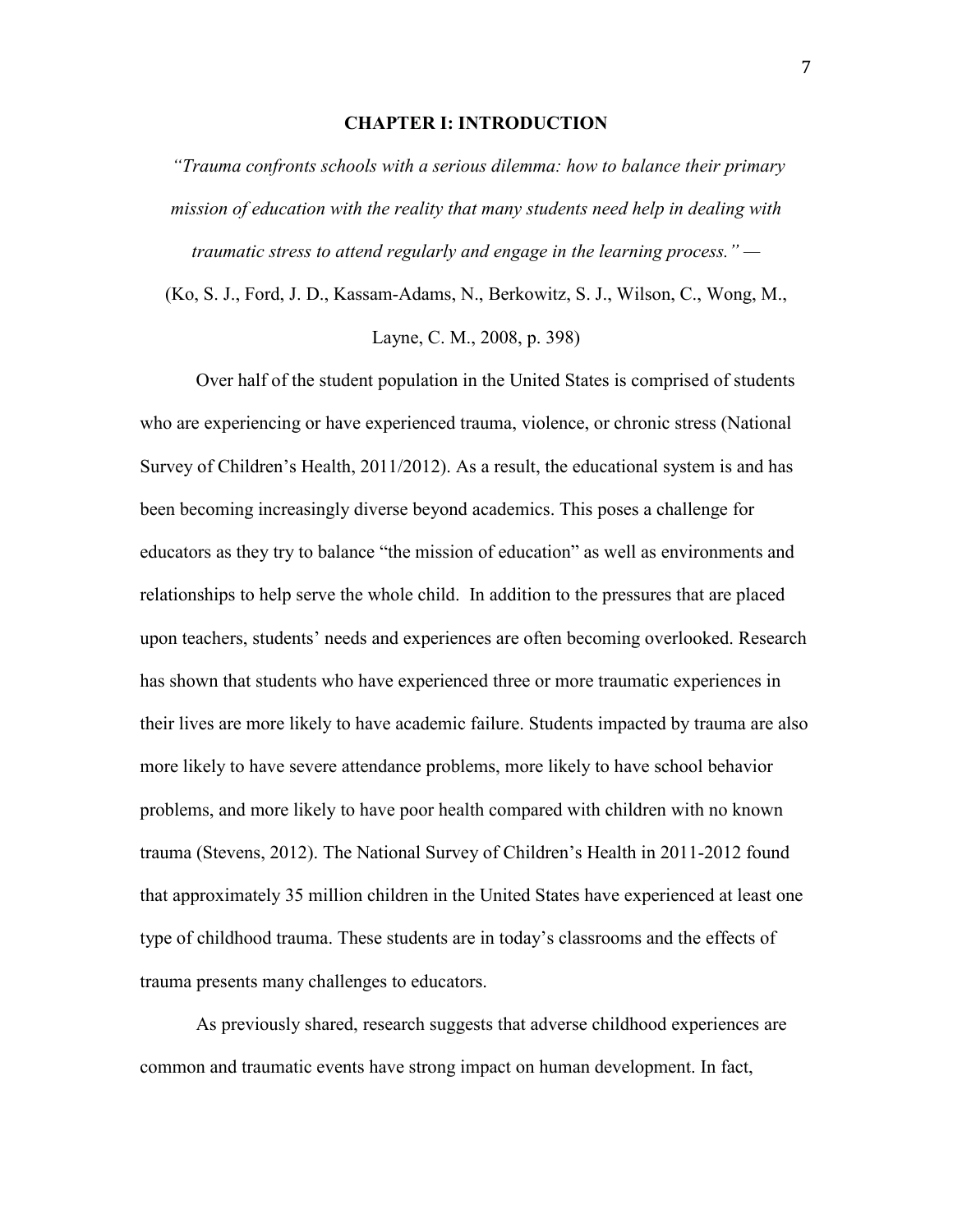# CHAPTER I: INTRODUCTION

*"Trauma confronts schools with a serious dilemma: how to balance their primary mission of education with the reality that many students need help in dealing with traumatic stress to attend regularly and engage in the learning process." —*

(Ko, S. J., Ford, J. D., Kassam-Adams, N., Berkowitz, S. J., Wilson, C., Wong, M., Layne, C. M., 2008, p. 398)

Over half of the student population in the United States is comprised of students who are experiencing or have experienced trauma, violence, or chronic stress (National Survey of Children's Health, 2011/2012). As a result, the educational system is and has been becoming increasingly diverse beyond academics. This poses a challenge for educators as they try to balance "the mission of education" as well as environments and relationships to help serve the whole child. In addition to the pressures that are placed upon teachers, students' needs and experiences are often becoming overlooked. Research has shown that students who have experienced three or more traumatic experiences in their lives are more likely to have academic failure. Students impacted by trauma are also more likely to have severe attendance problems, more likely to have school behavior problems, and more likely to have poor health compared with children with no known trauma (Stevens, 2012). The National Survey of Children's Health in 2011-2012 found that approximately 35 million children in the United States have experienced at least one type of childhood trauma. These students are in today's classrooms and the effects of trauma presents many challenges to educators.

As previously shared, research suggests that adverse childhood experiences are common and traumatic events have strong impact on human development. In fact,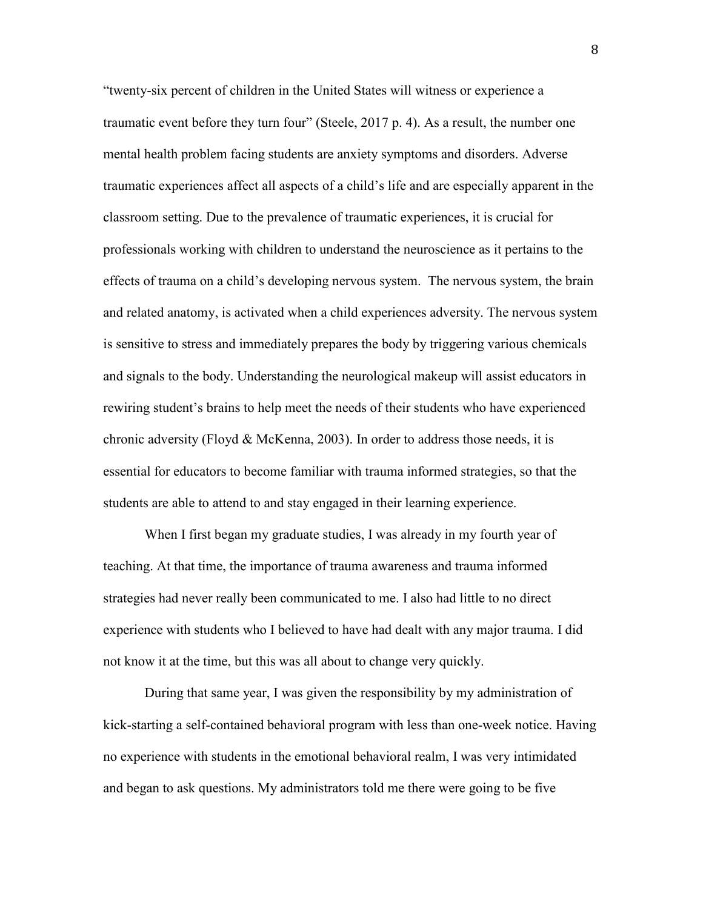"twenty-six percent of children in the United States will witness or experience a traumatic event before they turn four" (Steele, 2017 p. 4). As a result, the number one mental health problem facing students are anxiety symptoms and disorders. Adverse traumatic experiences affect all aspects of a child's life and are especially apparent in the classroom setting. Due to the prevalence of traumatic experiences, it is crucial for professionals working with children to understand the neuroscience as it pertains to the effects of trauma on a child's developing nervous system. The nervous system, the brain and related anatomy, is activated when a child experiences adversity. The nervous system is sensitive to stress and immediately prepares the body by triggering various chemicals and signals to the body. Understanding the neurological makeup will assist educators in rewiring student's brains to help meet the needs of their students who have experienced chronic adversity (Floyd & McKenna, 2003). In order to address those needs, it is essential for educators to become familiar with trauma informed strategies, so that the students are able to attend to and stay engaged in their learning experience.

When I first began my graduate studies, I was already in my fourth year of teaching. At that time, the importance of trauma awareness and trauma informed strategies had never really been communicated to me. I also had little to no direct experience with students who I believed to have had dealt with any major trauma. I did not know it at the time, but this was all about to change very quickly.

During that same year, I was given the responsibility by my administration of kick-starting a self-contained behavioral program with less than one-week notice. Having no experience with students in the emotional behavioral realm, I was very intimidated and began to ask questions. My administrators told me there were going to be five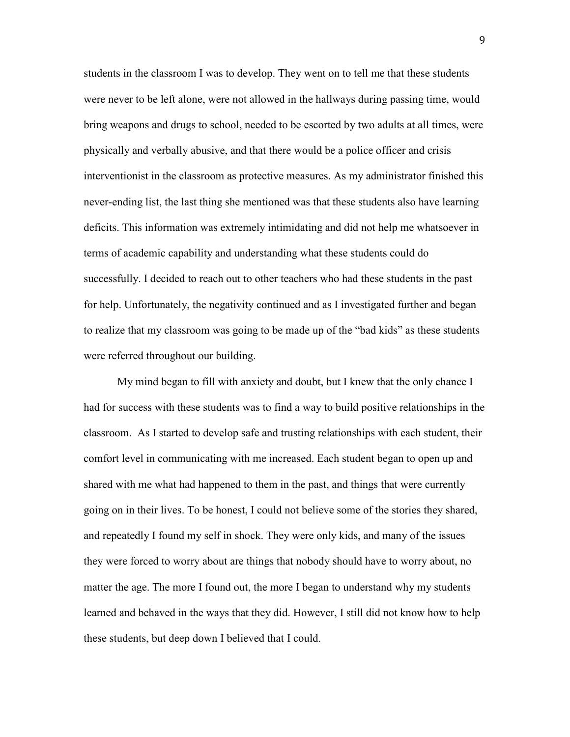students in the classroom I was to develop. They went on to tell me that these students were never to be left alone, were not allowed in the hallways during passing time, would bring weapons and drugs to school, needed to be escorted by two adults at all times, were physically and verbally abusive, and that there would be a police officer and crisis interventionist in the classroom as protective measures. As my administrator finished this never-ending list, the last thing she mentioned was that these students also have learning deficits. This information was extremely intimidating and did not help me whatsoever in terms of academic capability and understanding what these students could do successfully. I decided to reach out to other teachers who had these students in the past for help. Unfortunately, the negativity continued and as I investigated further and began to realize that my classroom was going to be made up of the "bad kids" as these students were referred throughout our building.

My mind began to fill with anxiety and doubt, but I knew that the only chance I had for success with these students was to find a way to build positive relationships in the classroom. As I started to develop safe and trusting relationships with each student, their comfort level in communicating with me increased. Each student began to open up and shared with me what had happened to them in the past, and things that were currently going on in their lives. To be honest, I could not believe some of the stories they shared, and repeatedly I found my self in shock. They were only kids, and many of the issues they were forced to worry about are things that nobody should have to worry about, no matter the age. The more I found out, the more I began to understand why my students learned and behaved in the ways that they did. However, I still did not know how to help these students, but deep down I believed that I could.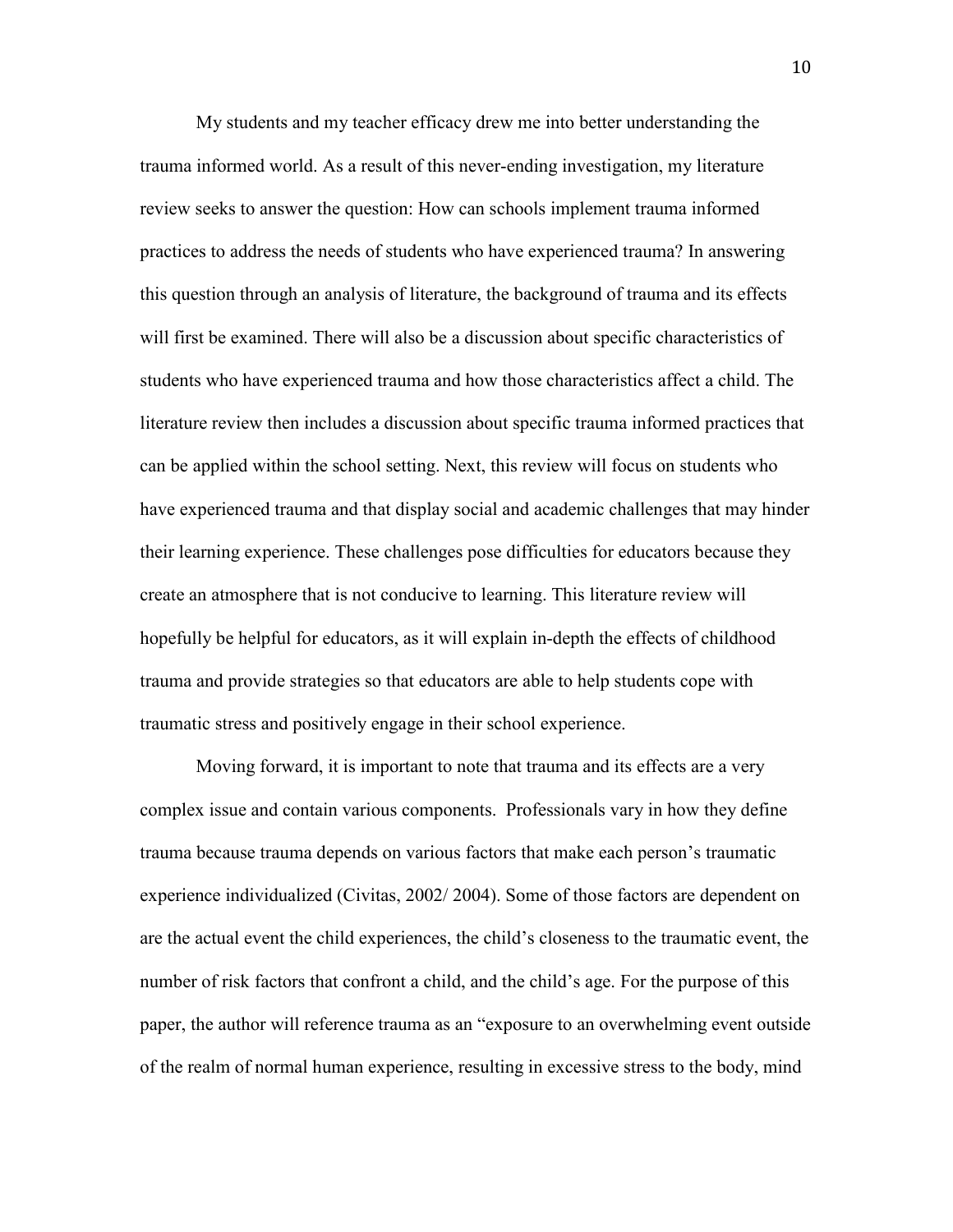My students and my teacher efficacy drew me into better understanding the trauma informed world. As a result of this never-ending investigation, my literature review seeks to answer the question: How can schools implement trauma informed practices to address the needs of students who have experienced trauma? In answering this question through an analysis of literature, the background of trauma and its effects will first be examined. There will also be a discussion about specific characteristics of students who have experienced trauma and how those characteristics affect a child. The literature review then includes a discussion about specific trauma informed practices that can be applied within the school setting. Next, this review will focus on students who have experienced trauma and that display social and academic challenges that may hinder their learning experience. These challenges pose difficulties for educators because they create an atmosphere that is not conducive to learning. This literature review will hopefully be helpful for educators, as it will explain in-depth the effects of childhood trauma and provide strategies so that educators are able to help students cope with traumatic stress and positively engage in their school experience.

Moving forward, it is important to note that trauma and its effects are a very complex issue and contain various components. Professionals vary in how they define trauma because trauma depends on various factors that make each person's traumatic experience individualized (Civitas, 2002/ 2004). Some of those factors are dependent on are the actual event the child experiences, the child's closeness to the traumatic event, the number of risk factors that confront a child, and the child's age. For the purpose of this paper, the author will reference trauma as an "exposure to an overwhelming event outside of the realm of normal human experience, resulting in excessive stress to the body, mind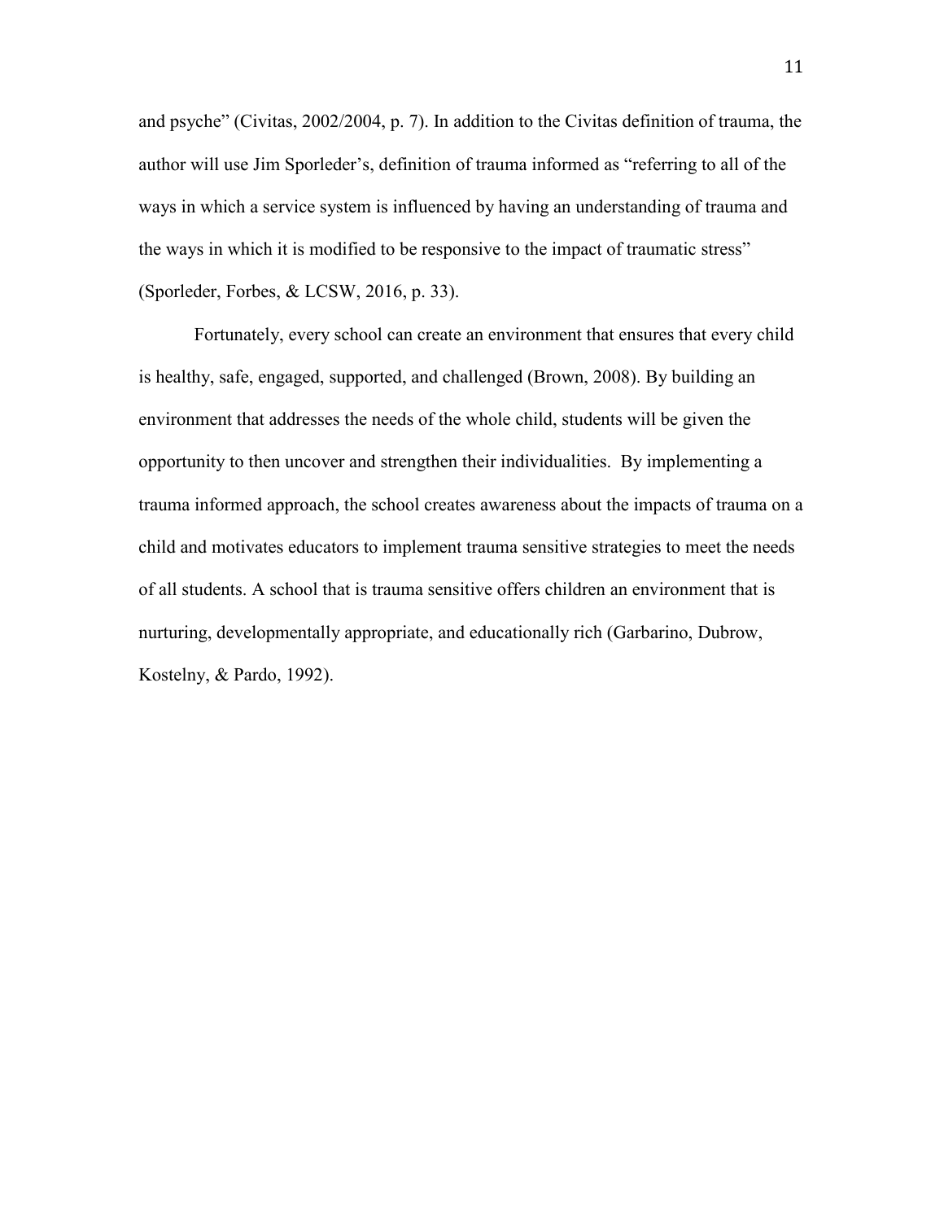and psyche" (Civitas, 2002/2004, p. 7). In addition to the Civitas definition of trauma, the author will use Jim Sporleder's, definition of trauma informed as "referring to all of the ways in which a service system is influenced by having an understanding of trauma and the ways in which it is modified to be responsive to the impact of traumatic stress" (Sporleder, Forbes, & LCSW, 2016, p. 33).

Fortunately, every school can create an environment that ensures that every child is healthy, safe, engaged, supported, and challenged (Brown, 2008). By building an environment that addresses the needs of the whole child, students will be given the opportunity to then uncover and strengthen their individualities.  By implementing a trauma informed approach, the school creates awareness about the impacts of trauma on a child and motivates educators to implement trauma sensitive strategies to meet the needs of all students. A school that is trauma sensitive offers children an environment that is nurturing, developmentally appropriate, and educationally rich (Garbarino, Dubrow, Kostelny, & Pardo, 1992).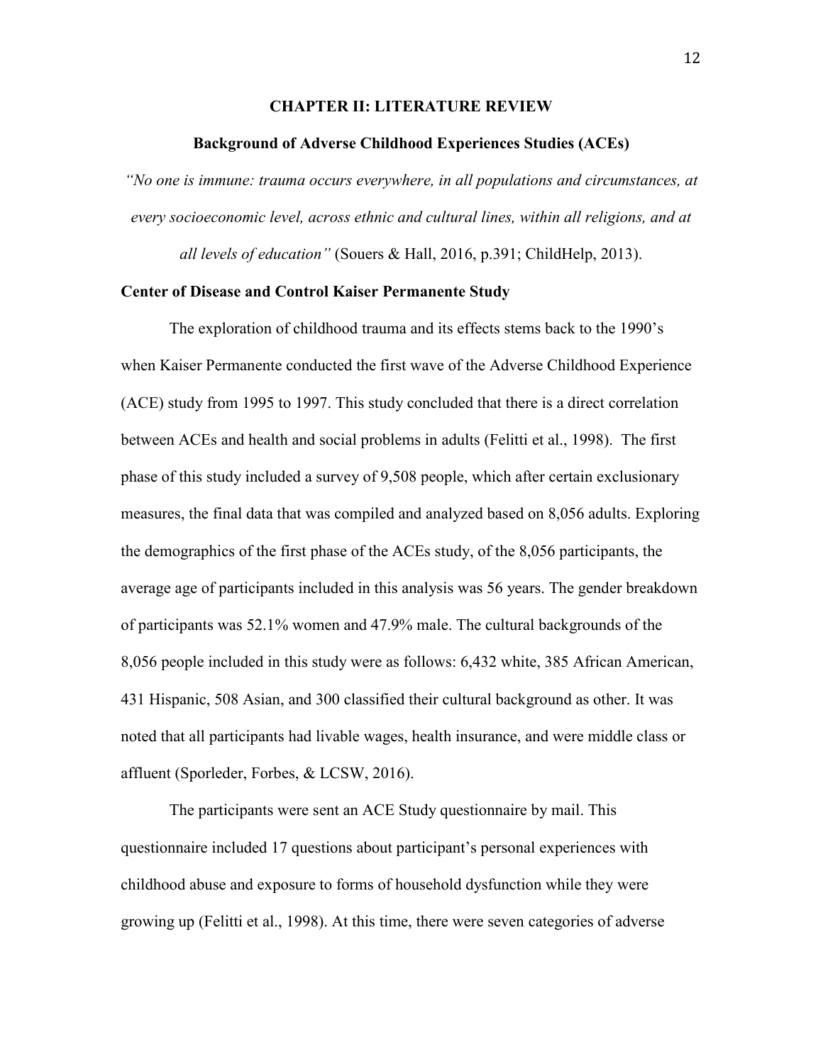# CHAPTER II: LITERATURE REVIEW

## Background of Adverse Childhood Experiences Studies (ACEs)

*"No one is immune: trauma occurs everywhere, in all populations and circumstances, at every socioeconomic level, across ethnic and cultural lines, within all religions, and at all levels of education"* (Souers & Hall, 2016, p.391; ChildHelp, 2013).

### Center of Disease and Control Kaiser Permanente Study

The exploration of childhood trauma and its effects stems back to the 1990's when Kaiser Permanente conducted the first wave of the Adverse Childhood Experience (ACE) study from 1995 to 1997. This study concluded that there is a direct correlation between ACEs and health and social problems in adults (Felitti et al., 1998). The first phase of this study included a survey of 9,508 people, which after certain exclusionary measures, the final data that was compiled and analyzed based on 8,056 adults. Exploring the demographics of the first phase of the ACEs study, of the 8,056 participants, the average age of participants included in this analysis was 56 years. The gender breakdown of participants was 52.1% women and 47.9% male. The cultural backgrounds of the 8,056 people included in this study were as follows: 6,432 white, 385 African American, 431 Hispanic, 508 Asian, and 300 classified their cultural background as other. It was noted that all participants had livable wages, health insurance, and were middle class or affluent (Sporleder, Forbes, & LCSW, 2016).

The participants were sent an ACE Study questionnaire by mail. This questionnaire included 17 questions about participant's personal experiences with childhood abuse and exposure to forms of household dysfunction while they were growing up (Felitti et al., 1998). At this time, there were seven categories of adverse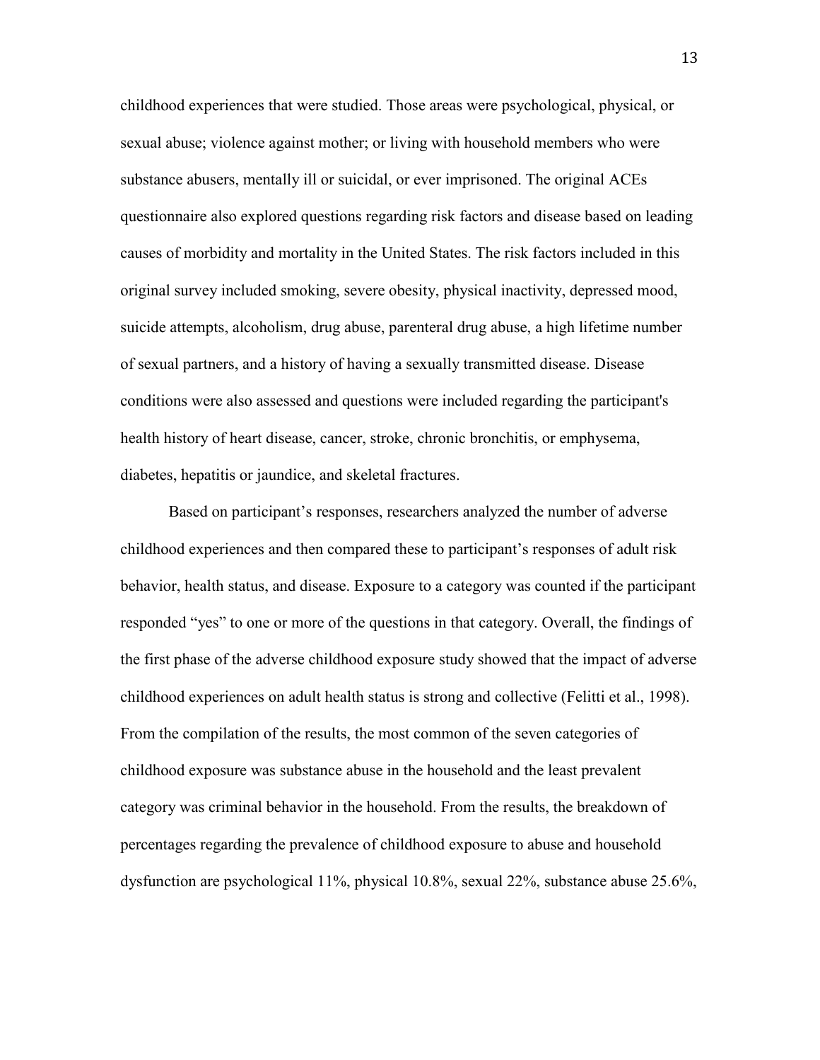childhood experiences that were studied. Those areas were psychological, physical, or sexual abuse; violence against mother; or living with household members who were substance abusers, mentally ill or suicidal, or ever imprisoned. The original ACEs questionnaire also explored questions regarding risk factors and disease based on leading causes of morbidity and mortality in the United States. The risk factors included in this original survey included smoking, severe obesity, physical inactivity, depressed mood, suicide attempts, alcoholism, drug abuse, parenteral drug abuse, a high lifetime number of sexual partners, and a history of having a sexually transmitted disease. Disease conditions were also assessed and questions were included regarding the participant's health history of heart disease, cancer, stroke, chronic bronchitis, or emphysema, diabetes, hepatitis or jaundice, and skeletal fractures.

Based on participant's responses, researchers analyzed the number of adverse childhood experiences and then compared these to participant's responses of adult risk behavior, health status, and disease. Exposure to a category was counted if the participant responded "yes" to one or more of the questions in that category. Overall, the findings of the first phase of the adverse childhood exposure study showed that the impact of adverse childhood experiences on adult health status is strong and collective (Felitti et al., 1998). From the compilation of the results, the most common of the seven categories of childhood exposure was substance abuse in the household and the least prevalent category was criminal behavior in the household. From the results, the breakdown of percentages regarding the prevalence of childhood exposure to abuse and household dysfunction are psychological 11%, physical 10.8%, sexual 22%, substance abuse 25.6%,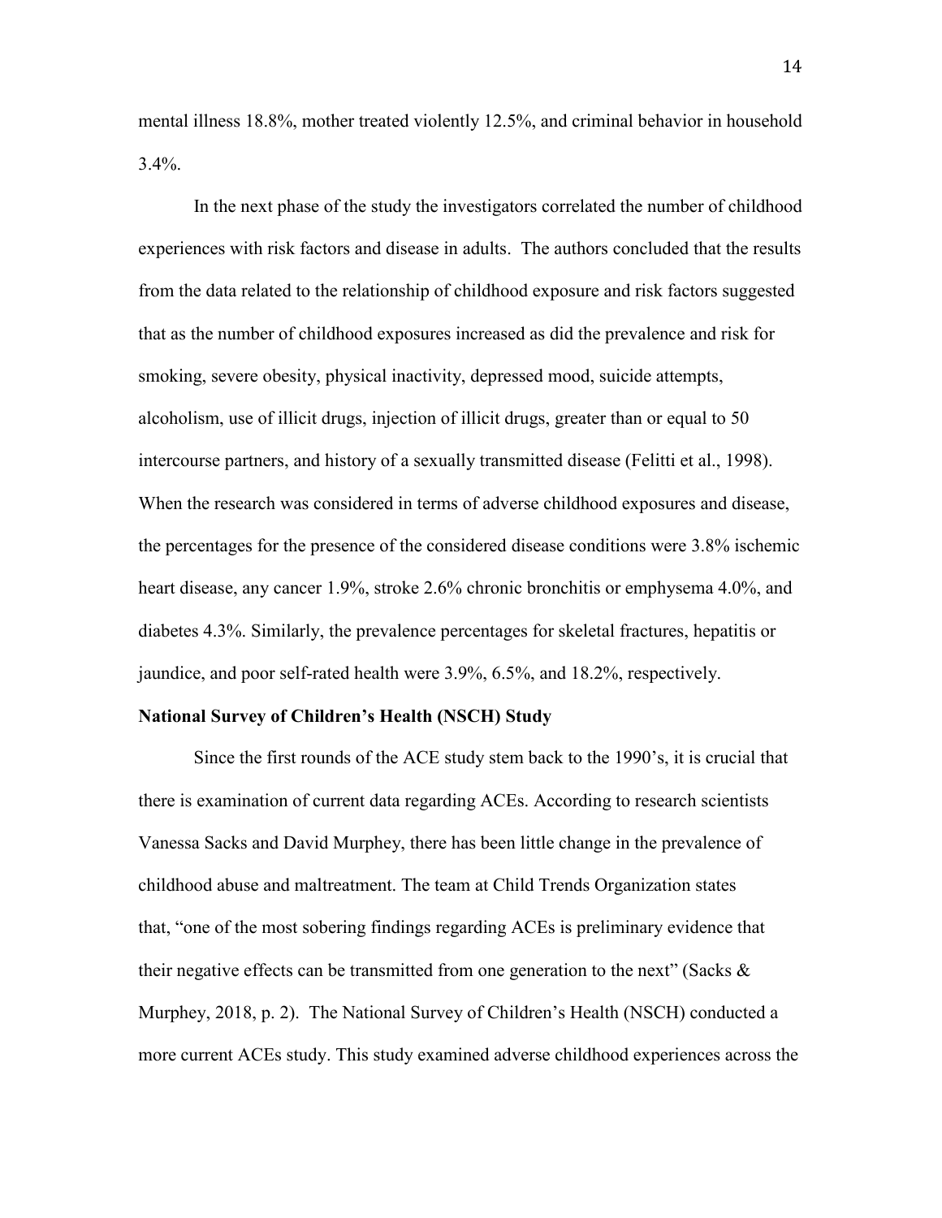mental illness 18.8%, mother treated violently 12.5%, and criminal behavior in household 3.4%.

In the next phase of the study the investigators correlated the number of childhood experiences with risk factors and disease in adults. The authors concluded that the results from the data related to the relationship of childhood exposure and risk factors suggested that as the number of childhood exposures increased as did the prevalence and risk for smoking, severe obesity, physical inactivity, depressed mood, suicide attempts, alcoholism, use of illicit drugs, injection of illicit drugs, greater than or equal to 50 intercourse partners, and history of a sexually transmitted disease (Felitti et al., 1998). When the research was considered in terms of adverse childhood exposures and disease, the percentages for the presence of the considered disease conditions were 3.8% ischemic heart disease, any cancer 1.9%, stroke 2.6% chronic bronchitis or emphysema 4.0%, and diabetes 4.3%. Similarly, the prevalence percentages for skeletal fractures, hepatitis or jaundice, and poor self-rated health were 3.9%, 6.5%, and 18.2%, respectively.

**National Survey of Children's Health (NSCH) Study**

Since the first rounds of the ACE study stem back to the 1990's, it is crucial that there is examination of current data regarding ACEs. According to research scientists Vanessa Sacks and David Murphey, there has been little change in the prevalence of childhood abuse and maltreatment. The team at Child Trends Organization states that, "one of the most sobering findings regarding ACEs is preliminary evidence that their negative effects can be transmitted from one generation to the next" (Sacks & Murphey, 2018, p. 2). The National Survey of Children's Health (NSCH) conducted a more current ACEs study. This study examined adverse childhood experiences across the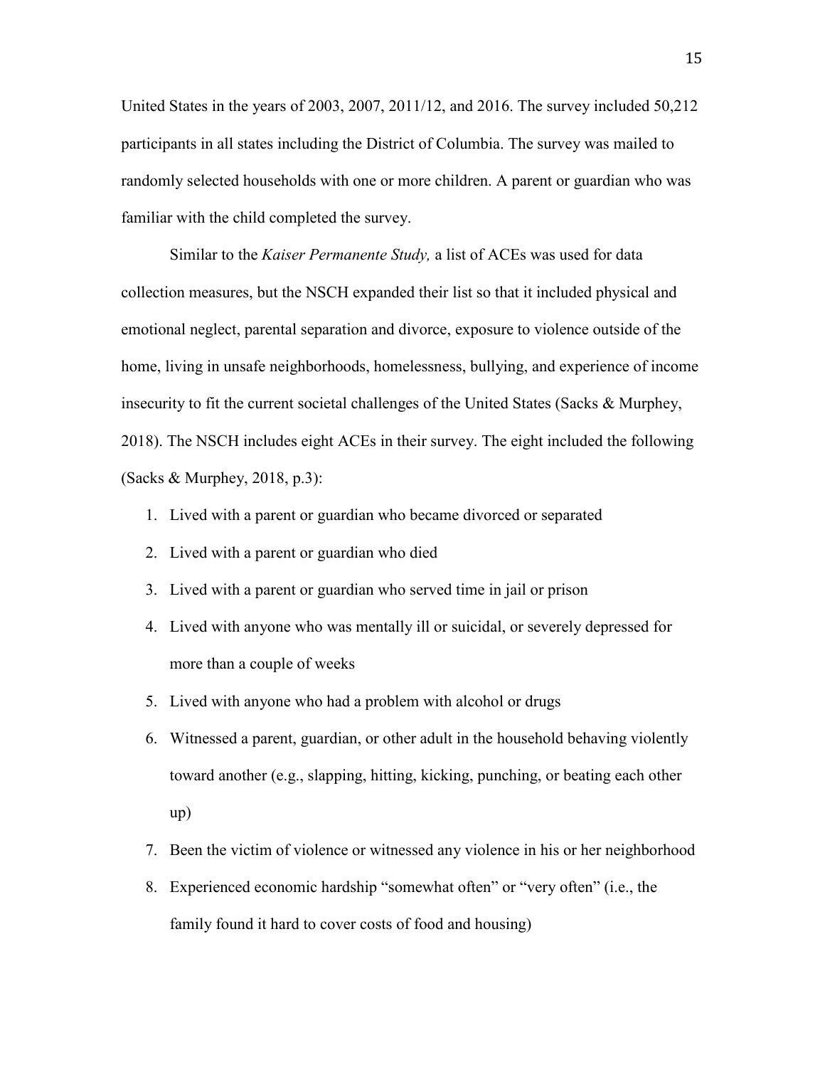United States in the years of 2003, 2007, 2011/12, and 2016. The survey included 50,212 participants in all states including the District of Columbia. The survey was mailed to randomly selected households with one or more children. A parent or guardian who was familiar with the child completed the survey.

Similar to the *Kaiser Permanente Study,* a list of ACEs was used for data collection measures, but the NSCH expanded their list so that it included physical and emotional neglect, parental separation and divorce, exposure to violence outside of the home, living in unsafe neighborhoods, homelessness, bullying, and experience of income insecurity to fit the current societal challenges of the United States (Sacks & Murphey, 2018). The NSCH includes eight ACEs in their survey. The eight included the following (Sacks & Murphey, 2018, p.3):

1. Lived with a parent or guardian who became divorced or separated
2. Lived with a parent or guardian who died
3. Lived with a parent or guardian who served time in jail or prison
4. Lived with anyone who was mentally ill or suicidal, or severely depressed for more than a couple of weeks
5. Lived with anyone who had a problem with alcohol or drugs
6. Witnessed a parent, guardian, or other adult in the household behaving violently toward another (e.g., slapping, hitting, kicking, punching, or beating each other up)
7. Been the victim of violence or witnessed any violence in his or her neighborhood
8. Experienced economic hardship "somewhat often" or "very often" (i.e., the family found it hard to cover costs of food and housing)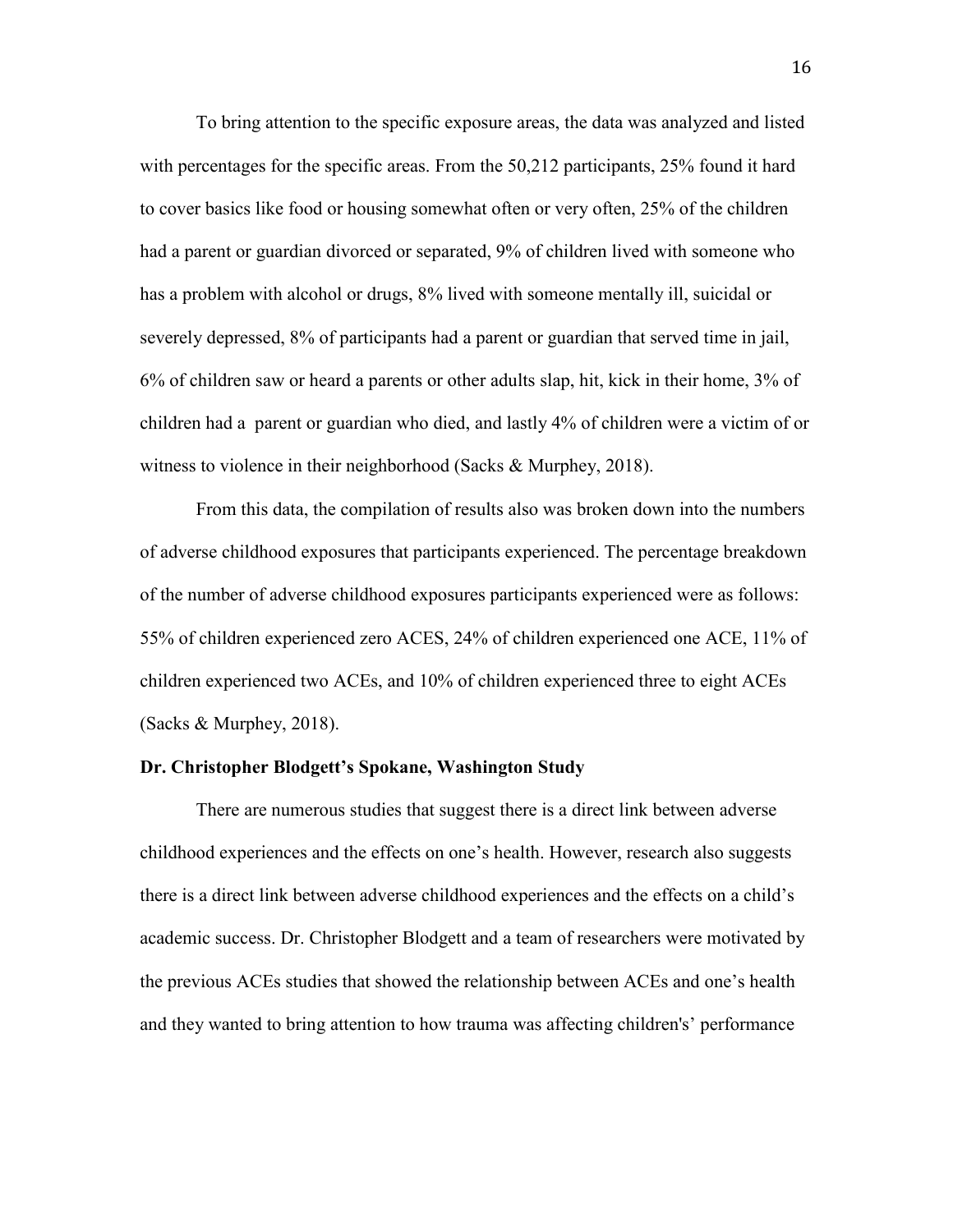To bring attention to the specific exposure areas, the data was analyzed and listed with percentages for the specific areas. From the 50,212 participants, 25% found it hard to cover basics like food or housing somewhat often or very often, 25% of the children had a parent or guardian divorced or separated, 9% of children lived with someone who has a problem with alcohol or drugs, 8% lived with someone mentally ill, suicidal or severely depressed, 8% of participants had a parent or guardian that served time in jail, 6% of children saw or heard a parents or other adults slap, hit, kick in their home, 3% of children had a  parent or guardian who died, and lastly 4% of children were a victim of or witness to violence in their neighborhood (Sacks & Murphey, 2018).

From this data, the compilation of results also was broken down into the numbers of adverse childhood exposures that participants experienced. The percentage breakdown of the number of adverse childhood exposures participants experienced were as follows: 55% of children experienced zero ACES, 24% of children experienced one ACE, 11% of children experienced two ACEs, and 10% of children experienced three to eight ACEs (Sacks & Murphey, 2018).

**Dr. Christopher Blodgett's Spokane, Washington Study**

There are numerous studies that suggest there is a direct link between adverse childhood experiences and the effects on one's health. However, research also suggests there is a direct link between adverse childhood experiences and the effects on a child's academic success. Dr. Christopher Blodgett and a team of researchers were motivated by the previous ACEs studies that showed the relationship between ACEs and one's health and they wanted to bring attention to how trauma was affecting children's' performance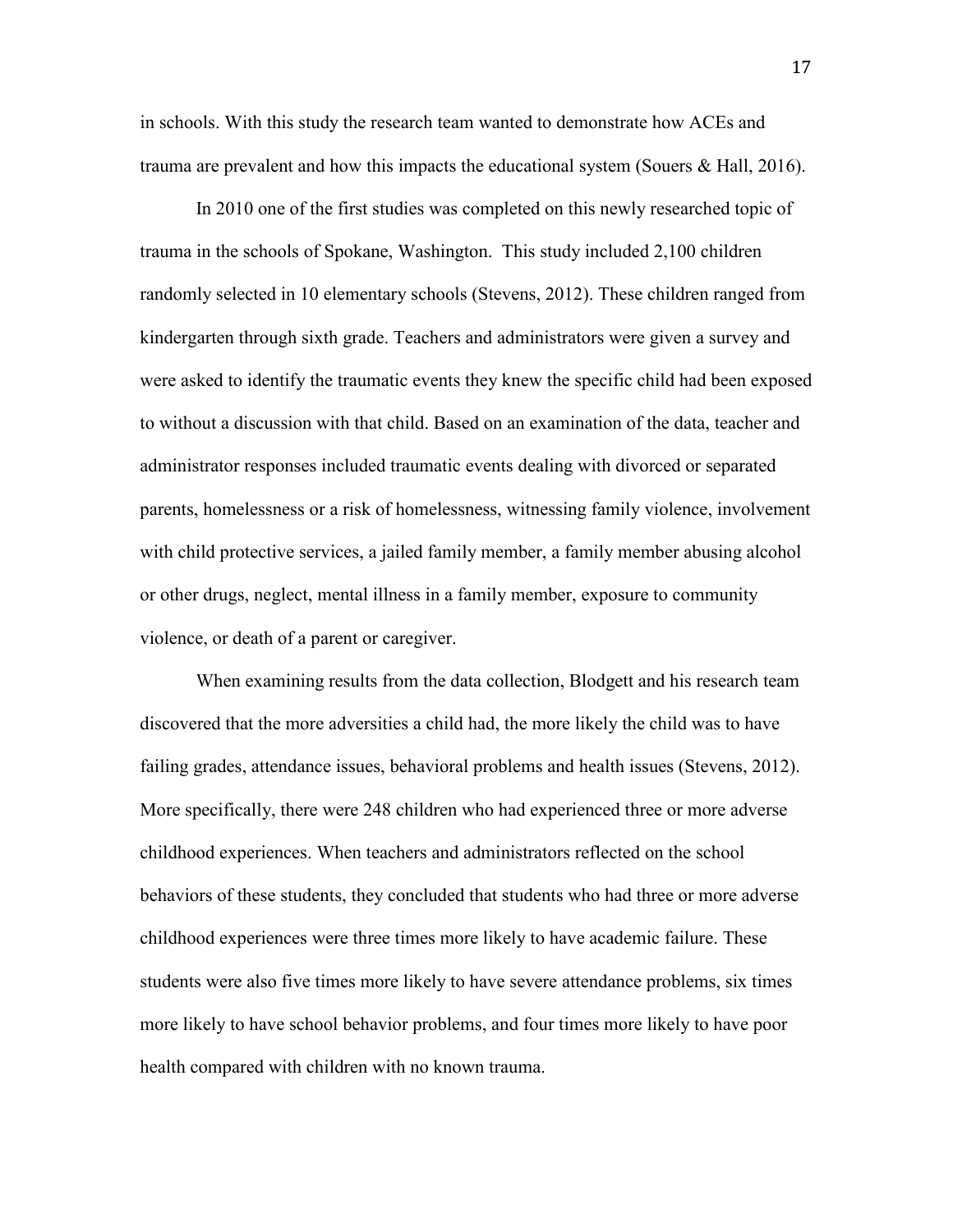in schools. With this study the research team wanted to demonstrate how ACEs and trauma are prevalent and how this impacts the educational system (Souers & Hall, 2016).

In 2010 one of the first studies was completed on this newly researched topic of trauma in the schools of Spokane, Washington. This study included 2,100 children randomly selected in 10 elementary schools (Stevens, 2012). These children ranged from kindergarten through sixth grade. Teachers and administrators were given a survey and were asked to identify the traumatic events they knew the specific child had been exposed to without a discussion with that child. Based on an examination of the data, teacher and administrator responses included traumatic events dealing with divorced or separated parents, homelessness or a risk of homelessness, witnessing family violence, involvement with child protective services, a jailed family member, a family member abusing alcohol or other drugs, neglect, mental illness in a family member, exposure to community violence, or death of a parent or caregiver.

When examining results from the data collection, Blodgett and his research team discovered that the more adversities a child had, the more likely the child was to have failing grades, attendance issues, behavioral problems and health issues (Stevens, 2012). More specifically, there were 248 children who had experienced three or more adverse childhood experiences. When teachers and administrators reflected on the school behaviors of these students, they concluded that students who had three or more adverse childhood experiences were three times more likely to have academic failure. These students were also five times more likely to have severe attendance problems, six times more likely to have school behavior problems, and four times more likely to have poor health compared with children with no known trauma.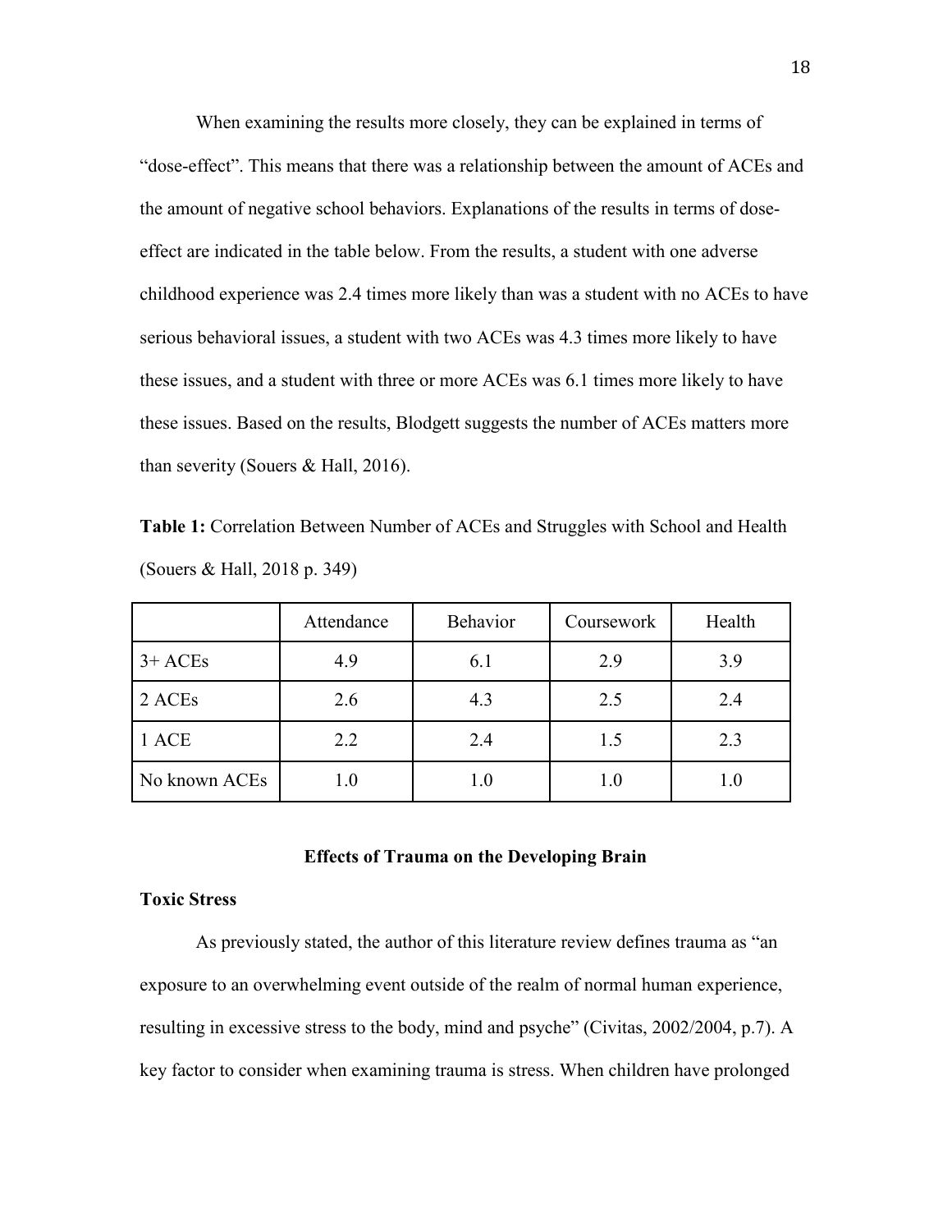When examining the results more closely, they can be explained in terms of "dose-effect". This means that there was a relationship between the amount of ACEs and the amount of negative school behaviors. Explanations of the results in terms of dose-effect are indicated in the table below. From the results, a student with one adverse childhood experience was 2.4 times more likely than was a student with no ACEs to have serious behavioral issues, a student with two ACEs was 4.3 times more likely to have these issues, and a student with three or more ACEs was 6.1 times more likely to have these issues. Based on the results, Blodgett suggests the number of ACEs matters more than severity (Souers & Hall, 2016).

**Table 1:** Correlation Between Number of ACEs and Struggles with School and Health (Souers & Hall, 2018 p. 349)

| | Attendance | Behavior | Coursework | Health |
|---|---|---|---|---|
| 3+ ACEs | 4.9 | 6.1 | 2.9 | 3.9 |
| 2 ACEs | 2.6 | 4.3 | 2.5 | 2.4 |
| 1 ACE | 2.2 | 2.4 | 1.5 | 2.3 |
| No known ACEs | 1.0 | 1.0 | 1.0 | 1.0 |

## Effects of Trauma on the Developing Brain

### Toxic Stress

As previously stated, the author of this literature review defines trauma as "an exposure to an overwhelming event outside of the realm of normal human experience, resulting in excessive stress to the body, mind and psyche" (Civitas, 2002/2004, p.7). A key factor to consider when examining trauma is stress. When children have prolonged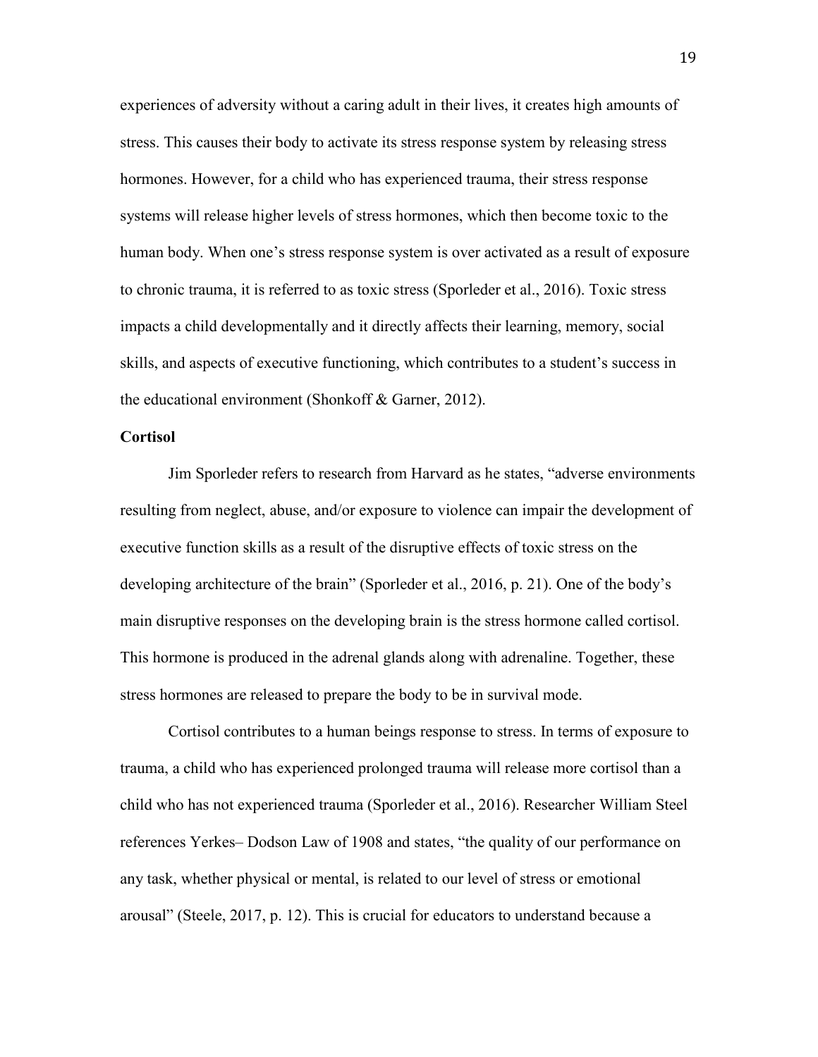experiences of adversity without a caring adult in their lives, it creates high amounts of stress. This causes their body to activate its stress response system by releasing stress hormones. However, for a child who has experienced trauma, their stress response systems will release higher levels of stress hormones, which then become toxic to the human body. When one's stress response system is over activated as a result of exposure to chronic trauma, it is referred to as toxic stress (Sporleder et al., 2016). Toxic stress impacts a child developmentally and it directly affects their learning, memory, social skills, and aspects of executive functioning, which contributes to a student's success in the educational environment (Shonkoff & Garner, 2012).

**Cortisol**

Jim Sporleder refers to research from Harvard as he states, "adverse environments resulting from neglect, abuse, and/or exposure to violence can impair the development of executive function skills as a result of the disruptive effects of toxic stress on the developing architecture of the brain" (Sporleder et al., 2016, p. 21). One of the body's main disruptive responses on the developing brain is the stress hormone called cortisol. This hormone is produced in the adrenal glands along with adrenaline. Together, these stress hormones are released to prepare the body to be in survival mode.

Cortisol contributes to a human beings response to stress. In terms of exposure to trauma, a child who has experienced prolonged trauma will release more cortisol than a child who has not experienced trauma (Sporleder et al., 2016). Researcher William Steel references Yerkes– Dodson Law of 1908 and states, "the quality of our performance on any task, whether physical or mental, is related to our level of stress or emotional arousal" (Steele, 2017, p. 12). This is crucial for educators to understand because a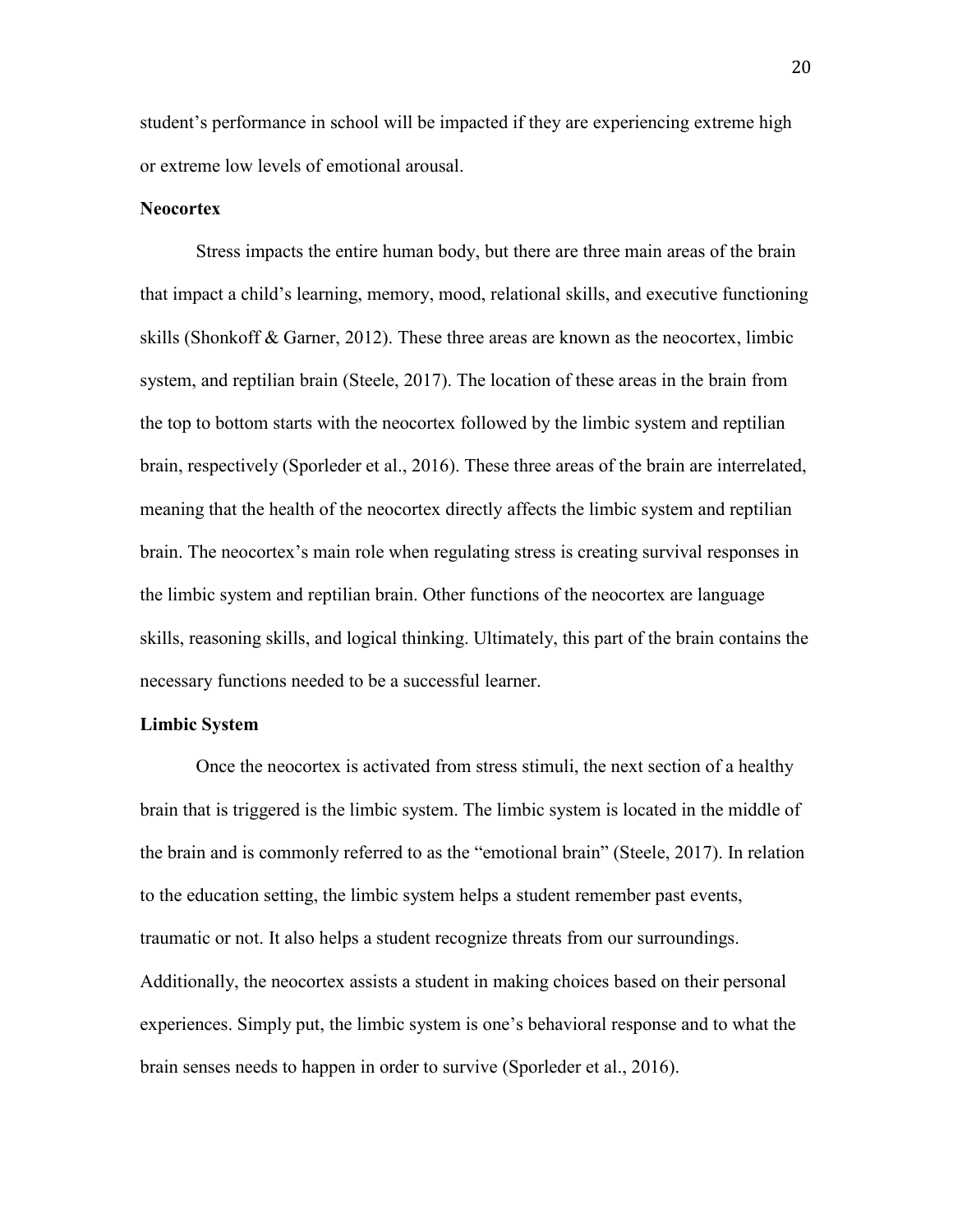student's performance in school will be impacted if they are experiencing extreme high or extreme low levels of emotional arousal.

## Neocortex

Stress impacts the entire human body, but there are three main areas of the brain that impact a child's learning, memory, mood, relational skills, and executive functioning skills (Shonkoff & Garner, 2012). These three areas are known as the neocortex, limbic system, and reptilian brain (Steele, 2017). The location of these areas in the brain from the top to bottom starts with the neocortex followed by the limbic system and reptilian brain, respectively (Sporleder et al., 2016). These three areas of the brain are interrelated, meaning that the health of the neocortex directly affects the limbic system and reptilian brain. The neocortex's main role when regulating stress is creating survival responses in the limbic system and reptilian brain. Other functions of the neocortex are language skills, reasoning skills, and logical thinking. Ultimately, this part of the brain contains the necessary functions needed to be a successful learner.

## Limbic System

Once the neocortex is activated from stress stimuli, the next section of a healthy brain that is triggered is the limbic system. The limbic system is located in the middle of the brain and is commonly referred to as the "emotional brain" (Steele, 2017). In relation to the education setting, the limbic system helps a student remember past events, traumatic or not. It also helps a student recognize threats from our surroundings. Additionally, the neocortex assists a student in making choices based on their personal experiences. Simply put, the limbic system is one's behavioral response and to what the brain senses needs to happen in order to survive (Sporleder et al., 2016).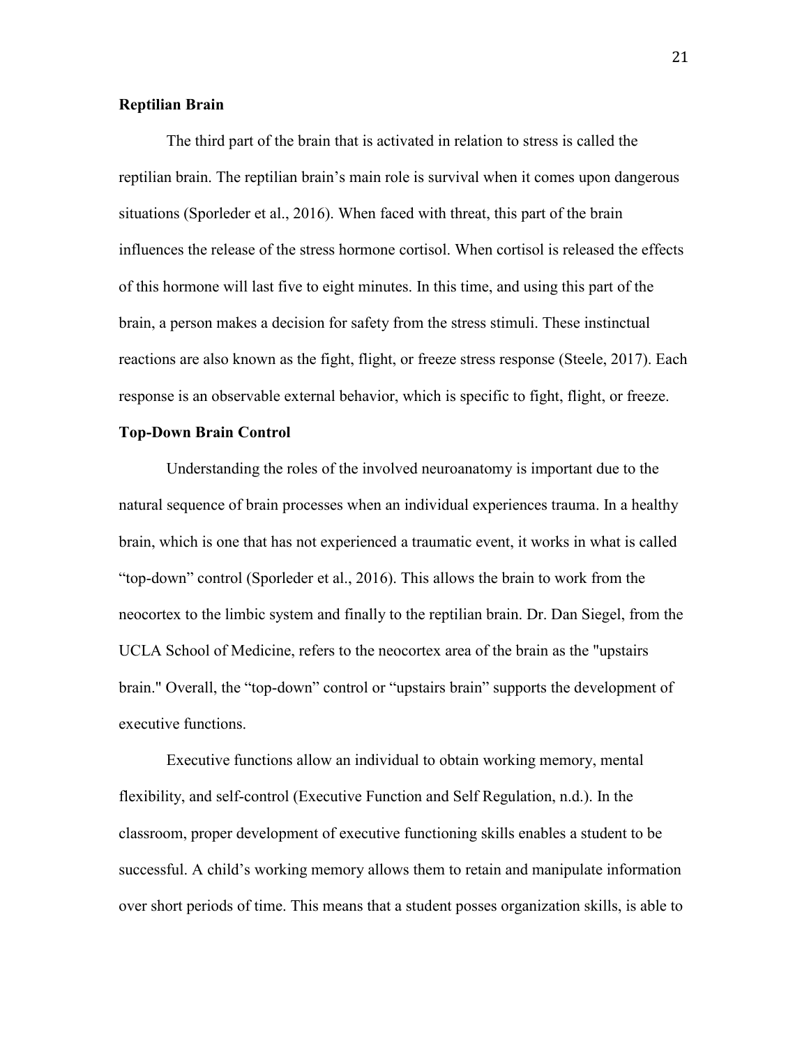**Reptilian Brain**

The third part of the brain that is activated in relation to stress is called the reptilian brain. The reptilian brain's main role is survival when it comes upon dangerous situations (Sporleder et al., 2016). When faced with threat, this part of the brain influences the release of the stress hormone cortisol. When cortisol is released the effects of this hormone will last five to eight minutes. In this time, and using this part of the brain, a person makes a decision for safety from the stress stimuli. These instinctual reactions are also known as the fight, flight, or freeze stress response (Steele, 2017). Each response is an observable external behavior, which is specific to fight, flight, or freeze.

**Top-Down Brain Control**

Understanding the roles of the involved neuroanatomy is important due to the natural sequence of brain processes when an individual experiences trauma. In a healthy brain, which is one that has not experienced a traumatic event, it works in what is called "top-down" control (Sporleder et al., 2016). This allows the brain to work from the neocortex to the limbic system and finally to the reptilian brain. Dr. Dan Siegel, from the UCLA School of Medicine, refers to the neocortex area of the brain as the "upstairs brain." Overall, the "top-down" control or "upstairs brain" supports the development of executive functions.

Executive functions allow an individual to obtain working memory, mental flexibility, and self-control (Executive Function and Self Regulation, n.d.). In the classroom, proper development of executive functioning skills enables a student to be successful. A child's working memory allows them to retain and manipulate information over short periods of time. This means that a student posses organization skills, is able to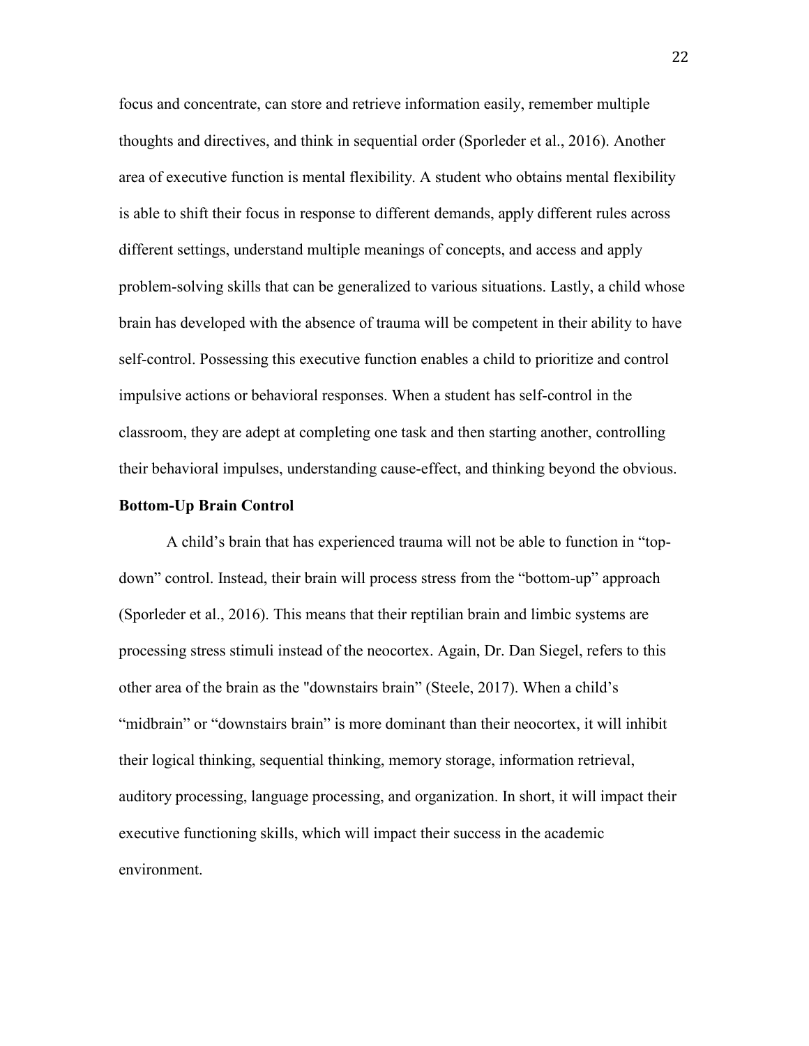focus and concentrate, can store and retrieve information easily, remember multiple thoughts and directives, and think in sequential order (Sporleder et al., 2016). Another area of executive function is mental flexibility. A student who obtains mental flexibility is able to shift their focus in response to different demands, apply different rules across different settings, understand multiple meanings of concepts, and access and apply problem-solving skills that can be generalized to various situations. Lastly, a child whose brain has developed with the absence of trauma will be competent in their ability to have self-control. Possessing this executive function enables a child to prioritize and control impulsive actions or behavioral responses. When a student has self-control in the classroom, they are adept at completing one task and then starting another, controlling their behavioral impulses, understanding cause-effect, and thinking beyond the obvious.

**Bottom-Up Brain Control**

A child's brain that has experienced trauma will not be able to function in "top-down" control. Instead, their brain will process stress from the "bottom-up" approach (Sporleder et al., 2016). This means that their reptilian brain and limbic systems are processing stress stimuli instead of the neocortex. Again, Dr. Dan Siegel, refers to this other area of the brain as the "downstairs brain" (Steele, 2017). When a child's "midbrain" or "downstairs brain" is more dominant than their neocortex, it will inhibit their logical thinking, sequential thinking, memory storage, information retrieval, auditory processing, language processing, and organization. In short, it will impact their executive functioning skills, which will impact their success in the academic environment.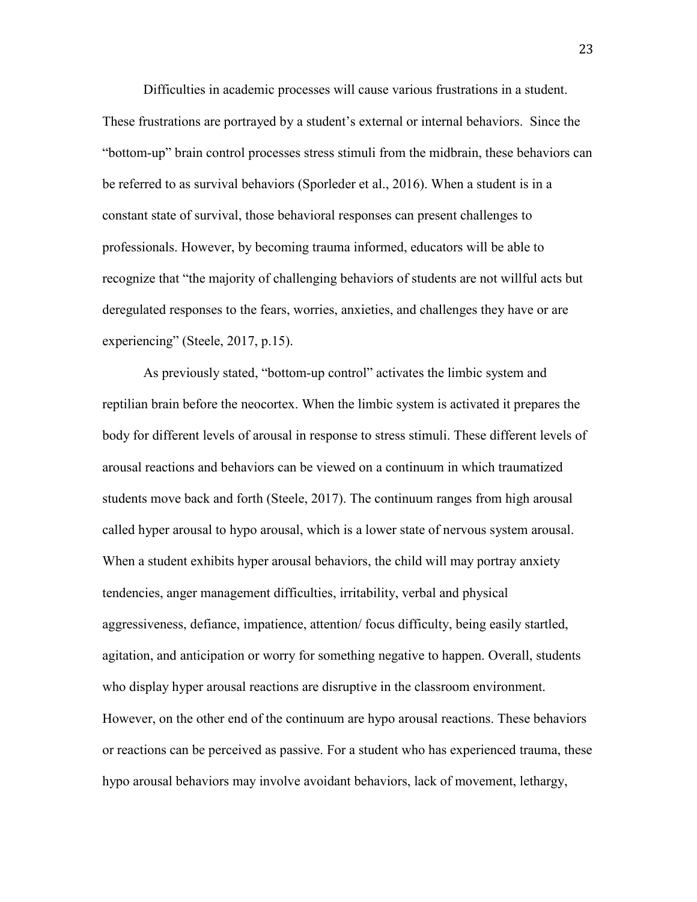Difficulties in academic processes will cause various frustrations in a student. These frustrations are portrayed by a student's external or internal behaviors. Since the "bottom-up" brain control processes stress stimuli from the midbrain, these behaviors can be referred to as survival behaviors (Sporleder et al., 2016). When a student is in a constant state of survival, those behavioral responses can present challenges to professionals. However, by becoming trauma informed, educators will be able to recognize that "the majority of challenging behaviors of students are not willful acts but deregulated responses to the fears, worries, anxieties, and challenges they have or are experiencing" (Steele, 2017, p.15).

As previously stated, "bottom-up control" activates the limbic system and reptilian brain before the neocortex. When the limbic system is activated it prepares the body for different levels of arousal in response to stress stimuli. These different levels of arousal reactions and behaviors can be viewed on a continuum in which traumatized students move back and forth (Steele, 2017). The continuum ranges from high arousal called hyper arousal to hypo arousal, which is a lower state of nervous system arousal. When a student exhibits hyper arousal behaviors, the child will may portray anxiety tendencies, anger management difficulties, irritability, verbal and physical aggressiveness, defiance, impatience, attention/ focus difficulty, being easily startled, agitation, and anticipation or worry for something negative to happen. Overall, students who display hyper arousal reactions are disruptive in the classroom environment. However, on the other end of the continuum are hypo arousal reactions. These behaviors or reactions can be perceived as passive. For a student who has experienced trauma, these hypo arousal behaviors may involve avoidant behaviors, lack of movement, lethargy,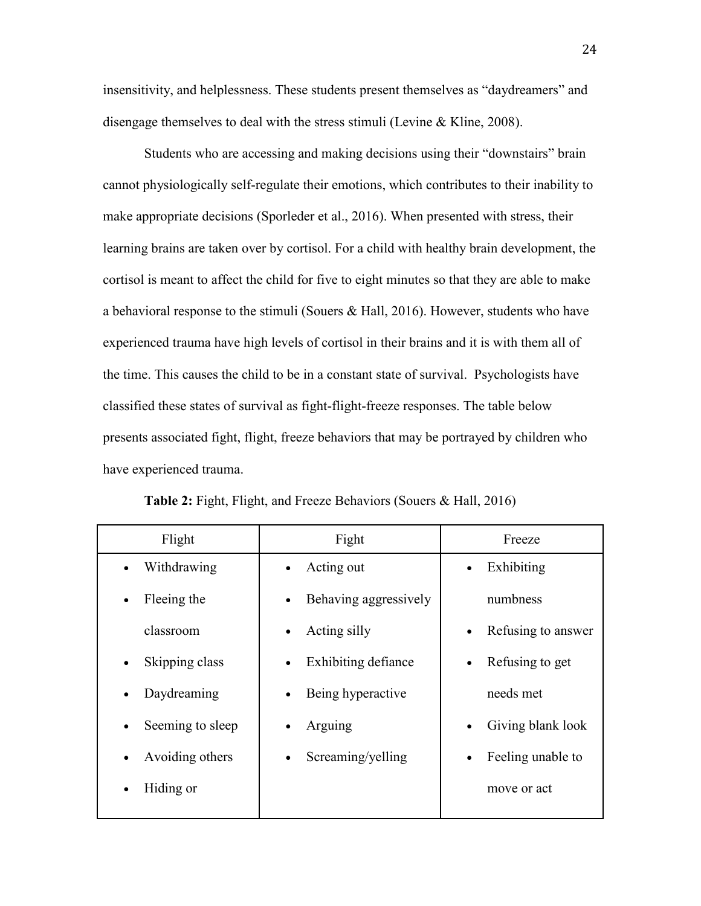insensitivity, and helplessness. These students present themselves as "daydreamers" and disengage themselves to deal with the stress stimuli (Levine & Kline, 2008).

Students who are accessing and making decisions using their "downstairs" brain cannot physiologically self-regulate their emotions, which contributes to their inability to make appropriate decisions (Sporleder et al., 2016). When presented with stress, their learning brains are taken over by cortisol. For a child with healthy brain development, the cortisol is meant to affect the child for five to eight minutes so that they are able to make a behavioral response to the stimuli (Souers & Hall, 2016). However, students who have experienced trauma have high levels of cortisol in their brains and it is with them all of the time. This causes the child to be in a constant state of survival. Psychologists have classified these states of survival as fight-flight-freeze responses. The table below presents associated fight, flight, freeze behaviors that may be portrayed by children who have experienced trauma.

**Table 2:** Fight, Flight, and Freeze Behaviors (Souers & Hall, 2016)

| Flight | Fight | Freeze |
|---|---|---|
| • Withdrawing<br>• Fleeing the classroom<br>• Skipping class<br>• Daydreaming<br>• Seeming to sleep<br>• Avoiding others<br>• Hiding or | • Acting out<br>• Behaving aggressively<br>• Acting silly<br>• Exhibiting defiance<br>• Being hyperactive<br>• Arguing<br>• Screaming/yelling | • Exhibiting numbness<br>• Refusing to answer<br>• Refusing to get needs met<br>• Giving blank look<br>• Feeling unable to move or act |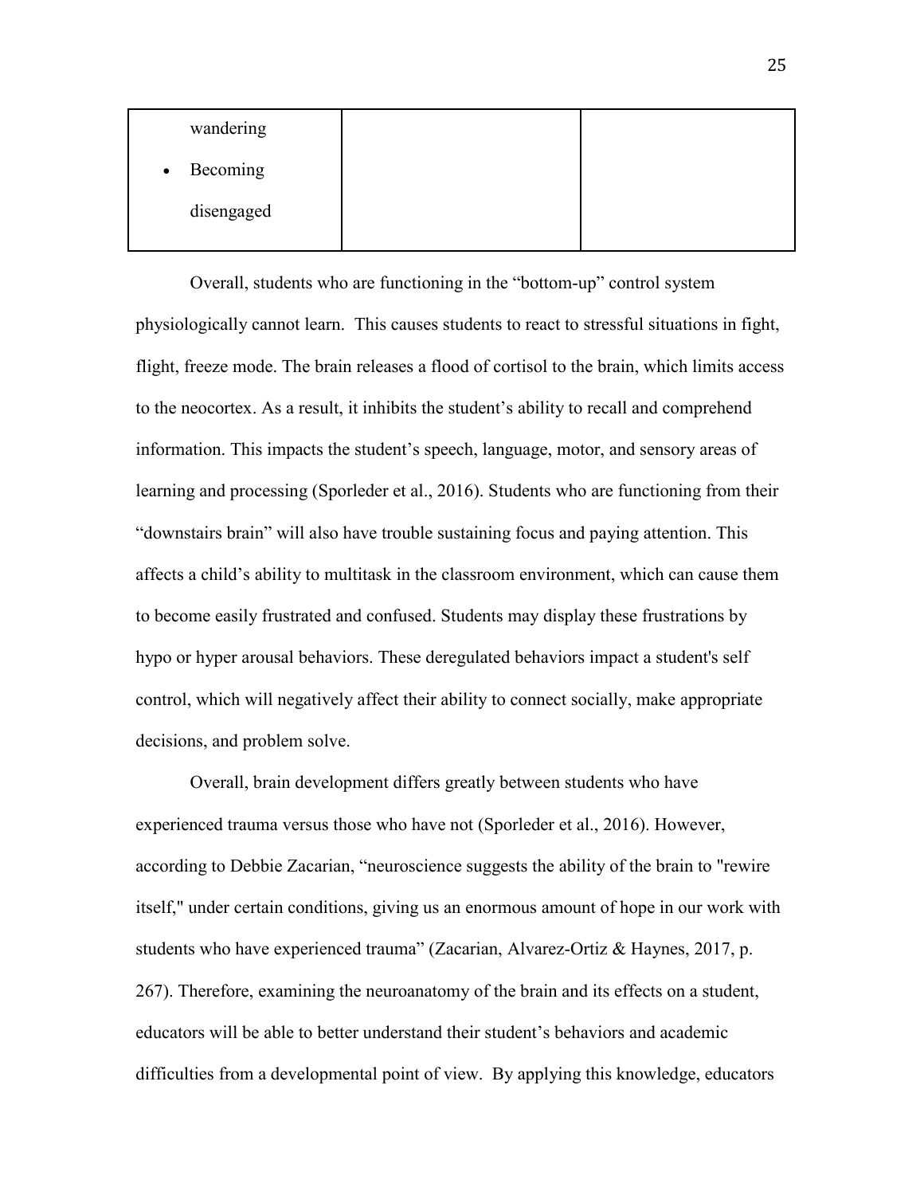| | | |
|---|---|---|
| wandering<br>• Becoming disengaged | | |

Overall, students who are functioning in the "bottom-up" control system physiologically cannot learn. This causes students to react to stressful situations in fight, flight, freeze mode. The brain releases a flood of cortisol to the brain, which limits access to the neocortex. As a result, it inhibits the student's ability to recall and comprehend information. This impacts the student's speech, language, motor, and sensory areas of learning and processing (Sporleder et al., 2016). Students who are functioning from their "downstairs brain" will also have trouble sustaining focus and paying attention. This affects a child's ability to multitask in the classroom environment, which can cause them to become easily frustrated and confused. Students may display these frustrations by hypo or hyper arousal behaviors. These deregulated behaviors impact a student's self control, which will negatively affect their ability to connect socially, make appropriate decisions, and problem solve.

Overall, brain development differs greatly between students who have experienced trauma versus those who have not (Sporleder et al., 2016). However, according to Debbie Zacarian, "neuroscience suggests the ability of the brain to "rewire itself," under certain conditions, giving us an enormous amount of hope in our work with students who have experienced trauma" (Zacarian, Alvarez-Ortiz & Haynes, 2017, p. 267). Therefore, examining the neuroanatomy of the brain and its effects on a student, educators will be able to better understand their student's behaviors and academic difficulties from a developmental point of view. By applying this knowledge, educators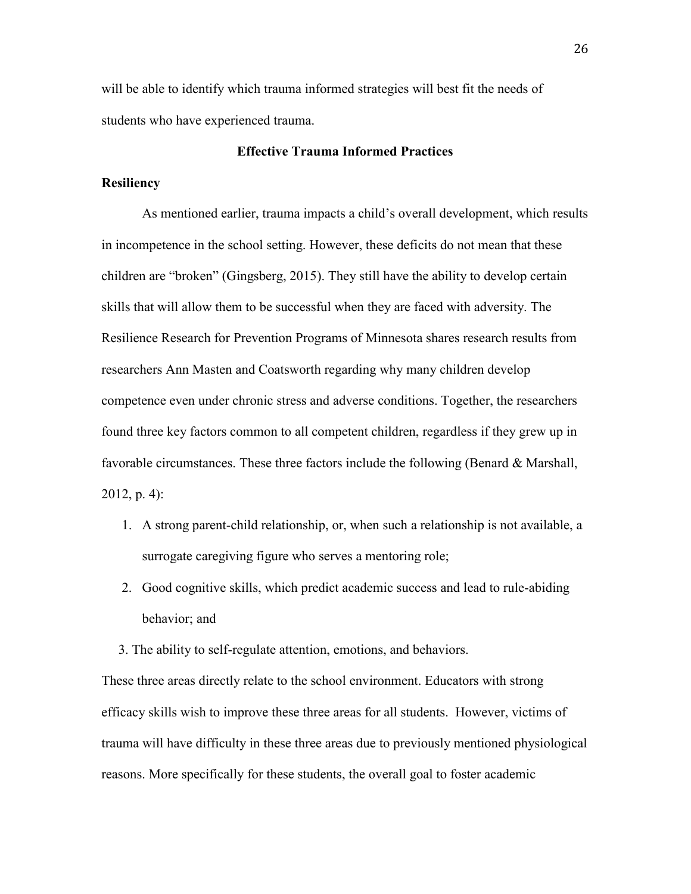will be able to identify which trauma informed strategies will best fit the needs of students who have experienced trauma.

## Effective Trauma Informed Practices

### Resiliency

As mentioned earlier, trauma impacts a child's overall development, which results in incompetence in the school setting. However, these deficits do not mean that these children are "broken" (Gingsberg, 2015). They still have the ability to develop certain skills that will allow them to be successful when they are faced with adversity. The Resilience Research for Prevention Programs of Minnesota shares research results from researchers Ann Masten and Coatsworth regarding why many children develop competence even under chronic stress and adverse conditions. Together, the researchers found three key factors common to all competent children, regardless if they grew up in favorable circumstances. These three factors include the following (Benard & Marshall, 2012, p. 4):

1. A strong parent-child relationship, or, when such a relationship is not available, a surrogate caregiving figure who serves a mentoring role;
2. Good cognitive skills, which predict academic success and lead to rule-abiding behavior; and
3. The ability to self-regulate attention, emotions, and behaviors.

These three areas directly relate to the school environment. Educators with strong efficacy skills wish to improve these three areas for all students. However, victims of trauma will have difficulty in these three areas due to previously mentioned physiological reasons. More specifically for these students, the overall goal to foster academic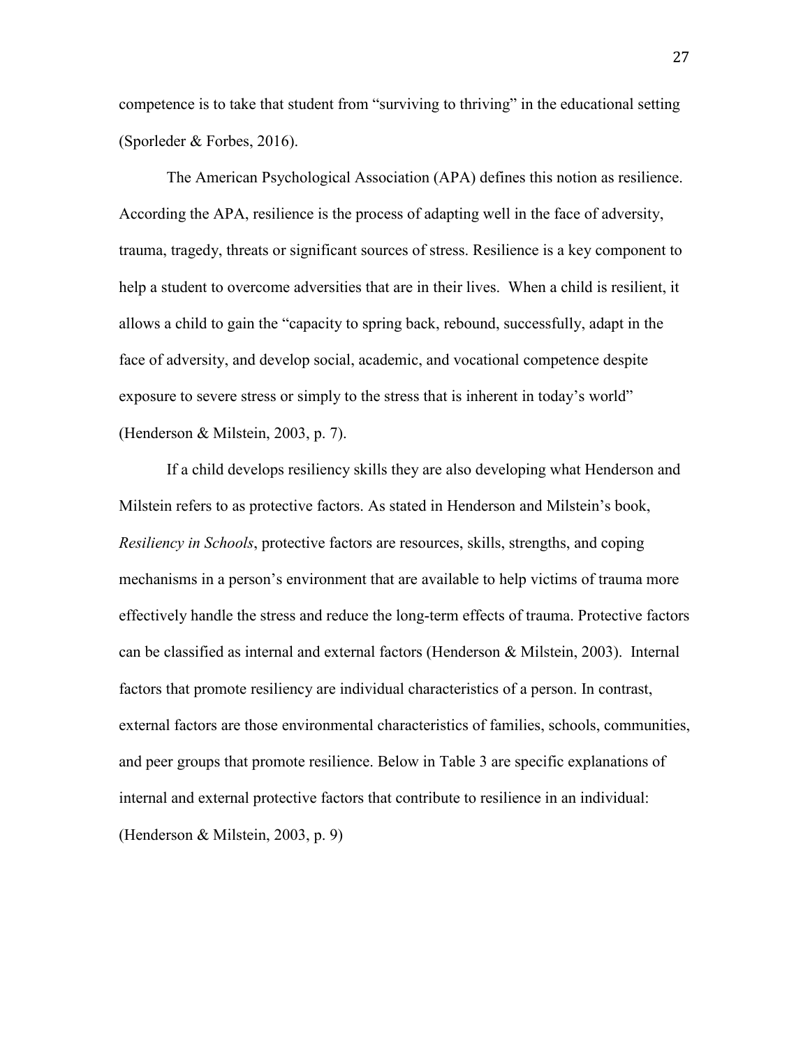competence is to take that student from "surviving to thriving" in the educational setting (Sporleder & Forbes, 2016).

The American Psychological Association (APA) defines this notion as resilience. According the APA, resilience is the process of adapting well in the face of adversity, trauma, tragedy, threats or significant sources of stress. Resilience is a key component to help a student to overcome adversities that are in their lives. When a child is resilient, it allows a child to gain the "capacity to spring back, rebound, successfully, adapt in the face of adversity, and develop social, academic, and vocational competence despite exposure to severe stress or simply to the stress that is inherent in today's world" (Henderson & Milstein, 2003, p. 7).

If a child develops resiliency skills they are also developing what Henderson and Milstein refers to as protective factors. As stated in Henderson and Milstein's book, *Resiliency in Schools*, protective factors are resources, skills, strengths, and coping mechanisms in a person's environment that are available to help victims of trauma more effectively handle the stress and reduce the long-term effects of trauma. Protective factors can be classified as internal and external factors (Henderson & Milstein, 2003). Internal factors that promote resiliency are individual characteristics of a person. In contrast, external factors are those environmental characteristics of families, schools, communities, and peer groups that promote resilience. Below in Table 3 are specific explanations of internal and external protective factors that contribute to resilience in an individual: (Henderson & Milstein, 2003, p. 9)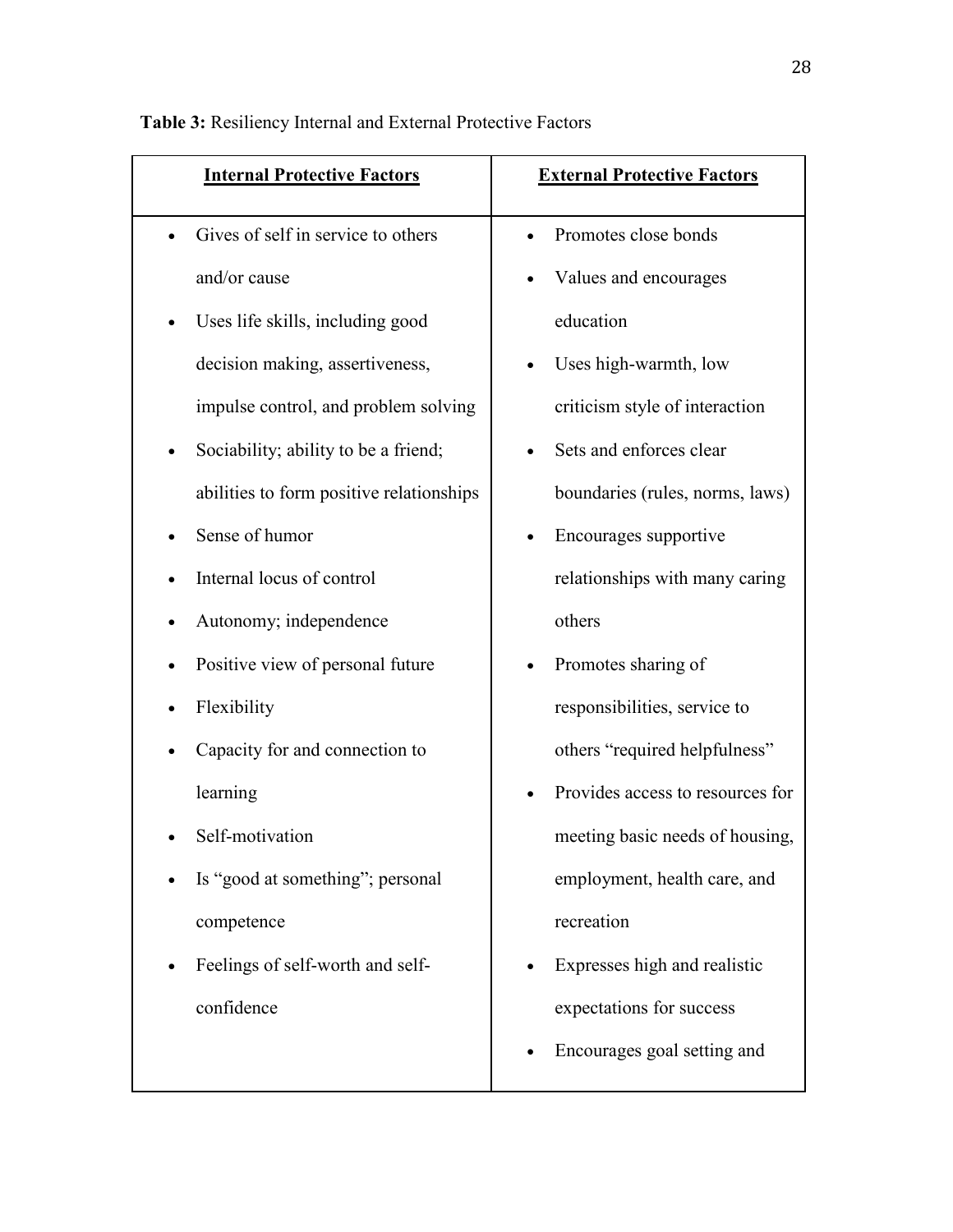**Table 3:** Resiliency Internal and External Protective Factors

| Internal Protective Factors | External Protective Factors |
|---|---|
| • Gives of self in service to others and/or cause<br>• Uses life skills, including good decision making, assertiveness, impulse control, and problem solving<br>• Sociability; ability to be a friend; abilities to form positive relationships<br>• Sense of humor<br>• Internal locus of control<br>• Autonomy; independence<br>• Positive view of personal future<br>• Flexibility<br>• Capacity for and connection to learning<br>• Self-motivation<br>• Is "good at something"; personal competence<br>• Feelings of self-worth and self-confidence | • Promotes close bonds<br>• Values and encourages education<br>• Uses high-warmth, low criticism style of interaction<br>• Sets and enforces clear boundaries (rules, norms, laws)<br>• Encourages supportive relationships with many caring others<br>• Promotes sharing of responsibilities, service to others "required helpfulness"<br>• Provides access to resources for meeting basic needs of housing, employment, health care, and recreation<br>• Expresses high and realistic expectations for success<br>• Encourages goal setting and |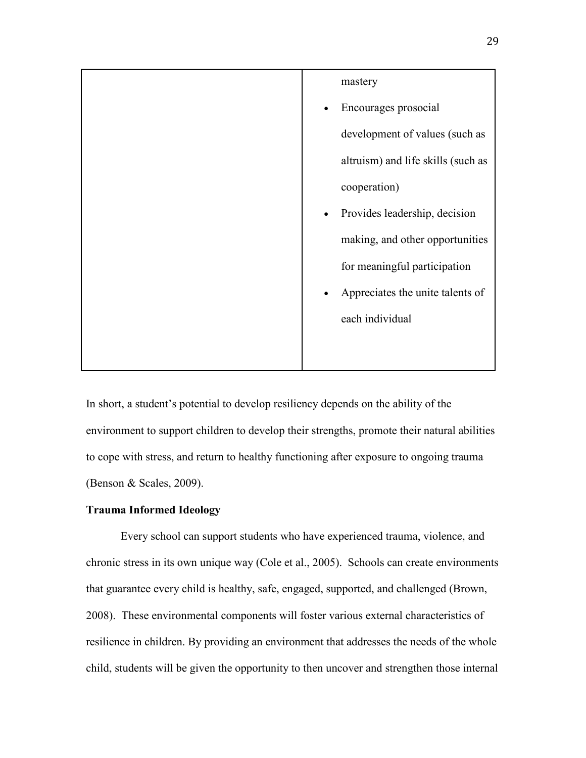| | |
|---|---|
| | mastery<br>• Encourages prosocial development of values (such as altruism) and life skills (such as cooperation)<br>• Provides leadership, decision making, and other opportunities for meaningful participation<br>• Appreciates the unite talents of each individual |

In short, a student's potential to develop resiliency depends on the ability of the environment to support children to develop their strengths, promote their natural abilities to cope with stress, and return to healthy functioning after exposure to ongoing trauma (Benson & Scales, 2009).

**Trauma Informed Ideology**

Every school can support students who have experienced trauma, violence, and chronic stress in its own unique way (Cole et al., 2005). Schools can create environments that guarantee every child is healthy, safe, engaged, supported, and challenged (Brown, 2008). These environmental components will foster various external characteristics of resilience in children. By providing an environment that addresses the needs of the whole child, students will be given the opportunity to then uncover and strengthen those internal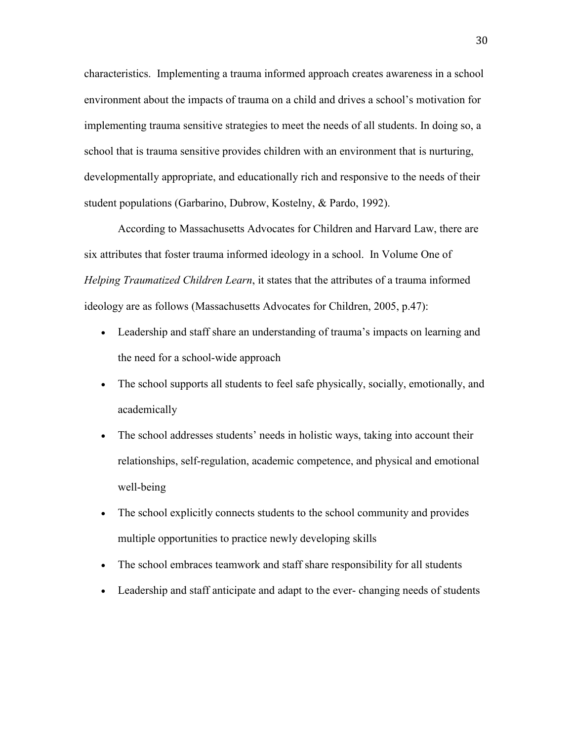characteristics. Implementing a trauma informed approach creates awareness in a school environment about the impacts of trauma on a child and drives a school's motivation for implementing trauma sensitive strategies to meet the needs of all students. In doing so, a school that is trauma sensitive provides children with an environment that is nurturing, developmentally appropriate, and educationally rich and responsive to the needs of their student populations (Garbarino, Dubrow, Kostelny, & Pardo, 1992).

According to Massachusetts Advocates for Children and Harvard Law, there are six attributes that foster trauma informed ideology in a school. In Volume One of *Helping Traumatized Children Learn*, it states that the attributes of a trauma informed ideology are as follows (Massachusetts Advocates for Children, 2005, p.47):

- Leadership and staff share an understanding of trauma's impacts on learning and the need for a school-wide approach
- The school supports all students to feel safe physically, socially, emotionally, and academically
- The school addresses students' needs in holistic ways, taking into account their relationships, self-regulation, academic competence, and physical and emotional well-being
- The school explicitly connects students to the school community and provides multiple opportunities to practice newly developing skills
- The school embraces teamwork and staff share responsibility for all students
- Leadership and staff anticipate and adapt to the ever- changing needs of students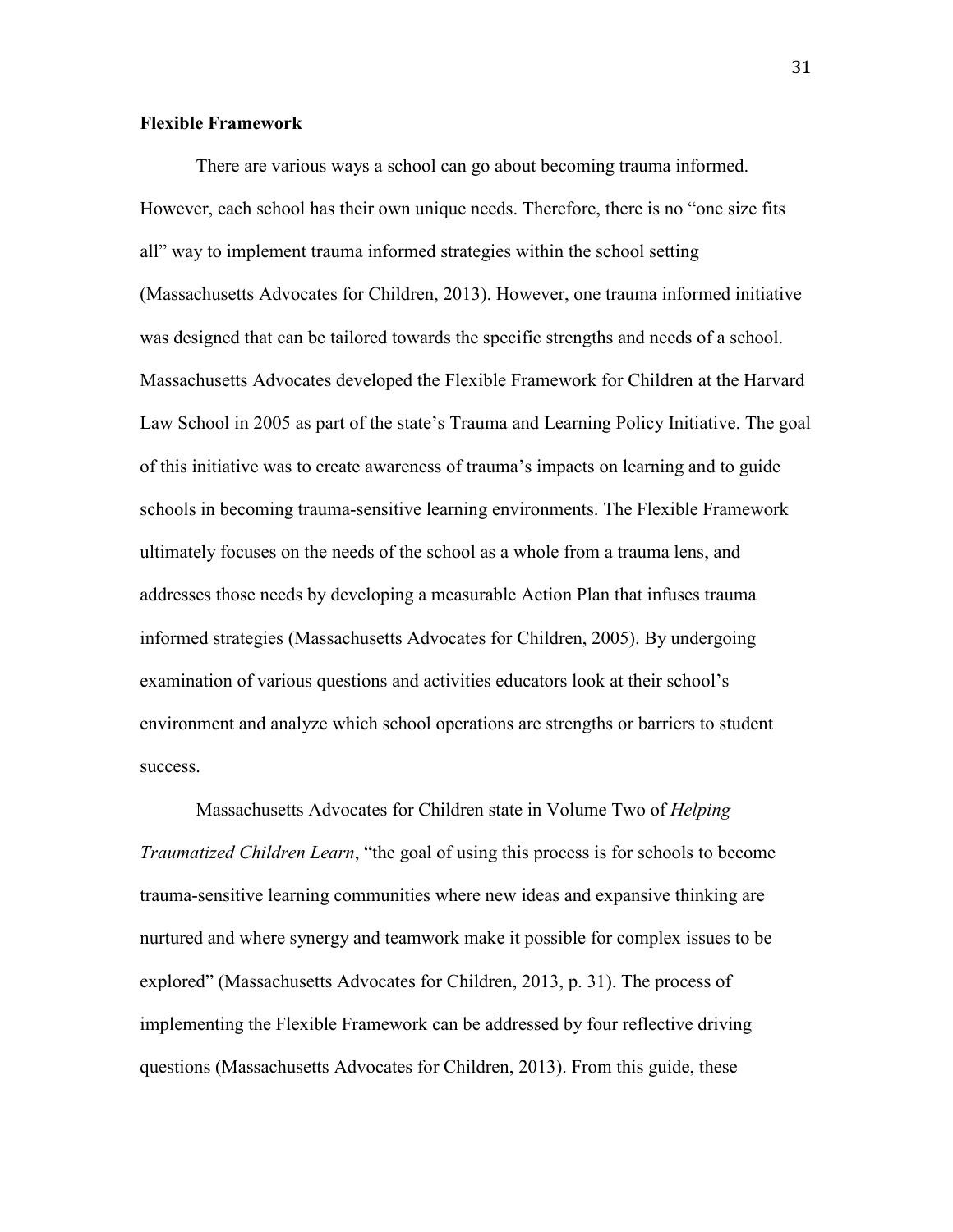**Flexible Framework**

There are various ways a school can go about becoming trauma informed. However, each school has their own unique needs. Therefore, there is no "one size fits all" way to implement trauma informed strategies within the school setting (Massachusetts Advocates for Children, 2013). However, one trauma informed initiative was designed that can be tailored towards the specific strengths and needs of a school. Massachusetts Advocates developed the Flexible Framework for Children at the Harvard Law School in 2005 as part of the state's Trauma and Learning Policy Initiative. The goal of this initiative was to create awareness of trauma's impacts on learning and to guide schools in becoming trauma-sensitive learning environments. The Flexible Framework ultimately focuses on the needs of the school as a whole from a trauma lens, and addresses those needs by developing a measurable Action Plan that infuses trauma informed strategies (Massachusetts Advocates for Children, 2005). By undergoing examination of various questions and activities educators look at their school's environment and analyze which school operations are strengths or barriers to student success.

Massachusetts Advocates for Children state in Volume Two of *Helping Traumatized Children Learn*, "the goal of using this process is for schools to become trauma-sensitive learning communities where new ideas and expansive thinking are nurtured and where synergy and teamwork make it possible for complex issues to be explored" (Massachusetts Advocates for Children, 2013, p. 31). The process of implementing the Flexible Framework can be addressed by four reflective driving questions (Massachusetts Advocates for Children, 2013). From this guide, these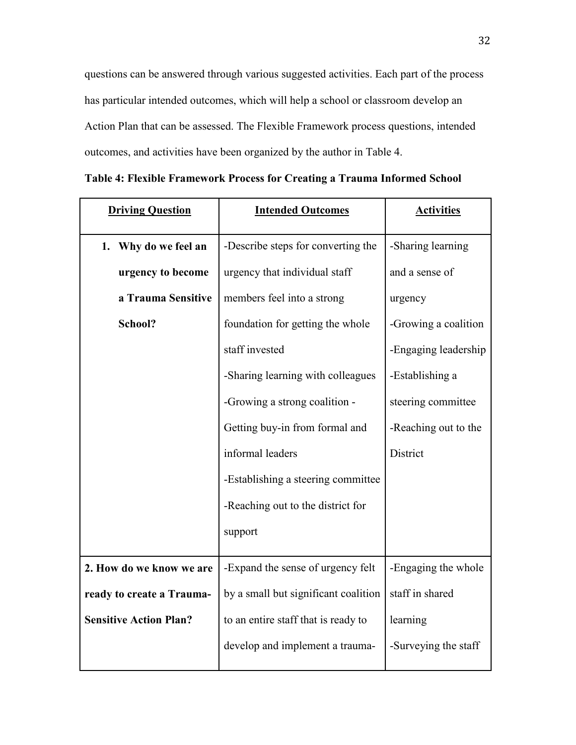questions can be answered through various suggested activities. Each part of the process has particular intended outcomes, which will help a school or classroom develop an Action Plan that can be assessed. The Flexible Framework process questions, intended outcomes, and activities have been organized by the author in Table 4.

**Table 4: Flexible Framework Process for Creating a Trauma Informed School**

| Driving Question | Intended Outcomes | Activities |
|---|---|---|
| **1. Why do we feel an urgency to become a Trauma Sensitive School?** | -Describe steps for converting the urgency that individual staff members feel into a strong foundation for getting the whole staff invested<br>-Sharing learning with colleagues<br>-Growing a strong coalition - Getting buy-in from formal and informal leaders<br>-Establishing a steering committee<br>-Reaching out to the district for support | -Sharing learning and a sense of urgency<br>-Growing a coalition<br>-Engaging leadership<br>-Establishing a steering committee<br>-Reaching out to the District |
| **2. How do we know we are ready to create a Trauma-Sensitive Action Plan?** | -Expand the sense of urgency felt by a small but significant coalition to an entire staff that is ready to develop and implement a trauma- | -Engaging the whole staff in shared learning<br>-Surveying the staff |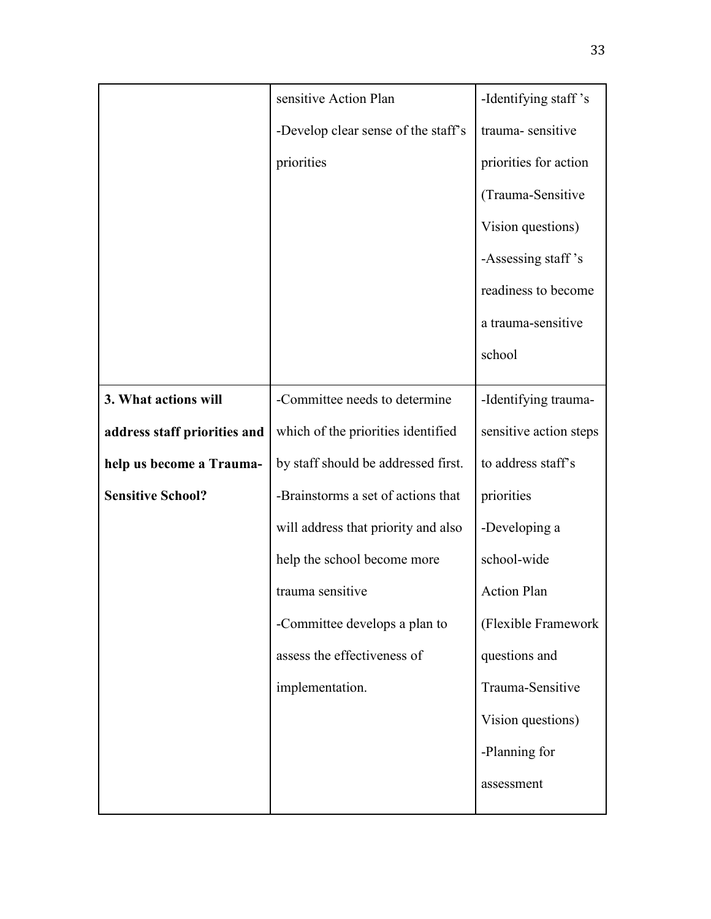| | | |
|---|---|---|
| | sensitive Action Plan<br>-Develop clear sense of the staff's priorities | -Identifying staff 's trauma- sensitive priorities for action (Trauma-Sensitive Vision questions)<br>-Assessing staff 's readiness to become a trauma-sensitive school |
| **3. What actions will address staff priorities and help us become a Trauma-Sensitive School?** | -Committee needs to determine which of the priorities identified by staff should be addressed first.<br>-Brainstorms a set of actions that will address that priority and also help the school become more trauma sensitive<br>-Committee develops a plan to assess the effectiveness of implementation. | -Identifying trauma-sensitive action steps to address staff's priorities<br>-Developing a school-wide Action Plan (Flexible Framework questions and Trauma-Sensitive Vision questions)<br>-Planning for assessment |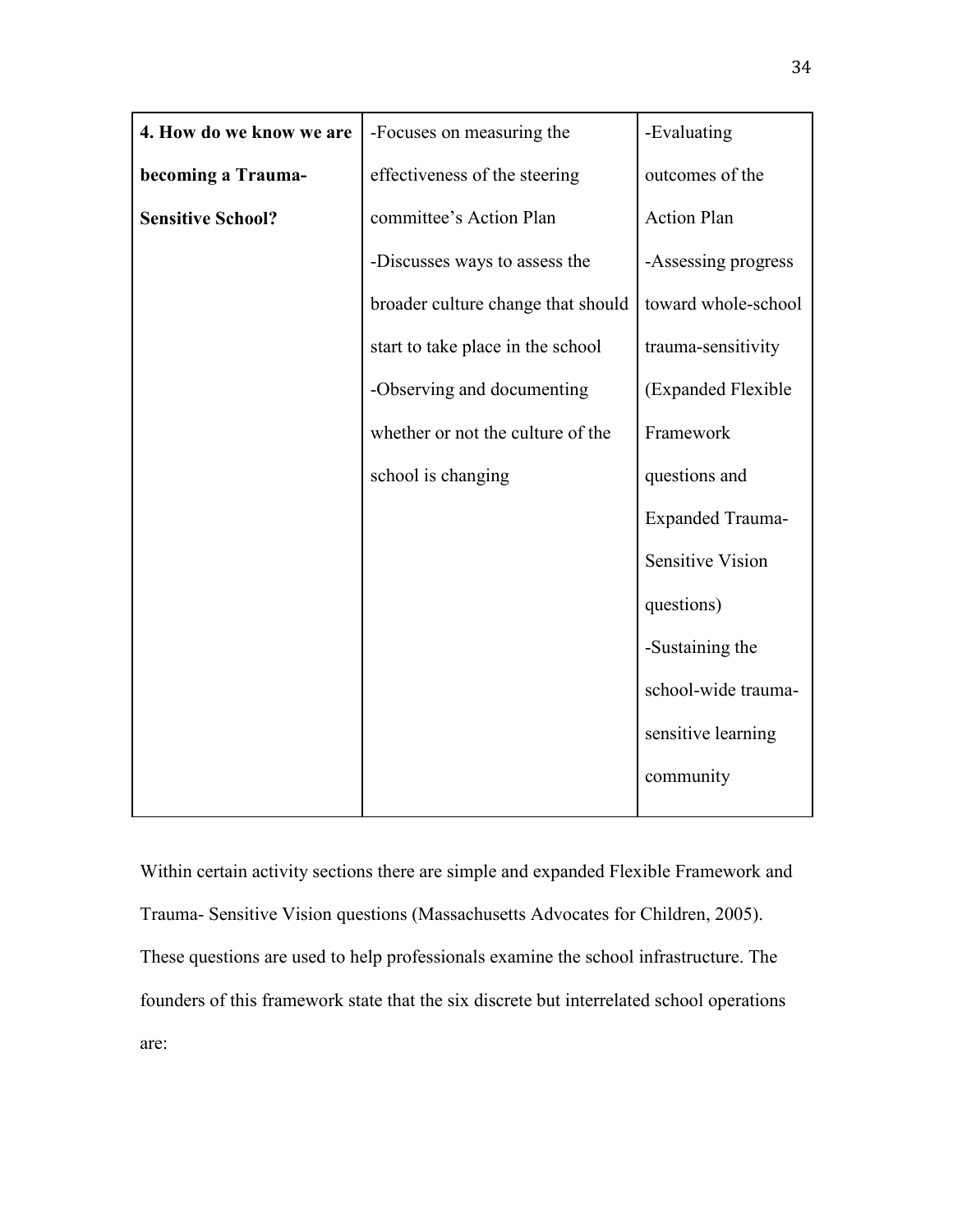| | | |
|---|---|---|
| **4. How do we know we are becoming a Trauma-Sensitive School?** | -Focuses on measuring the effectiveness of the steering committee's Action Plan<br>-Discusses ways to assess the broader culture change that should start to take place in the school<br>-Observing and documenting whether or not the culture of the school is changing | -Evaluating outcomes of the Action Plan<br>-Assessing progress toward whole-school trauma-sensitivity (Expanded Flexible Framework questions and Expanded Trauma-Sensitive Vision questions)<br>-Sustaining the school-wide trauma-sensitive learning community |

Within certain activity sections there are simple and expanded Flexible Framework and Trauma- Sensitive Vision questions (Massachusetts Advocates for Children, 2005). These questions are used to help professionals examine the school infrastructure. The founders of this framework state that the six discrete but interrelated school operations are: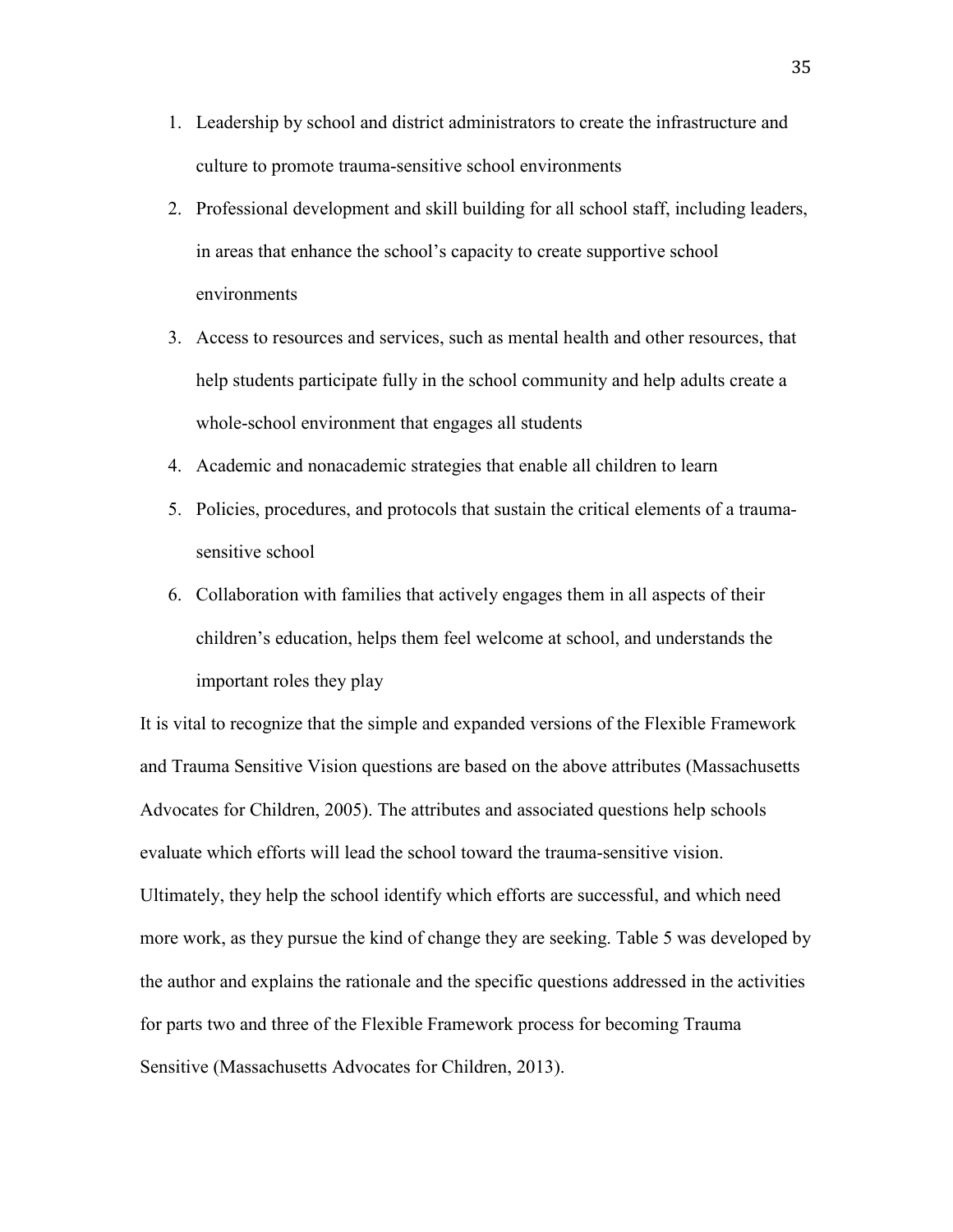1. Leadership by school and district administrators to create the infrastructure and culture to promote trauma-sensitive school environments
2. Professional development and skill building for all school staff, including leaders, in areas that enhance the school's capacity to create supportive school environments
3. Access to resources and services, such as mental health and other resources, that help students participate fully in the school community and help adults create a whole-school environment that engages all students
4. Academic and nonacademic strategies that enable all children to learn
5. Policies, procedures, and protocols that sustain the critical elements of a trauma-sensitive school
6. Collaboration with families that actively engages them in all aspects of their children's education, helps them feel welcome at school, and understands the important roles they play

It is vital to recognize that the simple and expanded versions of the Flexible Framework and Trauma Sensitive Vision questions are based on the above attributes (Massachusetts Advocates for Children, 2005). The attributes and associated questions help schools evaluate which efforts will lead the school toward the trauma-sensitive vision. Ultimately, they help the school identify which efforts are successful, and which need more work, as they pursue the kind of change they are seeking. Table 5 was developed by the author and explains the rationale and the specific questions addressed in the activities for parts two and three of the Flexible Framework process for becoming Trauma Sensitive (Massachusetts Advocates for Children, 2013).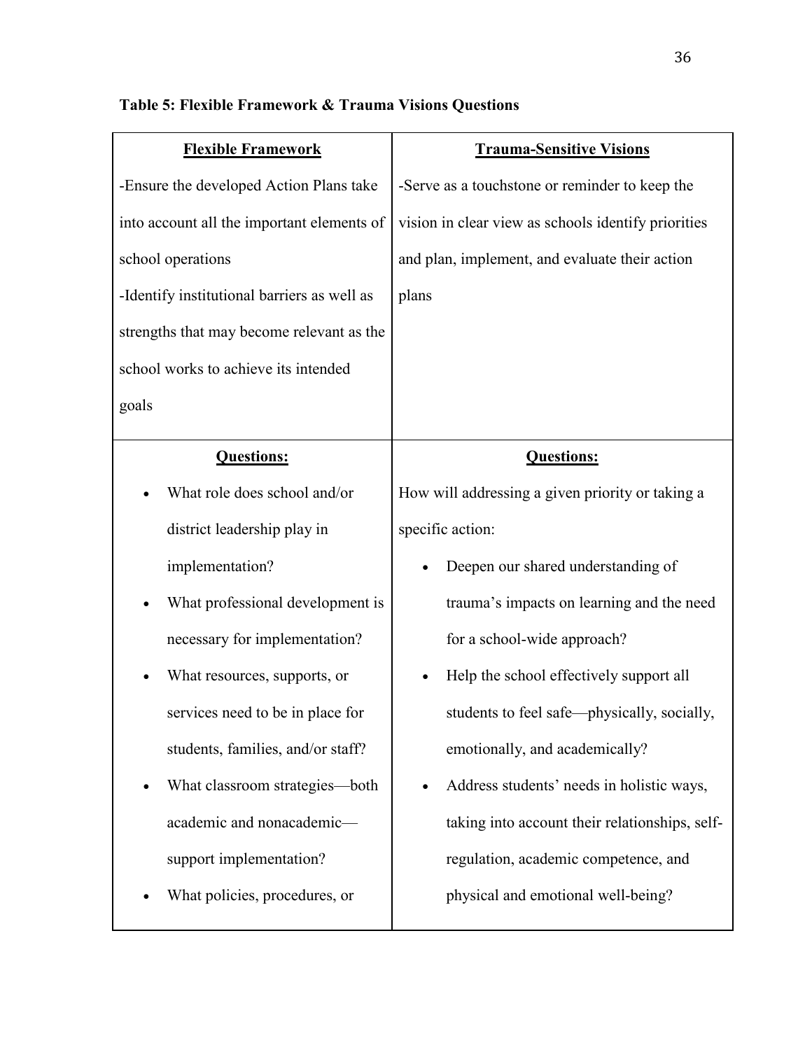**Table 5: Flexible Framework & Trauma Visions Questions**

| **Flexible Framework** | **Trauma-Sensitive Visions** |
|---|---|
| -Ensure the developed Action Plans take into account all the important elements of school operations<br>-Identify institutional barriers as well as strengths that may become relevant as the school works to achieve its intended goals | -Serve as a touchstone or reminder to keep the vision in clear view as schools identify priorities and plan, implement, and evaluate their action plans |
| **Questions:**<br>• What role does school and/or district leadership play in implementation?<br>• What professional development is necessary for implementation?<br>• What resources, supports, or services need to be in place for students, families, and/or staff?<br>• What classroom strategies—both academic and nonacademic—support implementation?<br>• What policies, procedures, or | **Questions:**<br>How will addressing a given priority or taking a specific action:<br>• Deepen our shared understanding of trauma's impacts on learning and the need for a school-wide approach?<br>• Help the school effectively support all students to feel safe—physically, socially, emotionally, and academically?<br>• Address students' needs in holistic ways, taking into account their relationships, self-regulation, academic competence, and physical and emotional well-being? |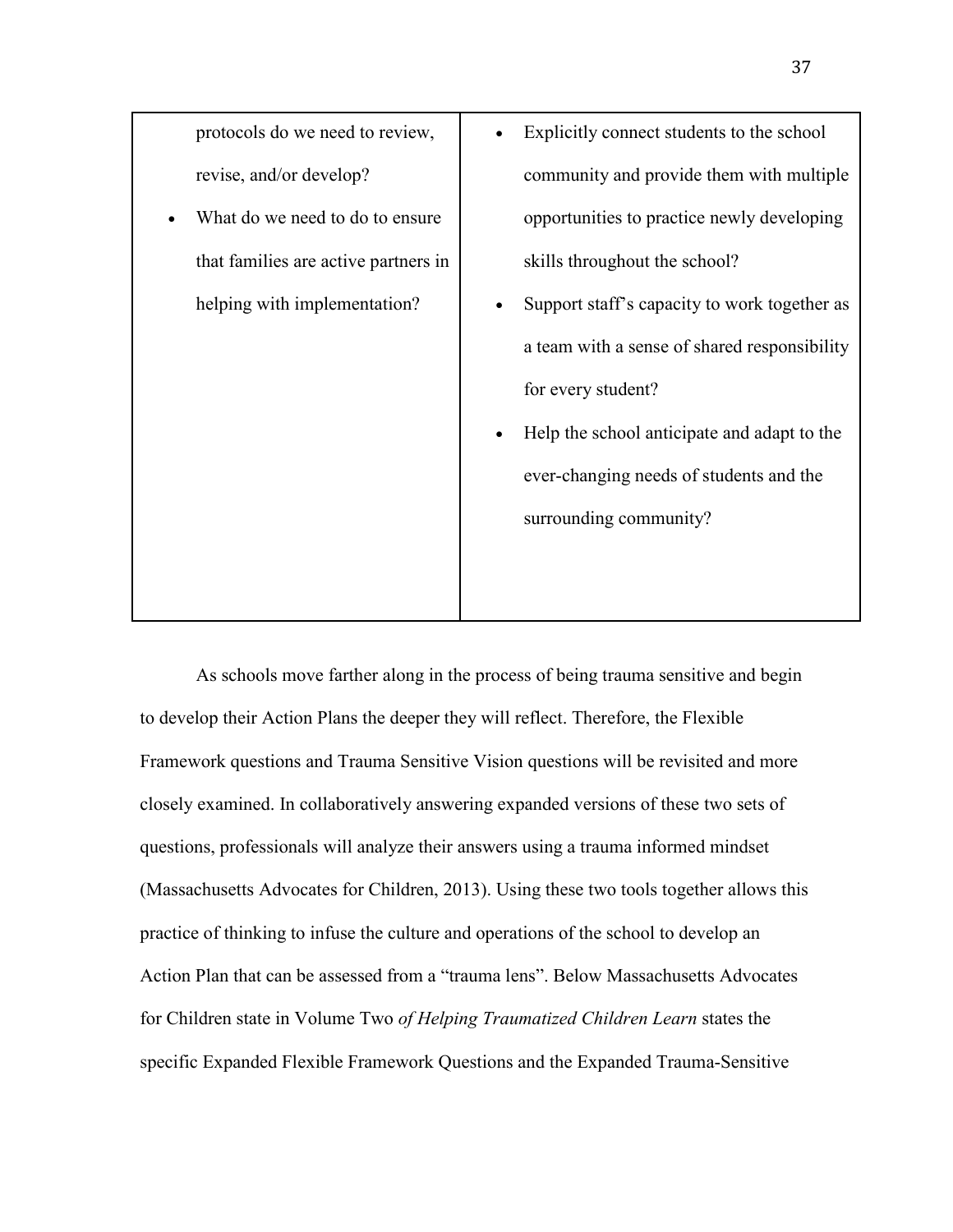| | |
|---|---|
| protocols do we need to review, revise, and/or develop?<br>• What do we need to do to ensure that families are active partners in helping with implementation? | • Explicitly connect students to the school community and provide them with multiple opportunities to practice newly developing skills throughout the school?<br>• Support staff's capacity to work together as a team with a sense of shared responsibility for every student?<br>• Help the school anticipate and adapt to the ever-changing needs of students and the surrounding community? |

As schools move farther along in the process of being trauma sensitive and begin to develop their Action Plans the deeper they will reflect. Therefore, the Flexible Framework questions and Trauma Sensitive Vision questions will be revisited and more closely examined. In collaboratively answering expanded versions of these two sets of questions, professionals will analyze their answers using a trauma informed mindset (Massachusetts Advocates for Children, 2013). Using these two tools together allows this practice of thinking to infuse the culture and operations of the school to develop an Action Plan that can be assessed from a "trauma lens". Below Massachusetts Advocates for Children state in Volume Two *of Helping Traumatized Children Learn* states the specific Expanded Flexible Framework Questions and the Expanded Trauma-Sensitive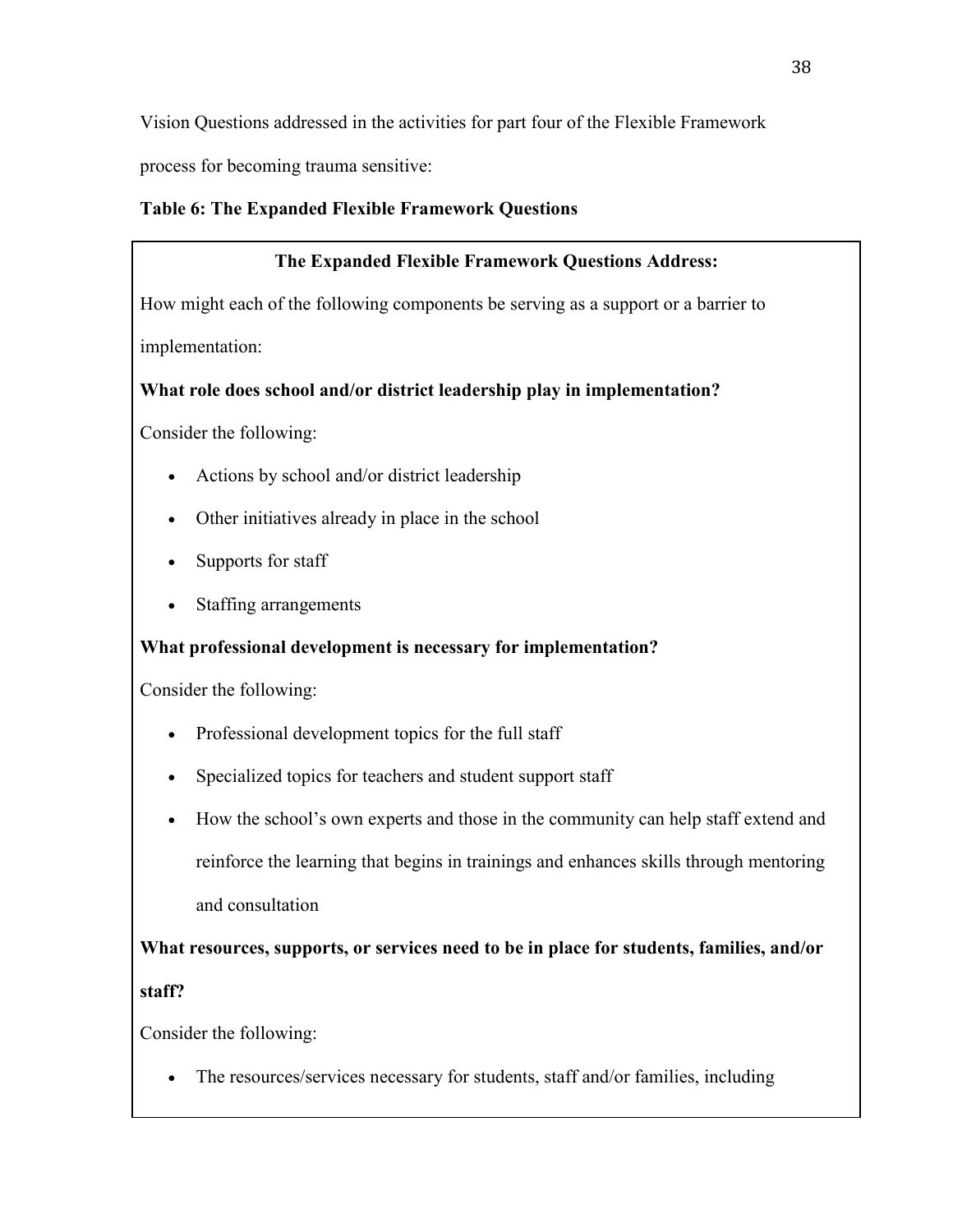Vision Questions addressed in the activities for part four of the Flexible Framework process for becoming trauma sensitive:

**Table 6: The Expanded Flexible Framework Questions**

**The Expanded Flexible Framework Questions Address:**

How might each of the following components be serving as a support or a barrier to implementation:

**What role does school and/or district leadership play in implementation?**

Consider the following:

- Actions by school and/or district leadership
- Other initiatives already in place in the school
- Supports for staff
- Staffing arrangements

**What professional development is necessary for implementation?**

Consider the following:

- Professional development topics for the full staff
- Specialized topics for teachers and student support staff
- How the school's own experts and those in the community can help staff extend and reinforce the learning that begins in trainings and enhances skills through mentoring and consultation

**What resources, supports, or services need to be in place for students, families, and/or staff?**

Consider the following:

- The resources/services necessary for students, staff and/or families, including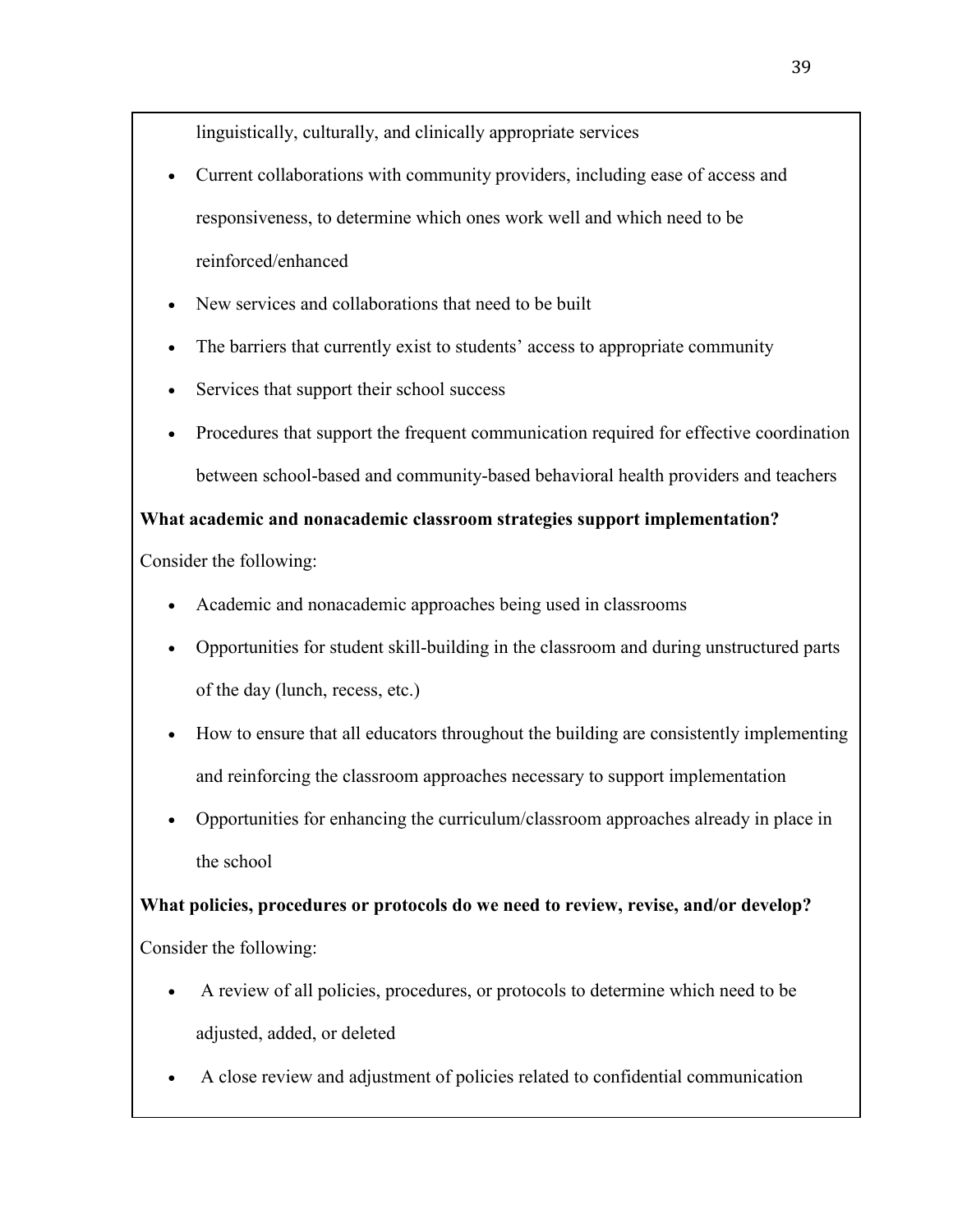linguistically, culturally, and clinically appropriate services

- Current collaborations with community providers, including ease of access and responsiveness, to determine which ones work well and which need to be reinforced/enhanced
- New services and collaborations that need to be built
- The barriers that currently exist to students' access to appropriate community
- Services that support their school success
- Procedures that support the frequent communication required for effective coordination between school-based and community-based behavioral health providers and teachers

**What academic and nonacademic classroom strategies support implementation?**

Consider the following:

- Academic and nonacademic approaches being used in classrooms
- Opportunities for student skill-building in the classroom and during unstructured parts of the day (lunch, recess, etc.)
- How to ensure that all educators throughout the building are consistently implementing and reinforcing the classroom approaches necessary to support implementation
- Opportunities for enhancing the curriculum/classroom approaches already in place in the school

**What policies, procedures or protocols do we need to review, revise, and/or develop?**

Consider the following:

- A review of all policies, procedures, or protocols to determine which need to be adjusted, added, or deleted
- A close review and adjustment of policies related to confidential communication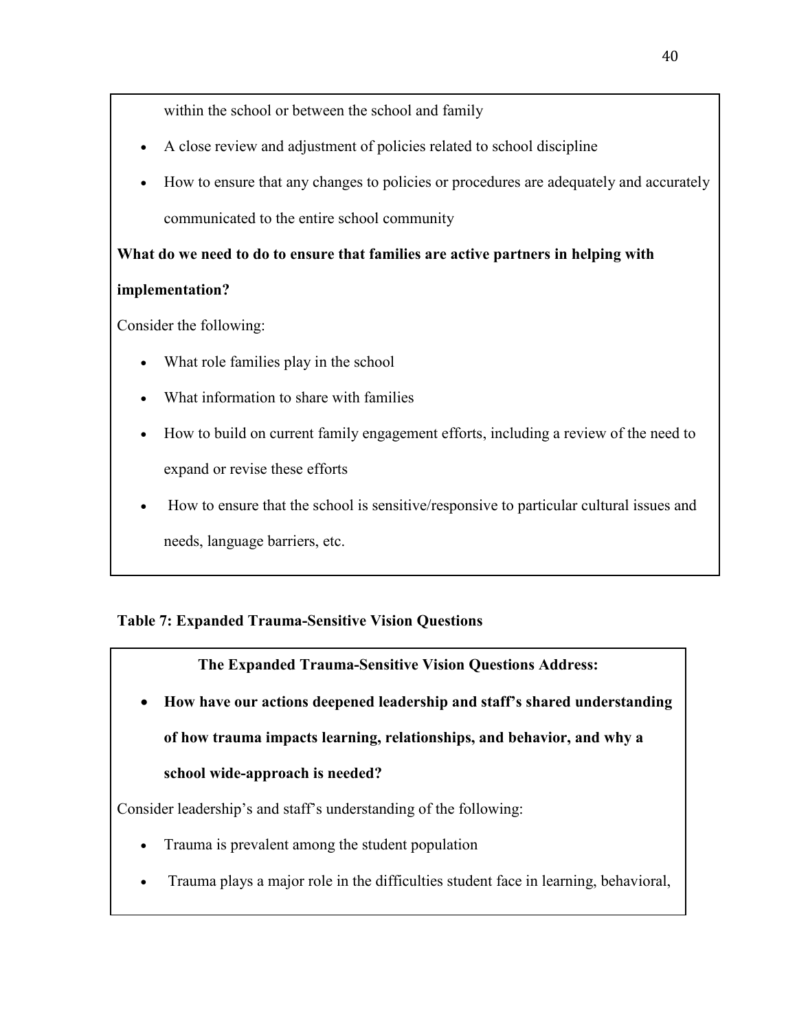within the school or between the school and family

- A close review and adjustment of policies related to school discipline
- How to ensure that any changes to policies or procedures are adequately and accurately communicated to the entire school community

**What do we need to do to ensure that families are active partners in helping with implementation?**

Consider the following:

- What role families play in the school
- What information to share with families
- How to build on current family engagement efforts, including a review of the need to expand or revise these efforts
- How to ensure that the school is sensitive/responsive to particular cultural issues and needs, language barriers, etc.

**Table 7: Expanded Trauma-Sensitive Vision Questions**

**The Expanded Trauma-Sensitive Vision Questions Address:**

- **How have our actions deepened leadership and staff's shared understanding of how trauma impacts learning, relationships, and behavior, and why a school wide-approach is needed?**

Consider leadership's and staff's understanding of the following:

- Trauma is prevalent among the student population
- Trauma plays a major role in the difficulties student face in learning, behavioral,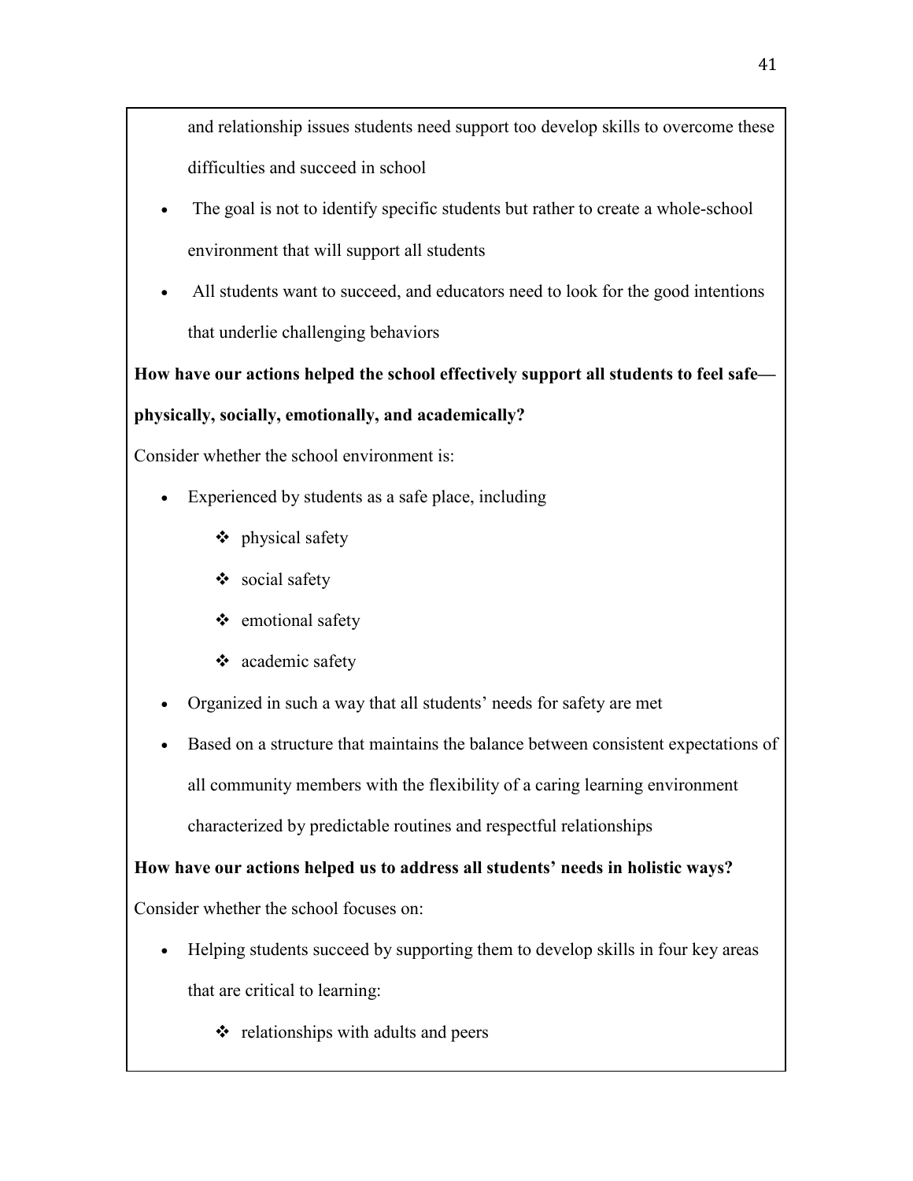and relationship issues students need support too develop skills to overcome these difficulties and succeed in school

- The goal is not to identify specific students but rather to create a whole-school environment that will support all students
- All students want to succeed, and educators need to look for the good intentions that underlie challenging behaviors

**How have our actions helped the school effectively support all students to feel safe—physically, socially, emotionally, and academically?**

Consider whether the school environment is:

- Experienced by students as a safe place, including
  - ❖ physical safety
  - ❖ social safety
  - ❖ emotional safety
  - ❖ academic safety
- Organized in such a way that all students' needs for safety are met
- Based on a structure that maintains the balance between consistent expectations of all community members with the flexibility of a caring learning environment characterized by predictable routines and respectful relationships

**How have our actions helped us to address all students' needs in holistic ways?**

Consider whether the school focuses on:

- Helping students succeed by supporting them to develop skills in four key areas that are critical to learning:
  - ❖ relationships with adults and peers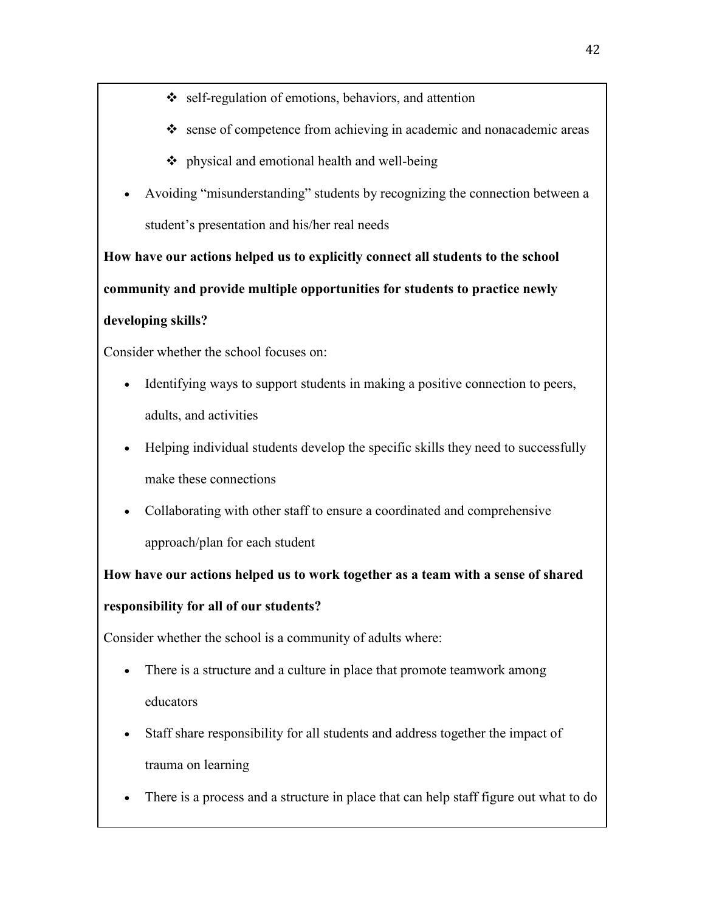- self-regulation of emotions, behaviors, and attention
    - sense of competence from achieving in academic and nonacademic areas
    - physical and emotional health and well-being
- Avoiding "misunderstanding" students by recognizing the connection between a student's presentation and his/her real needs

**How have our actions helped us to explicitly connect all students to the school community and provide multiple opportunities for students to practice newly developing skills?**

Consider whether the school focuses on:

- Identifying ways to support students in making a positive connection to peers, adults, and activities
- Helping individual students develop the specific skills they need to successfully make these connections
- Collaborating with other staff to ensure a coordinated and comprehensive approach/plan for each student

**How have our actions helped us to work together as a team with a sense of shared responsibility for all of our students?**

Consider whether the school is a community of adults where:

- There is a structure and a culture in place that promote teamwork among educators
- Staff share responsibility for all students and address together the impact of trauma on learning
- There is a process and a structure in place that can help staff figure out what to do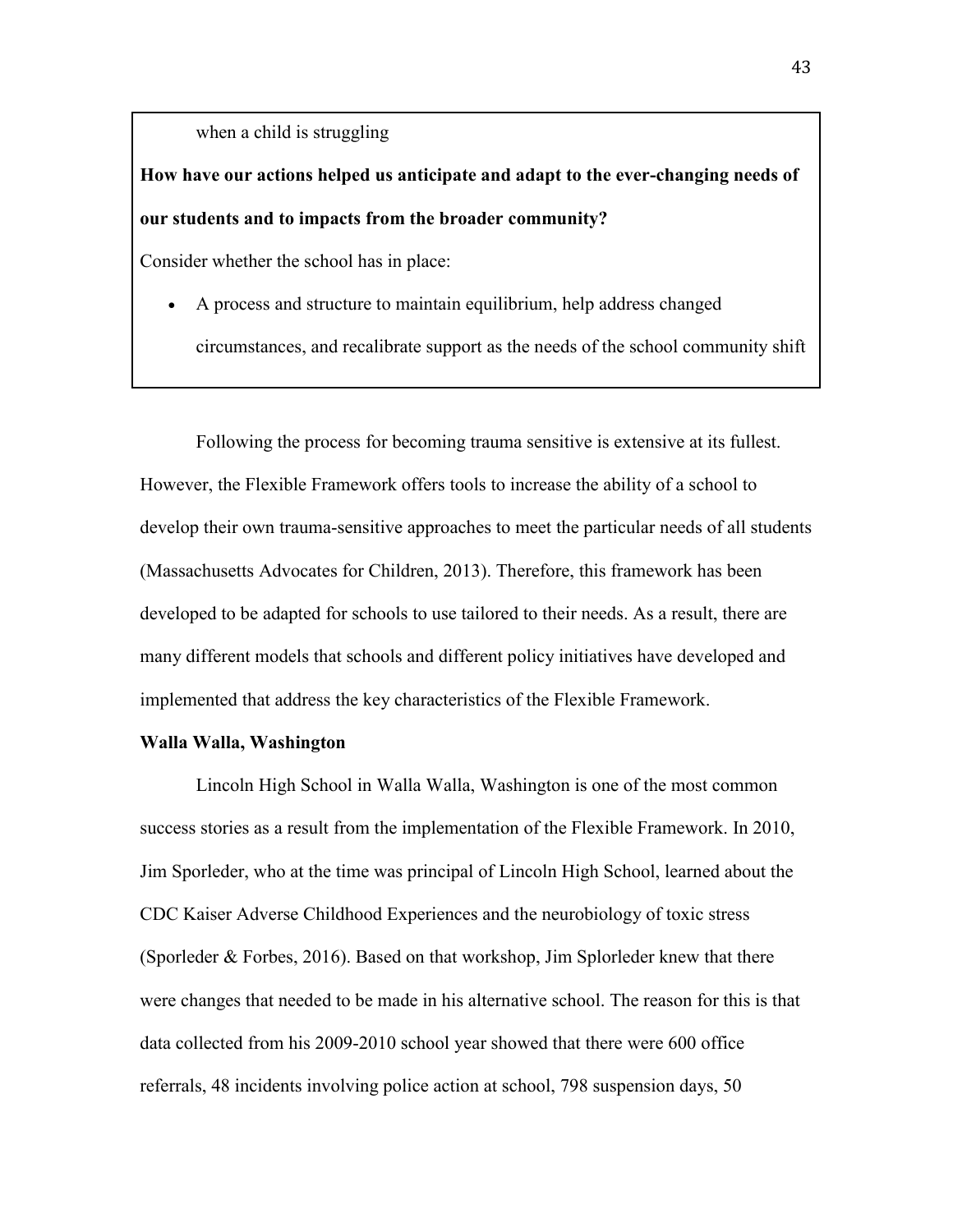when a child is struggling

**How have our actions helped us anticipate and adapt to the ever-changing needs of our students and to impacts from the broader community?**

Consider whether the school has in place:

- A process and structure to maintain equilibrium, help address changed circumstances, and recalibrate support as the needs of the school community shift

Following the process for becoming trauma sensitive is extensive at its fullest. However, the Flexible Framework offers tools to increase the ability of a school to develop their own trauma-sensitive approaches to meet the particular needs of all students (Massachusetts Advocates for Children, 2013). Therefore, this framework has been developed to be adapted for schools to use tailored to their needs. As a result, there are many different models that schools and different policy initiatives have developed and implemented that address the key characteristics of the Flexible Framework.

**Walla Walla, Washington**

Lincoln High School in Walla Walla, Washington is one of the most common success stories as a result from the implementation of the Flexible Framework. In 2010, Jim Sporleder, who at the time was principal of Lincoln High School, learned about the CDC Kaiser Adverse Childhood Experiences and the neurobiology of toxic stress (Sporleder & Forbes, 2016). Based on that workshop, Jim Splorleder knew that there were changes that needed to be made in his alternative school. The reason for this is that data collected from his 2009-2010 school year showed that there were 600 office referrals, 48 incidents involving police action at school, 798 suspension days, 50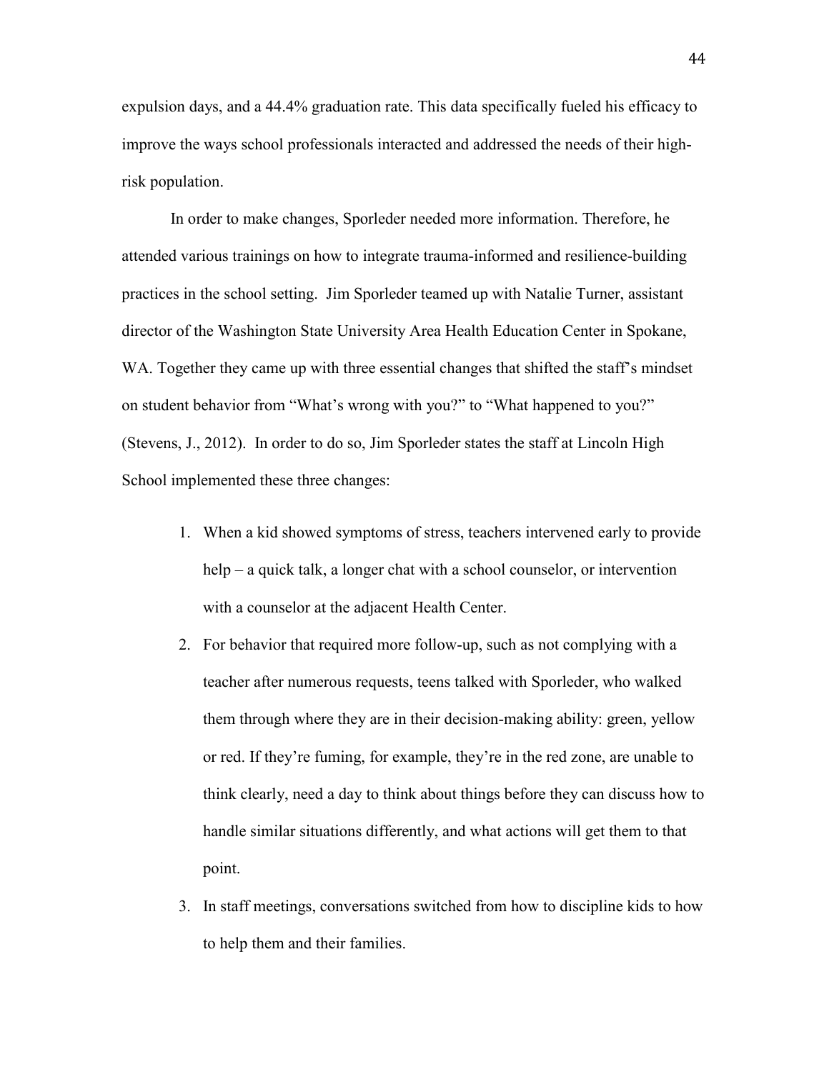expulsion days, and a 44.4% graduation rate. This data specifically fueled his efficacy to improve the ways school professionals interacted and addressed the needs of their high-risk population.

In order to make changes, Sporleder needed more information. Therefore, he attended various trainings on how to integrate trauma-informed and resilience-building practices in the school setting. Jim Sporleder teamed up with Natalie Turner, assistant director of the Washington State University Area Health Education Center in Spokane, WA. Together they came up with three essential changes that shifted the staff's mindset on student behavior from "What's wrong with you?" to "What happened to you?" (Stevens, J., 2012). In order to do so, Jim Sporleder states the staff at Lincoln High School implemented these three changes:

1. When a kid showed symptoms of stress, teachers intervened early to provide help – a quick talk, a longer chat with a school counselor, or intervention with a counselor at the adjacent Health Center.
2. For behavior that required more follow-up, such as not complying with a teacher after numerous requests, teens talked with Sporleder, who walked them through where they are in their decision-making ability: green, yellow or red. If they're fuming, for example, they're in the red zone, are unable to think clearly, need a day to think about things before they can discuss how to handle similar situations differently, and what actions will get them to that point.
3. In staff meetings, conversations switched from how to discipline kids to how to help them and their families.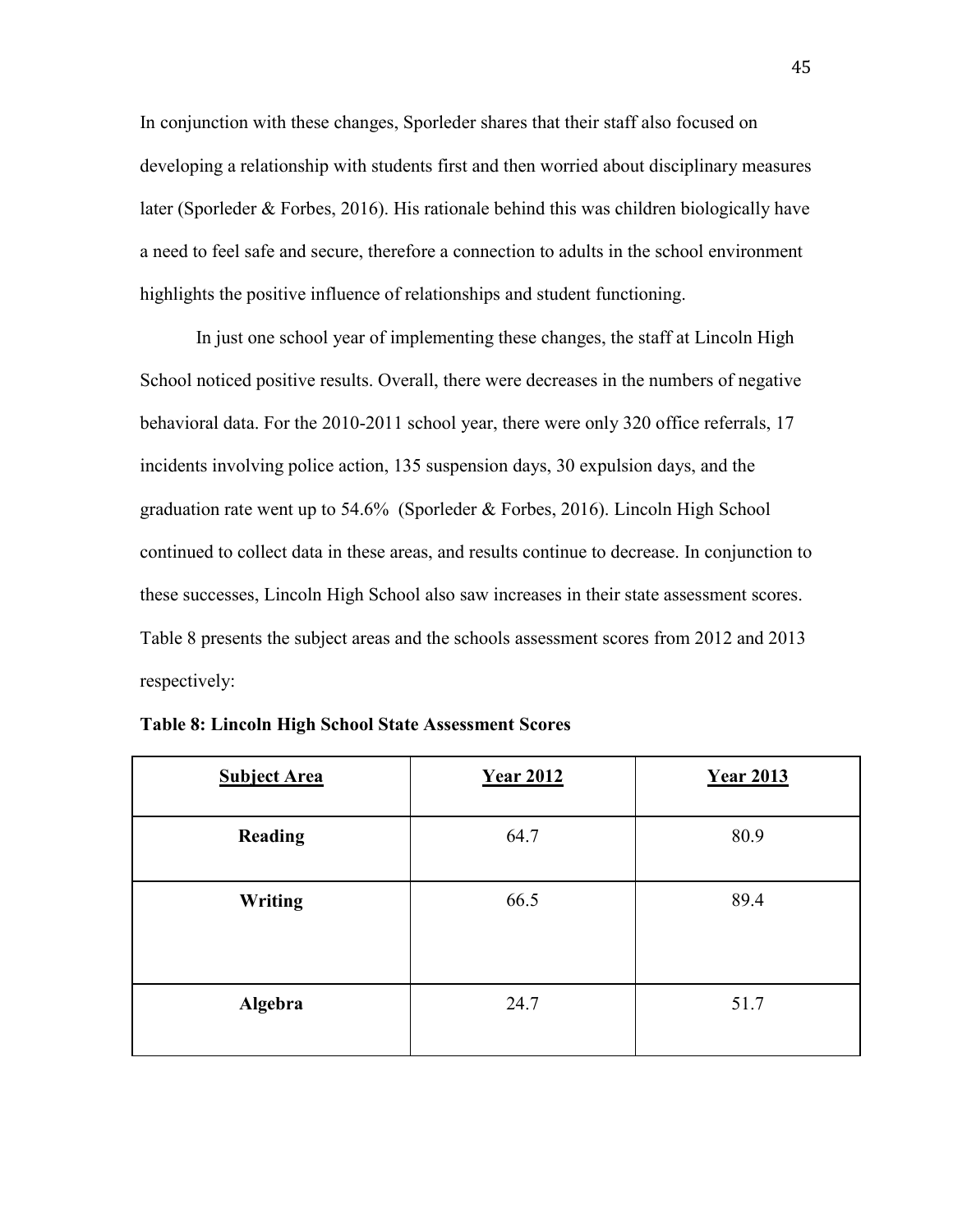In conjunction with these changes, Sporleder shares that their staff also focused on developing a relationship with students first and then worried about disciplinary measures later (Sporleder & Forbes, 2016). His rationale behind this was children biologically have a need to feel safe and secure, therefore a connection to adults in the school environment highlights the positive influence of relationships and student functioning.

In just one school year of implementing these changes, the staff at Lincoln High School noticed positive results. Overall, there were decreases in the numbers of negative behavioral data. For the 2010-2011 school year, there were only 320 office referrals, 17 incidents involving police action, 135 suspension days, 30 expulsion days, and the graduation rate went up to 54.6% (Sporleder & Forbes, 2016). Lincoln High School continued to collect data in these areas, and results continue to decrease. In conjunction to these successes, Lincoln High School also saw increases in their state assessment scores. Table 8 presents the subject areas and the schools assessment scores from 2012 and 2013 respectively:

**Table 8: Lincoln High School State Assessment Scores**

| Subject Area | Year 2012 | Year 2013 |
|---|---|---|
| **Reading** | 64.7 | 80.9 |
| **Writing** | 66.5 | 89.4 |
| **Algebra** | 24.7 | 51.7 |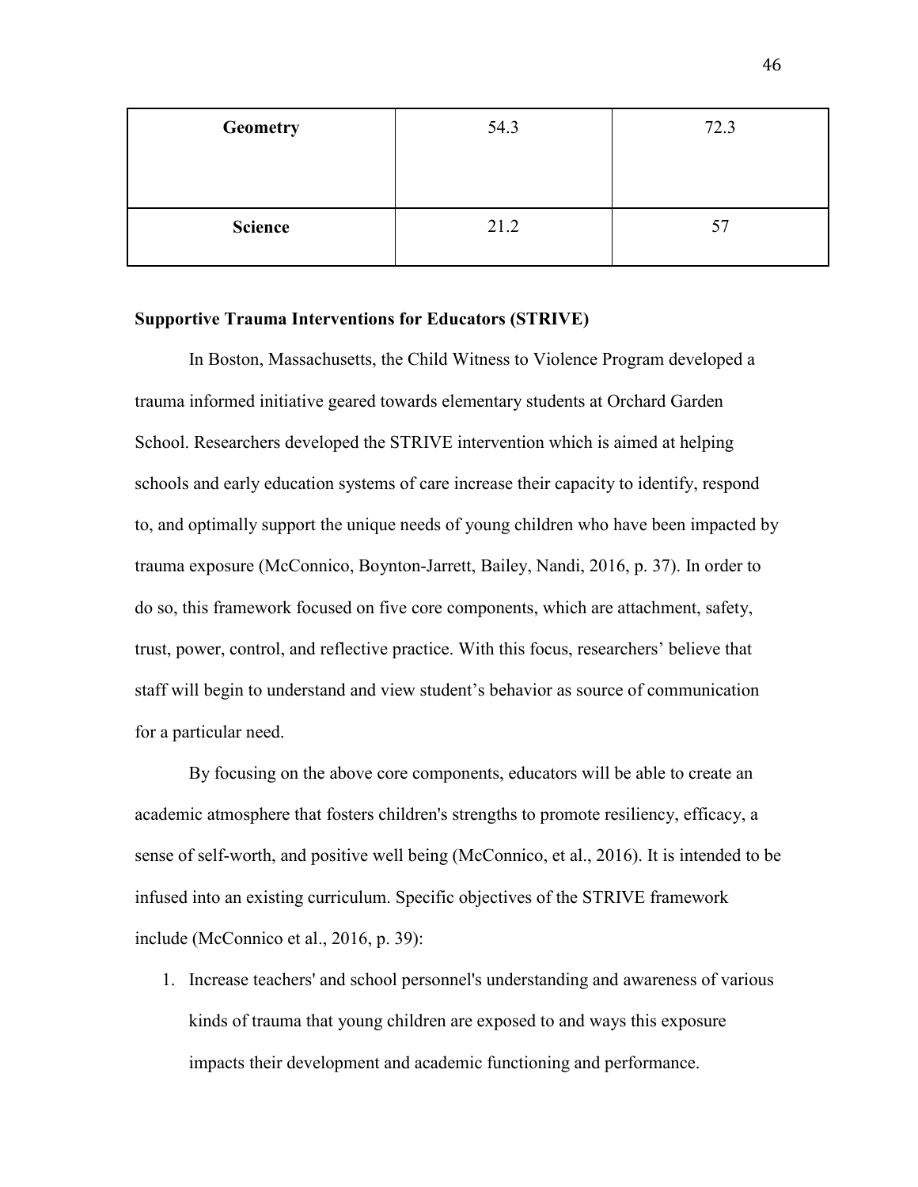| Geometry | 54.3 | 72.3 |
|---|---|---|
| Science | 21.2 | 57 |

**Supportive Trauma Interventions for Educators (STRIVE)**

In Boston, Massachusetts, the Child Witness to Violence Program developed a trauma informed initiative geared towards elementary students at Orchard Garden School. Researchers developed the STRIVE intervention which is aimed at helping schools and early education systems of care increase their capacity to identify, respond to, and optimally support the unique needs of young children who have been impacted by trauma exposure (McConnico, Boynton-Jarrett, Bailey, Nandi, 2016, p. 37). In order to do so, this framework focused on five core components, which are attachment, safety, trust, power, control, and reflective practice. With this focus, researchers' believe that staff will begin to understand and view student's behavior as source of communication for a particular need.

By focusing on the above core components, educators will be able to create an academic atmosphere that fosters children's strengths to promote resiliency, efficacy, a sense of self-worth, and positive well being (McConnico, et al., 2016). It is intended to be infused into an existing curriculum. Specific objectives of the STRIVE framework include (McConnico et al., 2016, p. 39):

1. Increase teachers' and school personnel's understanding and awareness of various kinds of trauma that young children are exposed to and ways this exposure impacts their development and academic functioning and performance.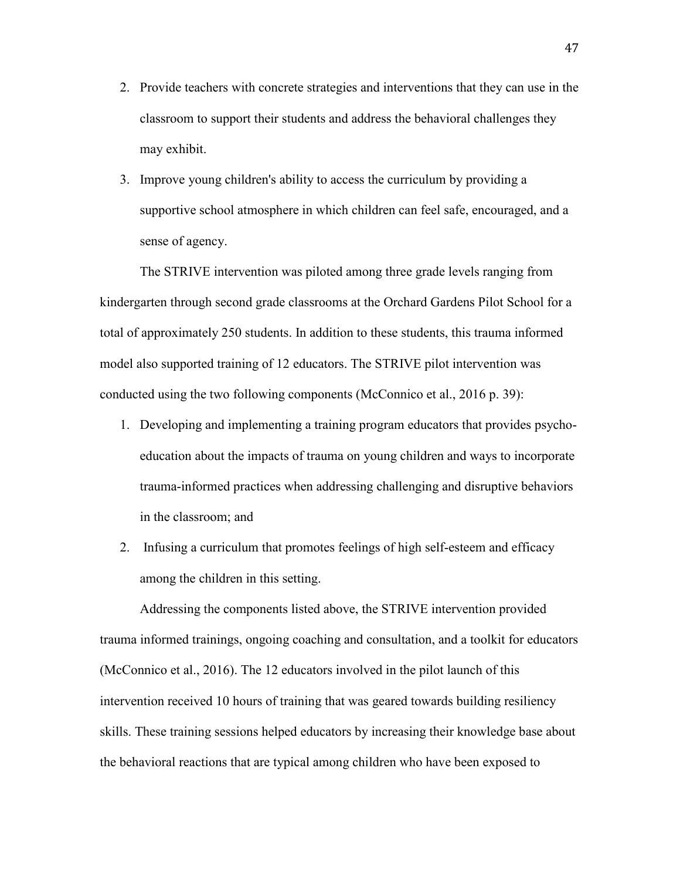2. Provide teachers with concrete strategies and interventions that they can use in the classroom to support their students and address the behavioral challenges they may exhibit.
3. Improve young children's ability to access the curriculum by providing a supportive school atmosphere in which children can feel safe, encouraged, and a sense of agency.

The STRIVE intervention was piloted among three grade levels ranging from kindergarten through second grade classrooms at the Orchard Gardens Pilot School for a total of approximately 250 students. In addition to these students, this trauma informed model also supported training of 12 educators. The STRIVE pilot intervention was conducted using the two following components (McConnico et al., 2016 p. 39):

1. Developing and implementing a training program educators that provides psycho-education about the impacts of trauma on young children and ways to incorporate trauma-informed practices when addressing challenging and disruptive behaviors in the classroom; and
2. Infusing a curriculum that promotes feelings of high self-esteem and efficacy among the children in this setting.

Addressing the components listed above, the STRIVE intervention provided trauma informed trainings, ongoing coaching and consultation, and a toolkit for educators (McConnico et al., 2016). The 12 educators involved in the pilot launch of this intervention received 10 hours of training that was geared towards building resiliency skills. These training sessions helped educators by increasing their knowledge base about the behavioral reactions that are typical among children who have been exposed to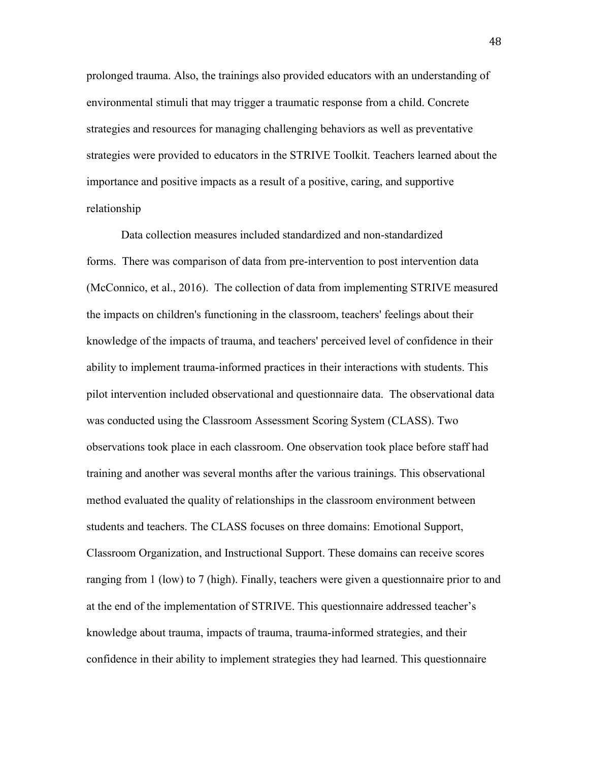prolonged trauma. Also, the trainings also provided educators with an understanding of environmental stimuli that may trigger a traumatic response from a child. Concrete strategies and resources for managing challenging behaviors as well as preventative strategies were provided to educators in the STRIVE Toolkit. Teachers learned about the importance and positive impacts as a result of a positive, caring, and supportive relationship

Data collection measures included standardized and non-standardized forms. There was comparison of data from pre-intervention to post intervention data (McConnico, et al., 2016). The collection of data from implementing STRIVE measured the impacts on children's functioning in the classroom, teachers' feelings about their knowledge of the impacts of trauma, and teachers' perceived level of confidence in their ability to implement trauma-informed practices in their interactions with students. This pilot intervention included observational and questionnaire data. The observational data was conducted using the Classroom Assessment Scoring System (CLASS). Two observations took place in each classroom. One observation took place before staff had training and another was several months after the various trainings. This observational method evaluated the quality of relationships in the classroom environment between students and teachers. The CLASS focuses on three domains: Emotional Support, Classroom Organization, and Instructional Support. These domains can receive scores ranging from 1 (low) to 7 (high). Finally, teachers were given a questionnaire prior to and at the end of the implementation of STRIVE. This questionnaire addressed teacher's knowledge about trauma, impacts of trauma, trauma-informed strategies, and their confidence in their ability to implement strategies they had learned. This questionnaire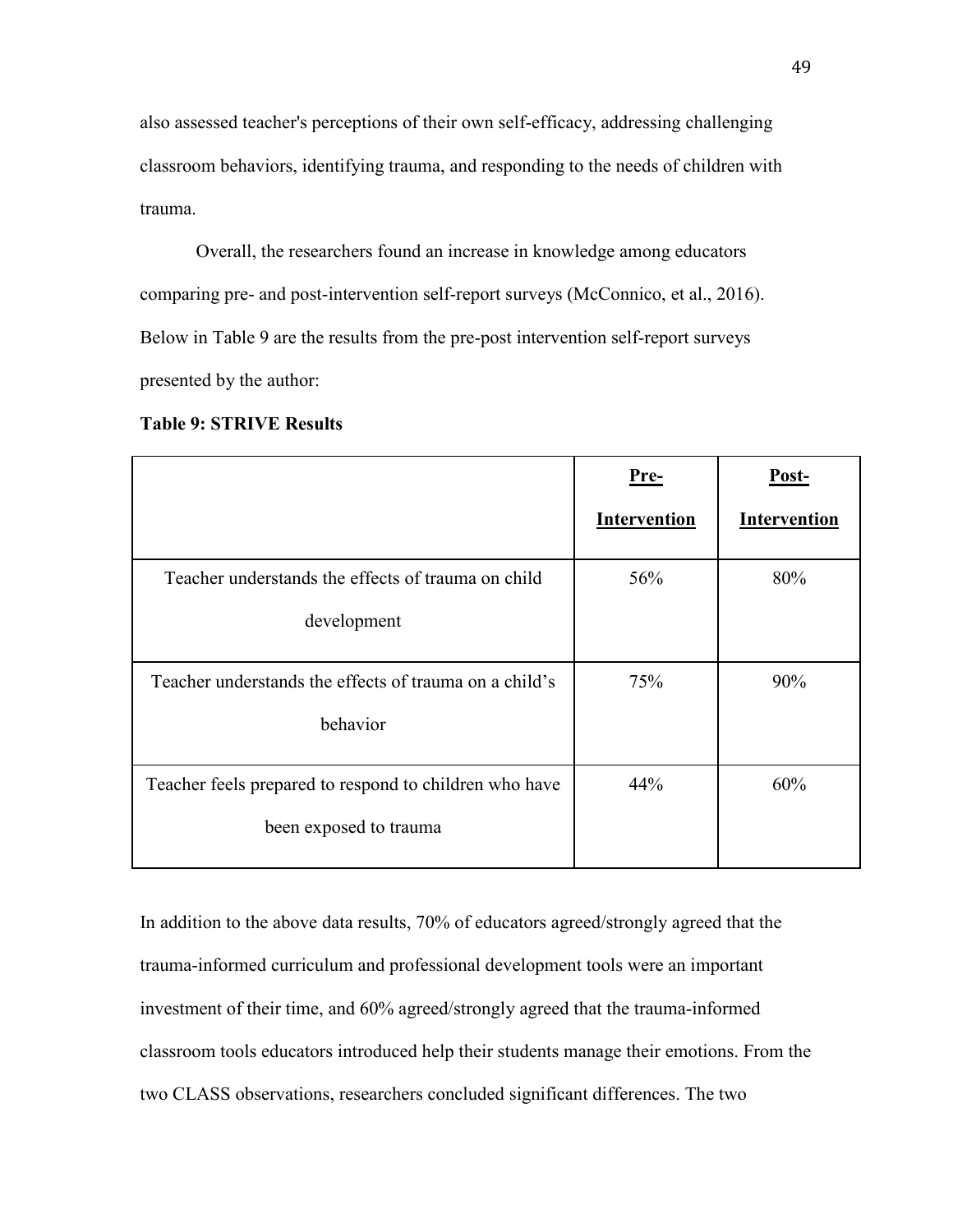also assessed teacher's perceptions of their own self-efficacy, addressing challenging classroom behaviors, identifying trauma, and responding to the needs of children with trauma.

Overall, the researchers found an increase in knowledge among educators comparing pre- and post-intervention self-report surveys (McConnico, et al., 2016). Below in Table 9 are the results from the pre-post intervention self-report surveys presented by the author:

**Table 9: STRIVE Results**

| | **Pre-Intervention** | **Post-Intervention** |
|---|---|---|
| Teacher understands the effects of trauma on child development | 56% | 80% |
| Teacher understands the effects of trauma on a child's behavior | 75% | 90% |
| Teacher feels prepared to respond to children who have been exposed to trauma | 44% | 60% |

In addition to the above data results, 70% of educators agreed/strongly agreed that the trauma-informed curriculum and professional development tools were an important investment of their time, and 60% agreed/strongly agreed that the trauma-informed classroom tools educators introduced help their students manage their emotions. From the two CLASS observations, researchers concluded significant differences. The two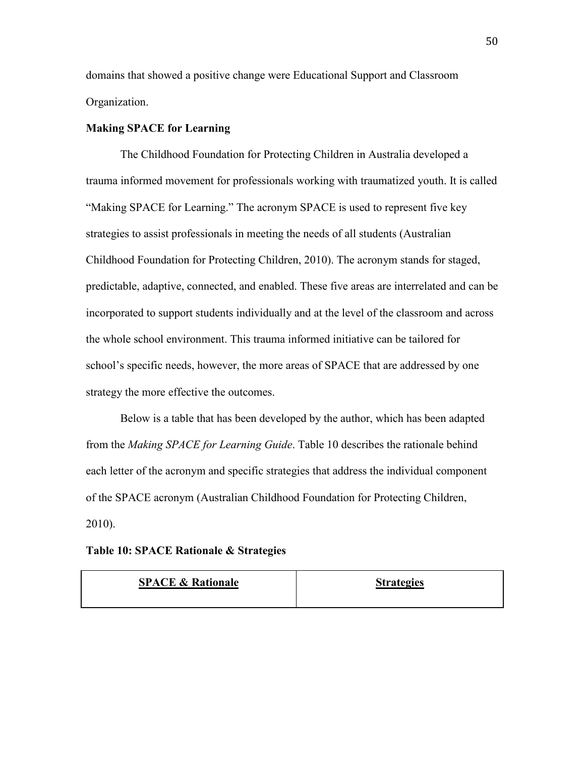domains that showed a positive change were Educational Support and Classroom Organization.

**Making SPACE for Learning**

The Childhood Foundation for Protecting Children in Australia developed a trauma informed movement for professionals working with traumatized youth. It is called "Making SPACE for Learning." The acronym SPACE is used to represent five key strategies to assist professionals in meeting the needs of all students (Australian Childhood Foundation for Protecting Children, 2010). The acronym stands for staged, predictable, adaptive, connected, and enabled. These five areas are interrelated and can be incorporated to support students individually and at the level of the classroom and across the whole school environment. This trauma informed initiative can be tailored for school's specific needs, however, the more areas of SPACE that are addressed by one strategy the more effective the outcomes.

Below is a table that has been developed by the author, which has been adapted from the *Making SPACE for Learning Guide*. Table 10 describes the rationale behind each letter of the acronym and specific strategies that address the individual component of the SPACE acronym (Australian Childhood Foundation for Protecting Children, 2010).

**Table 10: SPACE Rationale & Strategies**

| SPACE & Rationale | Strategies |
|---|---|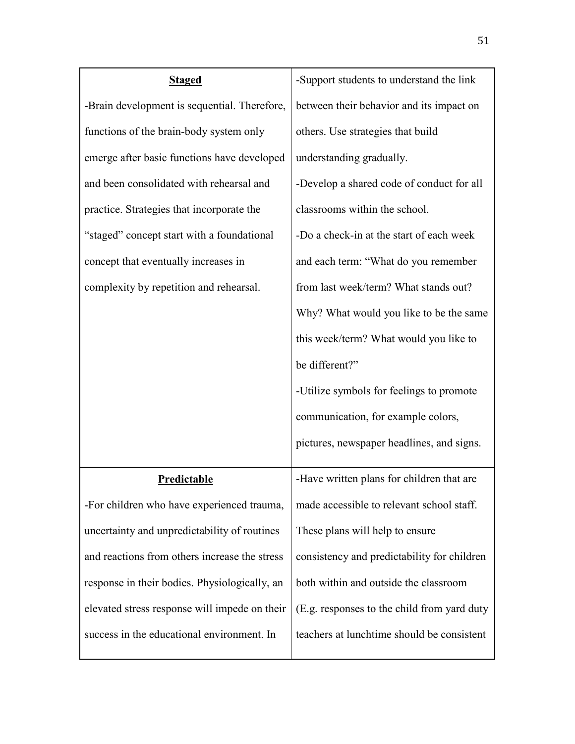| | |
|---|---|
| **Staged**<br><br>-Brain development is sequential. Therefore, functions of the brain-body system only emerge after basic functions have developed and been consolidated with rehearsal and practice. Strategies that incorporate the "staged" concept start with a foundational concept that eventually increases in complexity by repetition and rehearsal. | -Support students to understand the link between their behavior and its impact on others. Use strategies that build understanding gradually.<br><br>-Develop a shared code of conduct for all classrooms within the school.<br><br>-Do a check-in at the start of each week and each term: "What do you remember from last week/term? What stands out? Why? What would you like to be the same this week/term? What would you like to be different?"<br><br>-Utilize symbols for feelings to promote communication, for example colors, pictures, newspaper headlines, and signs. |
| **Predictable**<br><br>-For children who have experienced trauma, uncertainty and unpredictability of routines and reactions from others increase the stress response in their bodies. Physiologically, an elevated stress response will impede on their success in the educational environment. In | -Have written plans for children that are made accessible to relevant school staff. These plans will help to ensure consistency and predictability for children both within and outside the classroom (E.g. responses to the child from yard duty teachers at lunchtime should be consistent |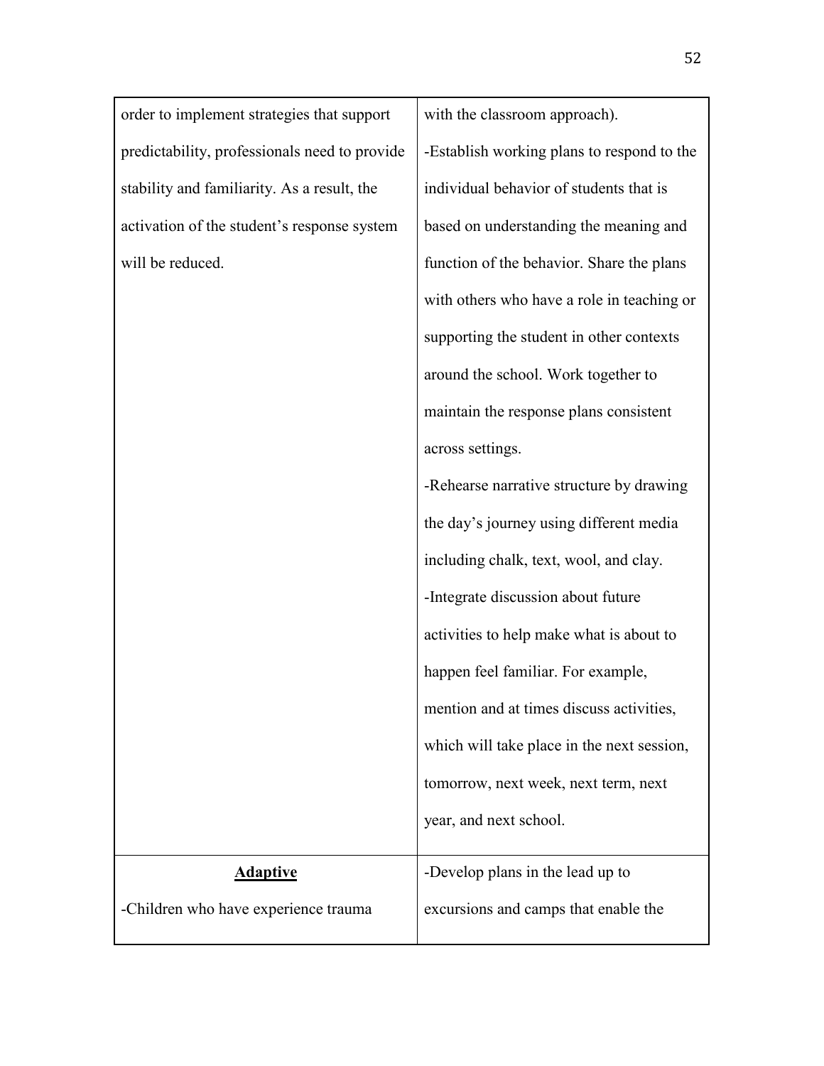| | |
|---|---|
| order to implement strategies that support predictability, professionals need to provide stability and familiarity. As a result, the activation of the student's response system will be reduced. | with the classroom approach).<br>-Establish working plans to respond to the individual behavior of students that is based on understanding the meaning and function of the behavior. Share the plans with others who have a role in teaching or supporting the student in other contexts around the school. Work together to maintain the response plans consistent across settings.<br>-Rehearse narrative structure by drawing the day's journey using different media including chalk, text, wool, and clay.<br>-Integrate discussion about future activities to help make what is about to happen feel familiar. For example, mention and at times discuss activities, which will take place in the next session, tomorrow, next week, next term, next year, and next school. |
| **Adaptive**<br>-Children who have experience trauma | -Develop plans in the lead up to excursions and camps that enable the |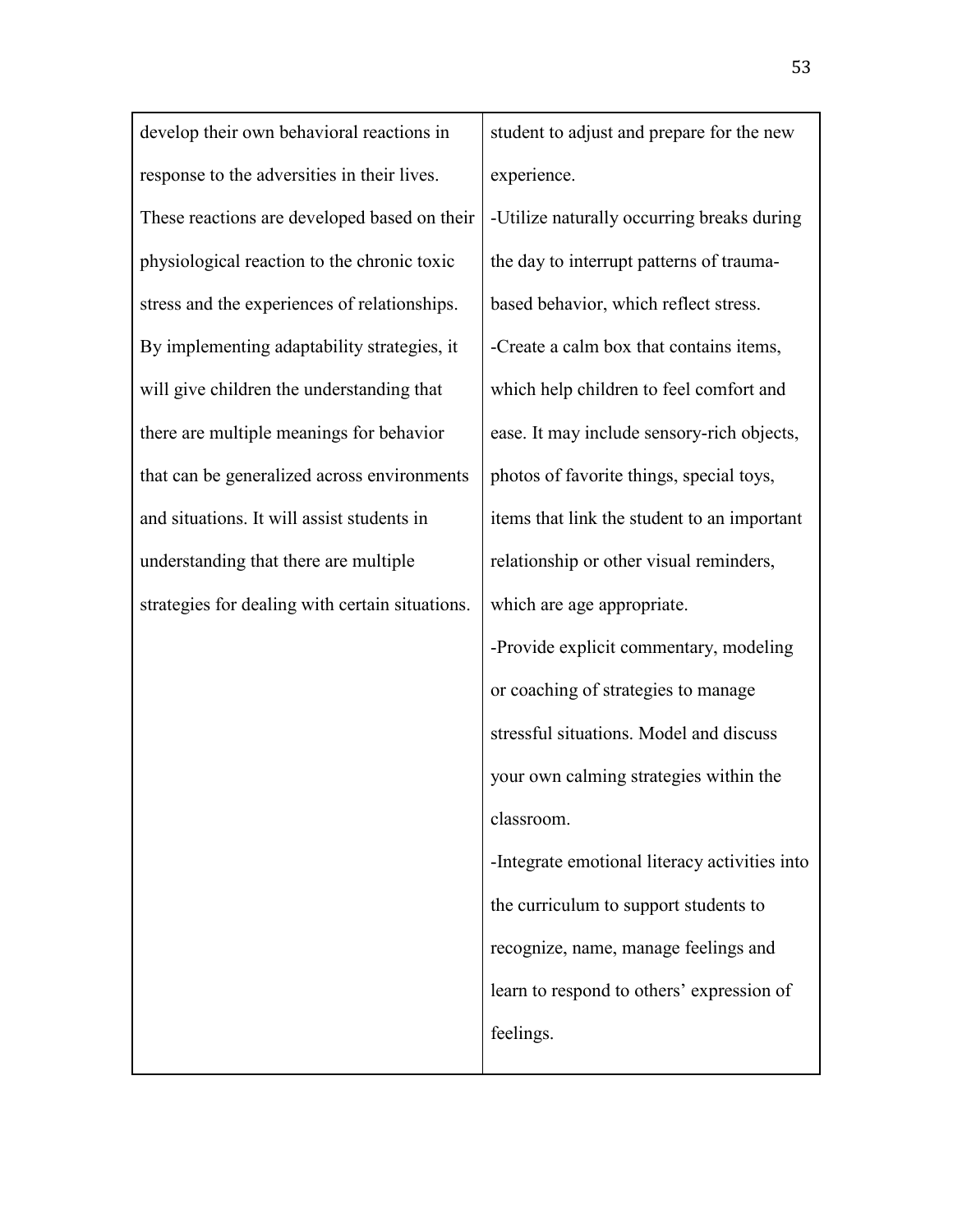| | |
|---|---|
| develop their own behavioral reactions in response to the adversities in their lives. These reactions are developed based on their physiological reaction to the chronic toxic stress and the experiences of relationships. By implementing adaptability strategies, it will give children the understanding that there are multiple meanings for behavior that can be generalized across environments and situations. It will assist students in understanding that there are multiple strategies for dealing with certain situations. | student to adjust and prepare for the new experience.<br>-Utilize naturally occurring breaks during the day to interrupt patterns of trauma-based behavior, which reflect stress.<br>-Create a calm box that contains items, which help children to feel comfort and ease. It may include sensory-rich objects, photos of favorite things, special toys, items that link the student to an important relationship or other visual reminders, which are age appropriate.<br>-Provide explicit commentary, modeling or coaching of strategies to manage stressful situations. Model and discuss your own calming strategies within the classroom.<br>-Integrate emotional literacy activities into the curriculum to support students to recognize, name, manage feelings and learn to respond to others' expression of feelings. |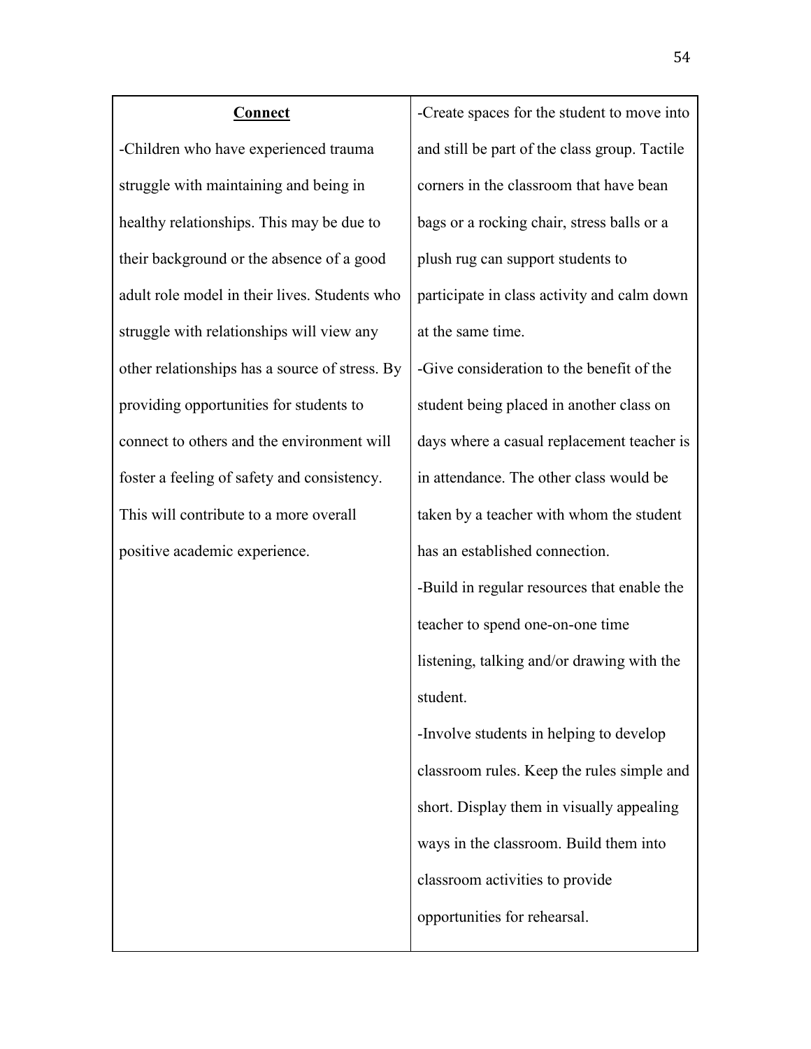| **Connect** | |
|---|---|
| -Children who have experienced trauma struggle with maintaining and being in healthy relationships. This may be due to their background or the absence of a good adult role model in their lives. Students who struggle with relationships will view any other relationships has a source of stress. By providing opportunities for students to connect to others and the environment will foster a feeling of safety and consistency. This will contribute to a more overall positive academic experience. | -Create spaces for the student to move into and still be part of the class group. Tactile corners in the classroom that have bean bags or a rocking chair, stress balls or a plush rug can support students to participate in class activity and calm down at the same time.<br>-Give consideration to the benefit of the student being placed in another class on days where a casual replacement teacher is in attendance. The other class would be taken by a teacher with whom the student has an established connection.<br>-Build in regular resources that enable the teacher to spend one-on-one time listening, talking and/or drawing with the student.<br>-Involve students in helping to develop classroom rules. Keep the rules simple and short. Display them in visually appealing ways in the classroom. Build them into classroom activities to provide opportunities for rehearsal. |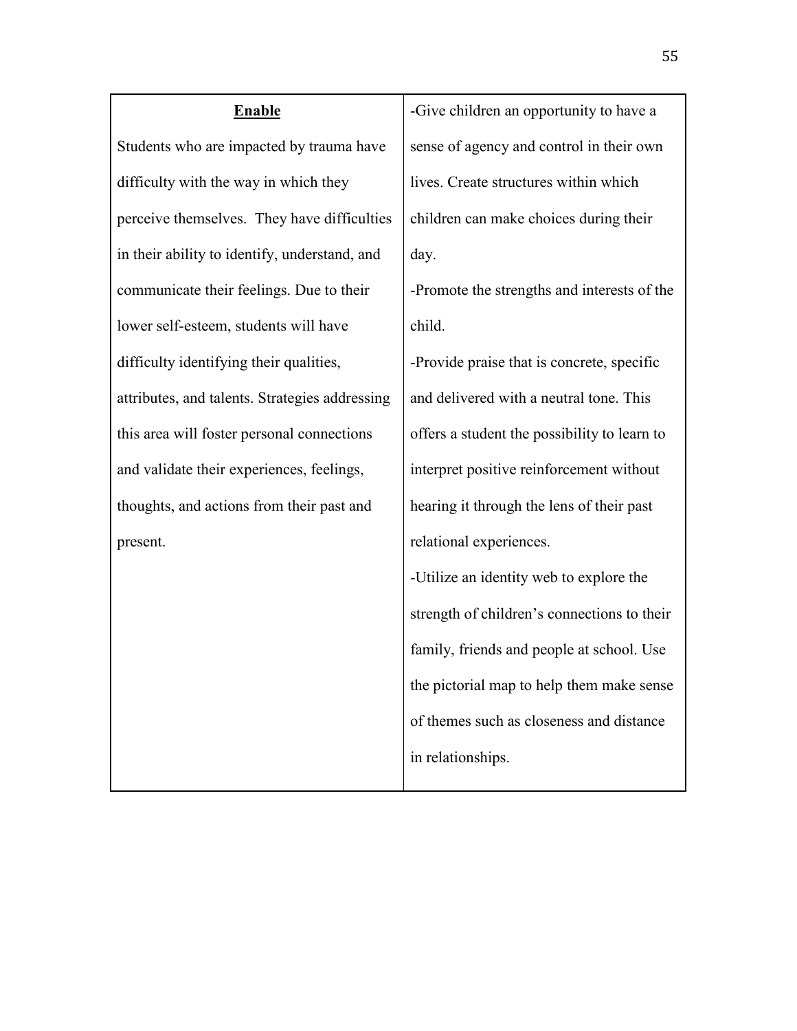| **Enable** Students who are impacted by trauma have difficulty with the way in which they perceive themselves. They have difficulties in their ability to identify, understand, and communicate their feelings. Due to their lower self-esteem, students will have difficulty identifying their qualities, attributes, and talents. Strategies addressing this area will foster personal connections and validate their experiences, feelings, thoughts, and actions from their past and present. | -Give children an opportunity to have a sense of agency and control in their own lives. Create structures within which children can make choices during their day.<br>-Promote the strengths and interests of the child.<br>-Provide praise that is concrete, specific and delivered with a neutral tone. This offers a student the possibility to learn to interpret positive reinforcement without hearing it through the lens of their past relational experiences.<br>-Utilize an identity web to explore the strength of children's connections to their family, friends and people at school. Use the pictorial map to help them make sense of themes such as closeness and distance in relationships. |
|---|---|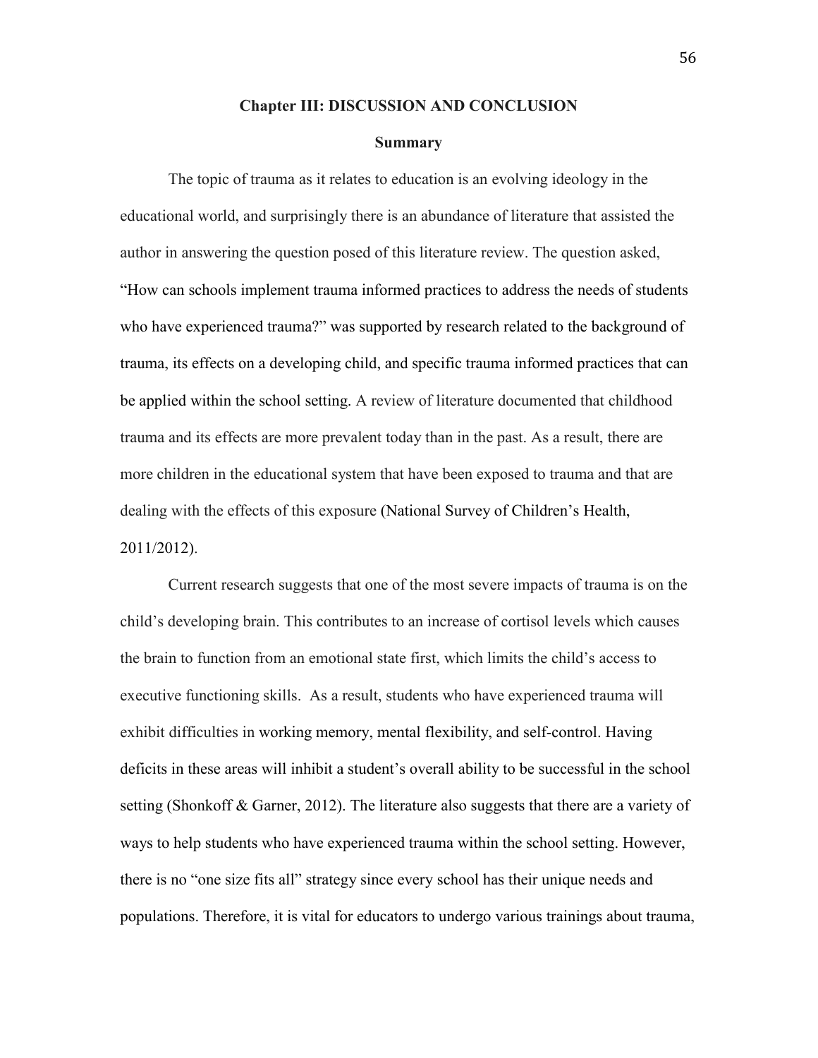# Chapter III: DISCUSSION AND CONCLUSION

## Summary

The topic of trauma as it relates to education is an evolving ideology in the educational world, and surprisingly there is an abundance of literature that assisted the author in answering the question posed of this literature review. The question asked, "How can schools implement trauma informed practices to address the needs of students who have experienced trauma?" was supported by research related to the background of trauma, its effects on a developing child, and specific trauma informed practices that can be applied within the school setting. A review of literature documented that childhood trauma and its effects are more prevalent today than in the past. As a result, there are more children in the educational system that have been exposed to trauma and that are dealing with the effects of this exposure (National Survey of Children's Health, 2011/2012).

Current research suggests that one of the most severe impacts of trauma is on the child's developing brain. This contributes to an increase of cortisol levels which causes the brain to function from an emotional state first, which limits the child's access to executive functioning skills. As a result, students who have experienced trauma will exhibit difficulties in working memory, mental flexibility, and self-control. Having deficits in these areas will inhibit a student's overall ability to be successful in the school setting (Shonkoff & Garner, 2012). The literature also suggests that there are a variety of ways to help students who have experienced trauma within the school setting. However, there is no "one size fits all" strategy since every school has their unique needs and populations. Therefore, it is vital for educators to undergo various trainings about trauma,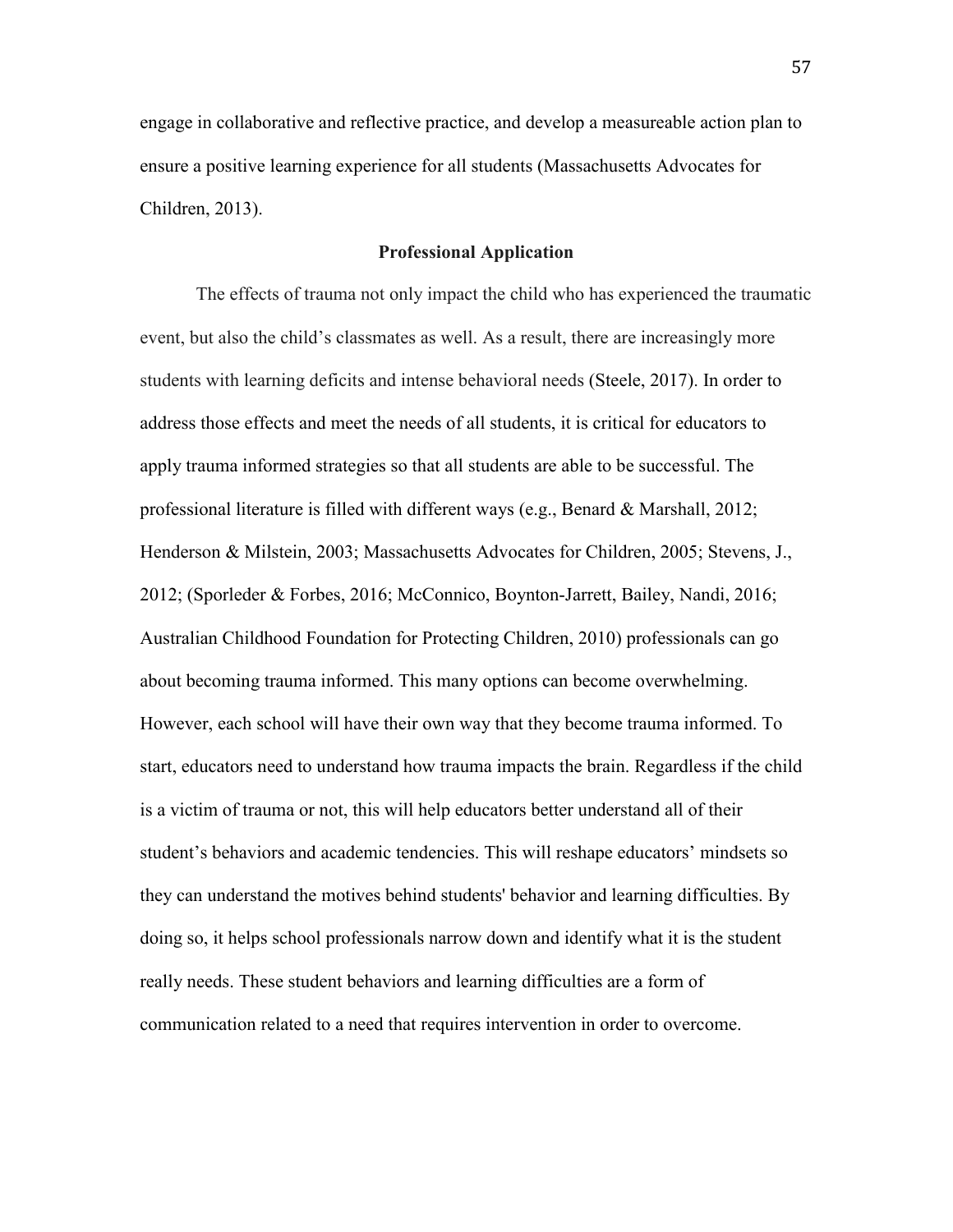engage in collaborative and reflective practice, and develop a measureable action plan to ensure a positive learning experience for all students (Massachusetts Advocates for Children, 2013).

## Professional Application

The effects of trauma not only impact the child who has experienced the traumatic event, but also the child's classmates as well. As a result, there are increasingly more students with learning deficits and intense behavioral needs (Steele, 2017). In order to address those effects and meet the needs of all students, it is critical for educators to apply trauma informed strategies so that all students are able to be successful. The professional literature is filled with different ways (e.g., Benard & Marshall, 2012; Henderson & Milstein, 2003; Massachusetts Advocates for Children, 2005; Stevens, J., 2012; (Sporleder & Forbes, 2016; McConnico, Boynton-Jarrett, Bailey, Nandi, 2016; Australian Childhood Foundation for Protecting Children, 2010) professionals can go about becoming trauma informed. This many options can become overwhelming. However, each school will have their own way that they become trauma informed. To start, educators need to understand how trauma impacts the brain. Regardless if the child is a victim of trauma or not, this will help educators better understand all of their student's behaviors and academic tendencies. This will reshape educators' mindsets so they can understand the motives behind students' behavior and learning difficulties. By doing so, it helps school professionals narrow down and identify what it is the student really needs. These student behaviors and learning difficulties are a form of communication related to a need that requires intervention in order to overcome.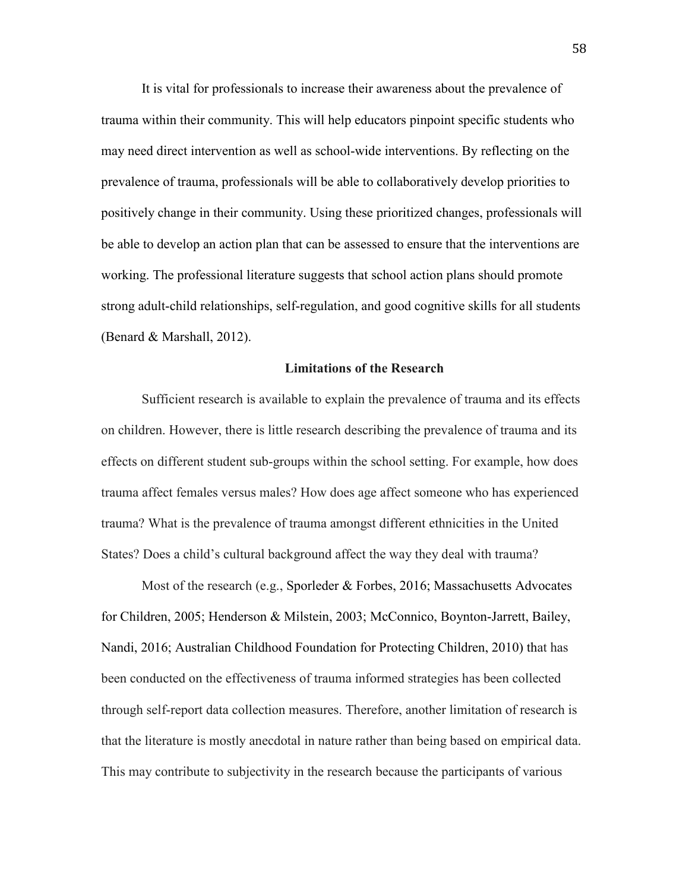It is vital for professionals to increase their awareness about the prevalence of trauma within their community. This will help educators pinpoint specific students who may need direct intervention as well as school-wide interventions. By reflecting on the prevalence of trauma, professionals will be able to collaboratively develop priorities to positively change in their community. Using these prioritized changes, professionals will be able to develop an action plan that can be assessed to ensure that the interventions are working. The professional literature suggests that school action plans should promote strong adult-child relationships, self-regulation, and good cognitive skills for all students (Benard & Marshall, 2012).

## Limitations of the Research

Sufficient research is available to explain the prevalence of trauma and its effects on children. However, there is little research describing the prevalence of trauma and its effects on different student sub-groups within the school setting. For example, how does trauma affect females versus males? How does age affect someone who has experienced trauma? What is the prevalence of trauma amongst different ethnicities in the United States? Does a child's cultural background affect the way they deal with trauma?

Most of the research (e.g., Sporleder & Forbes, 2016; Massachusetts Advocates for Children, 2005; Henderson & Milstein, 2003; McConnico, Boynton-Jarrett, Bailey, Nandi, 2016; Australian Childhood Foundation for Protecting Children, 2010) that has been conducted on the effectiveness of trauma informed strategies has been collected through self-report data collection measures. Therefore, another limitation of research is that the literature is mostly anecdotal in nature rather than being based on empirical data. This may contribute to subjectivity in the research because the participants of various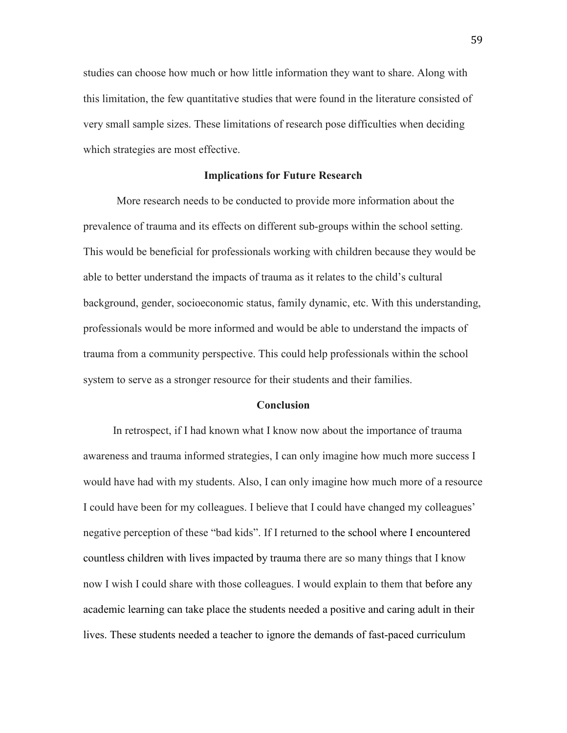studies can choose how much or how little information they want to share. Along with this limitation, the few quantitative studies that were found in the literature consisted of very small sample sizes. These limitations of research pose difficulties when deciding which strategies are most effective.

## Implications for Future Research

More research needs to be conducted to provide more information about the prevalence of trauma and its effects on different sub-groups within the school setting. This would be beneficial for professionals working with children because they would be able to better understand the impacts of trauma as it relates to the child's cultural background, gender, socioeconomic status, family dynamic, etc. With this understanding, professionals would be more informed and would be able to understand the impacts of trauma from a community perspective. This could help professionals within the school system to serve as a stronger resource for their students and their families.

## Conclusion

In retrospect, if I had known what I know now about the importance of trauma awareness and trauma informed strategies, I can only imagine how much more success I would have had with my students. Also, I can only imagine how much more of a resource I could have been for my colleagues. I believe that I could have changed my colleagues' negative perception of these "bad kids". If I returned to the school where I encountered countless children with lives impacted by trauma there are so many things that I know now I wish I could share with those colleagues. I would explain to them that before any academic learning can take place the students needed a positive and caring adult in their lives. These students needed a teacher to ignore the demands of fast-paced curriculum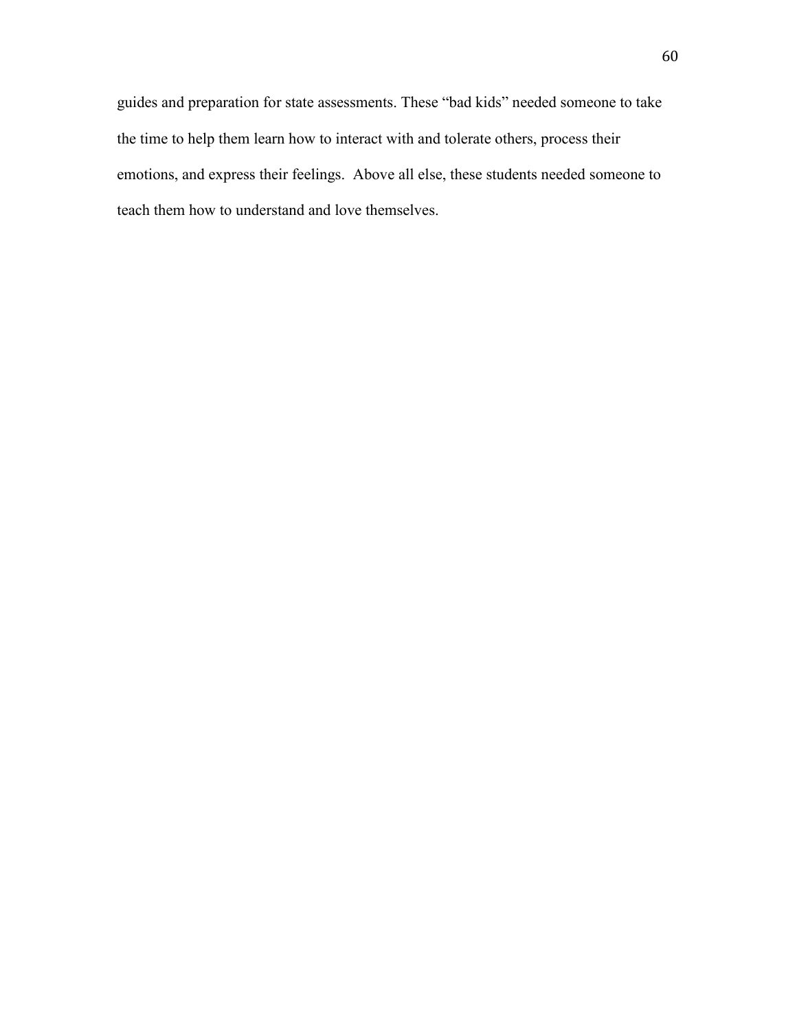guides and preparation for state assessments. These “bad kids” needed someone to take the time to help them learn how to interact with and tolerate others, process their emotions, and express their feelings. Above all else, these students needed someone to teach them how to understand and love themselves.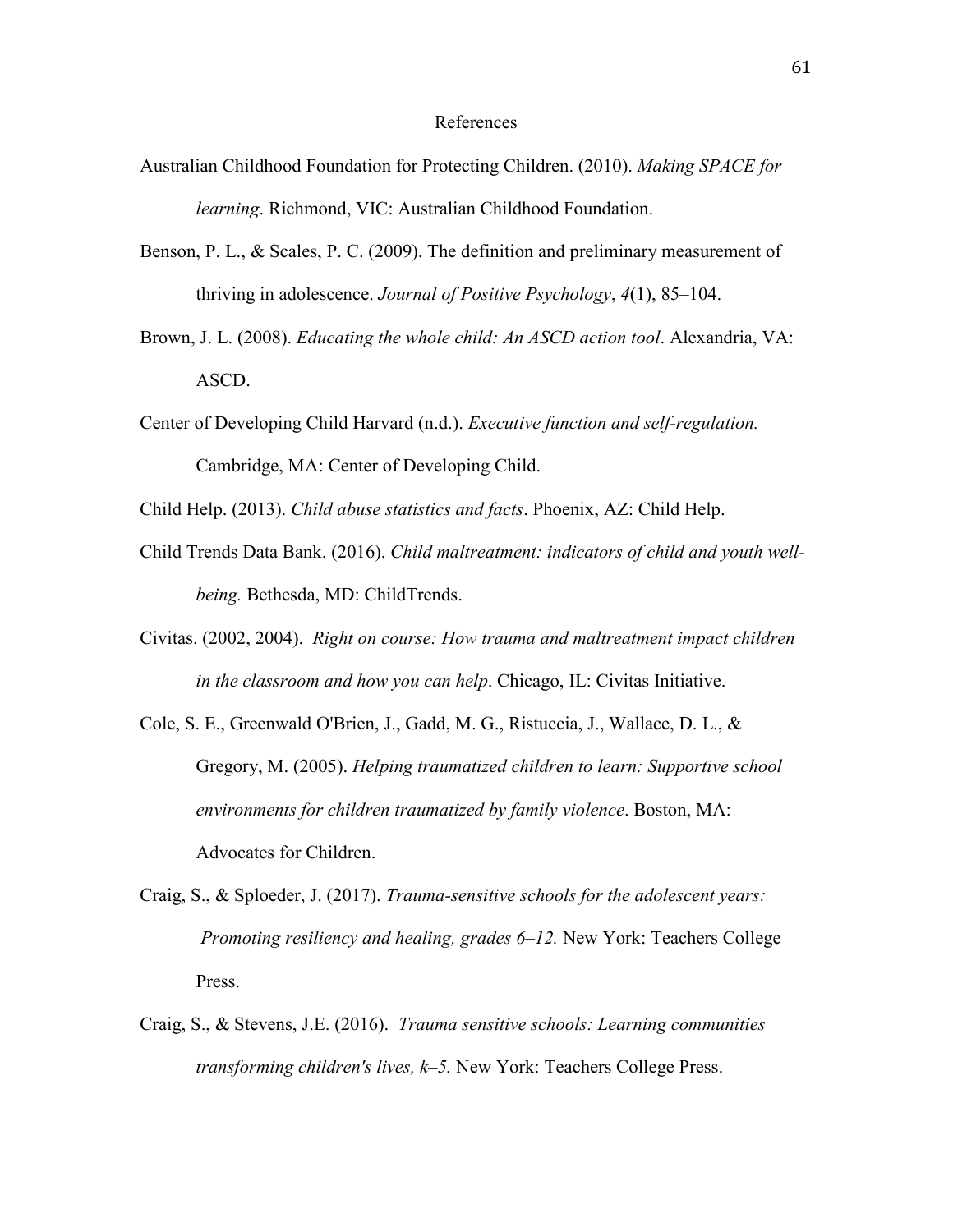# References

Australian Childhood Foundation for Protecting Children. (2010). *Making SPACE for learning*. Richmond, VIC: Australian Childhood Foundation.

Benson, P. L., & Scales, P. C. (2009). The definition and preliminary measurement of thriving in adolescence. *Journal of Positive Psychology*, *4*(1), 85–104.

Brown, J. L. (2008). *Educating the whole child: An ASCD action tool*. Alexandria, VA: ASCD.

Center of Developing Child Harvard (n.d.). *Executive function and self-regulation.* Cambridge, MA: Center of Developing Child.

Child Help. (2013). *Child abuse statistics and facts*. Phoenix, AZ: Child Help.

Child Trends Data Bank. (2016). *Child maltreatment: indicators of child and youth well-being.* Bethesda, MD: ChildTrends.

Civitas. (2002, 2004). *Right on course: How trauma and maltreatment impact children in the classroom and how you can help*. Chicago, IL: Civitas Initiative.

Cole, S. E., Greenwald O'Brien, J., Gadd, M. G., Ristuccia, J., Wallace, D. L., & Gregory, M. (2005). *Helping traumatized children to learn: Supportive school environments for children traumatized by family violence*. Boston, MA: Advocates for Children.

Craig, S., & Sploeder, J. (2017). *Trauma-sensitive schools for the adolescent years: Promoting resiliency and healing, grades 6–12.* New York: Teachers College Press.

Craig, S., & Stevens, J.E. (2016). *Trauma sensitive schools: Learning communities transforming children's lives, k–5.* New York: Teachers College Press.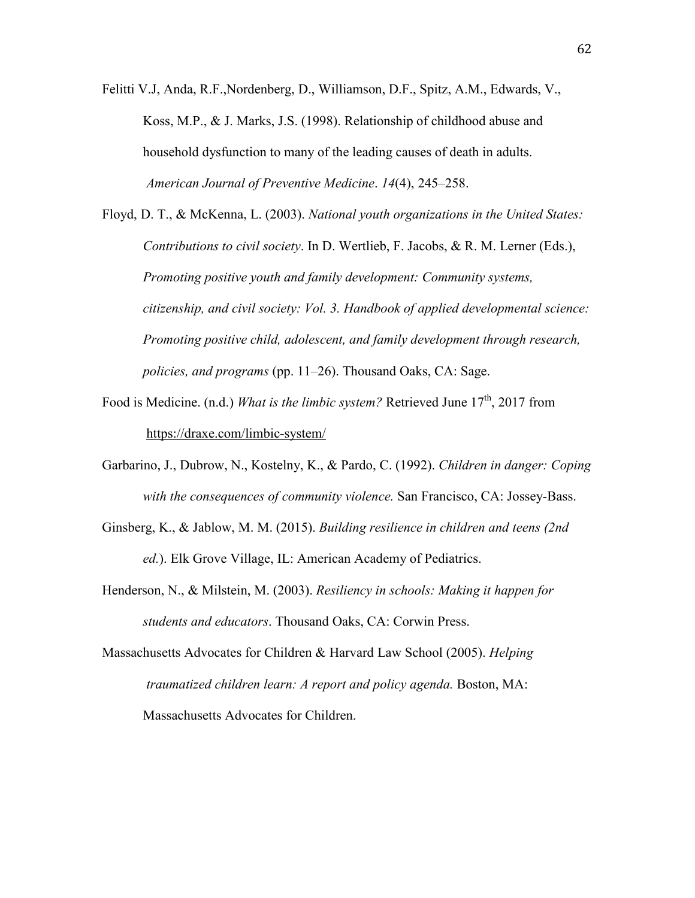Felitti V.J, Anda, R.F.,Nordenberg, D., Williamson, D.F., Spitz, A.M., Edwards, V., Koss, M.P., & J. Marks, J.S. (1998). Relationship of childhood abuse and household dysfunction to many of the leading causes of death in adults. *American Journal of Preventive Medicine*. *14*(4), 245–258.

Floyd, D. T., & McKenna, L. (2003). *National youth organizations in the United States: Contributions to civil society*. In D. Wertlieb, F. Jacobs, & R. M. Lerner (Eds.), *Promoting positive youth and family development: Community systems, citizenship, and civil society: Vol. 3. Handbook of applied developmental science: Promoting positive child, adolescent, and family development through research, policies, and programs* (pp. 11–26). Thousand Oaks, CA: Sage.

Food is Medicine. (n.d.) *What is the limbic system?* Retrieved June 17th, 2017 from https://draxe.com/limbic-system/

Garbarino, J., Dubrow, N., Kostelny, K., & Pardo, C. (1992). *Children in danger: Coping with the consequences of community violence.* San Francisco, CA: Jossey-Bass.

Ginsberg, K., & Jablow, M. M. (2015). *Building resilience in children and teens (2nd ed.*). Elk Grove Village, IL: American Academy of Pediatrics.

Henderson, N., & Milstein, M. (2003). *Resiliency in schools: Making it happen for students and educators*. Thousand Oaks, CA: Corwin Press.

Massachusetts Advocates for Children & Harvard Law School (2005). *Helping traumatized children learn: A report and policy agenda.* Boston, MA: Massachusetts Advocates for Children.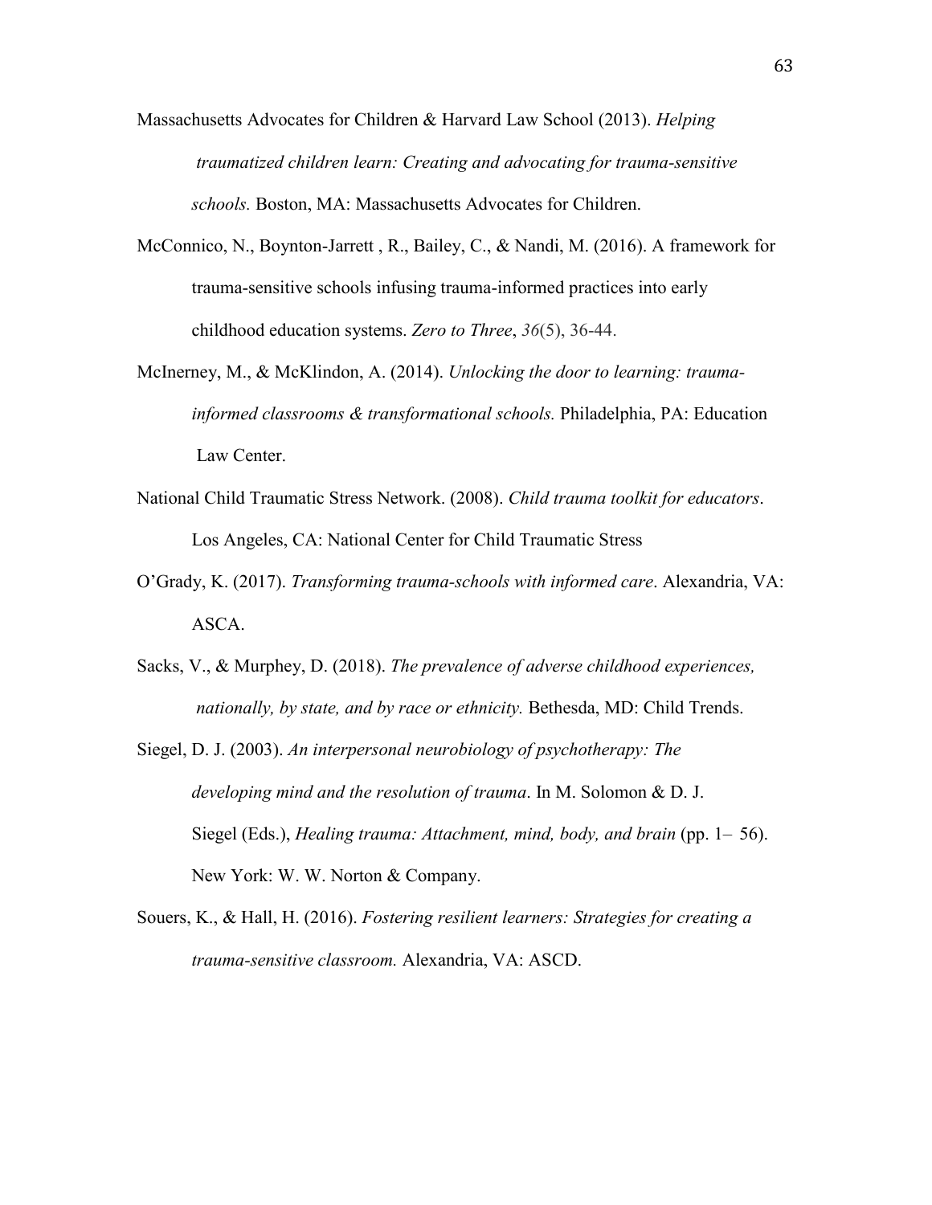Massachusetts Advocates for Children & Harvard Law School (2013). *Helping traumatized children learn: Creating and advocating for trauma-sensitive schools.* Boston, MA: Massachusetts Advocates for Children.

McConnico, N., Boynton-Jarrett , R., Bailey, C., & Nandi, M. (2016). A framework for trauma-sensitive schools infusing trauma-informed practices into early childhood education systems. *Zero to Three*, *36*(5), 36-44.

McInerney, M., & McKlindon, A. (2014). *Unlocking the door to learning: trauma-informed classrooms & transformational schools.* Philadelphia, PA: Education Law Center.

National Child Traumatic Stress Network. (2008). *Child trauma toolkit for educators*. Los Angeles, CA: National Center for Child Traumatic Stress

O'Grady, K. (2017). *Transforming trauma-schools with informed care*. Alexandria, VA: ASCA.

Sacks, V., & Murphey, D. (2018). *The prevalence of adverse childhood experiences, nationally, by state, and by race or ethnicity.* Bethesda, MD: Child Trends.

Siegel, D. J. (2003). *An interpersonal neurobiology of psychotherapy: The developing mind and the resolution of trauma*. In M. Solomon & D. J. Siegel (Eds.), *Healing trauma: Attachment, mind, body, and brain* (pp. 1– 56). New York: W. W. Norton & Company.

Souers, K., & Hall, H. (2016). *Fostering resilient learners: Strategies for creating a trauma-sensitive classroom.* Alexandria, VA: ASCD.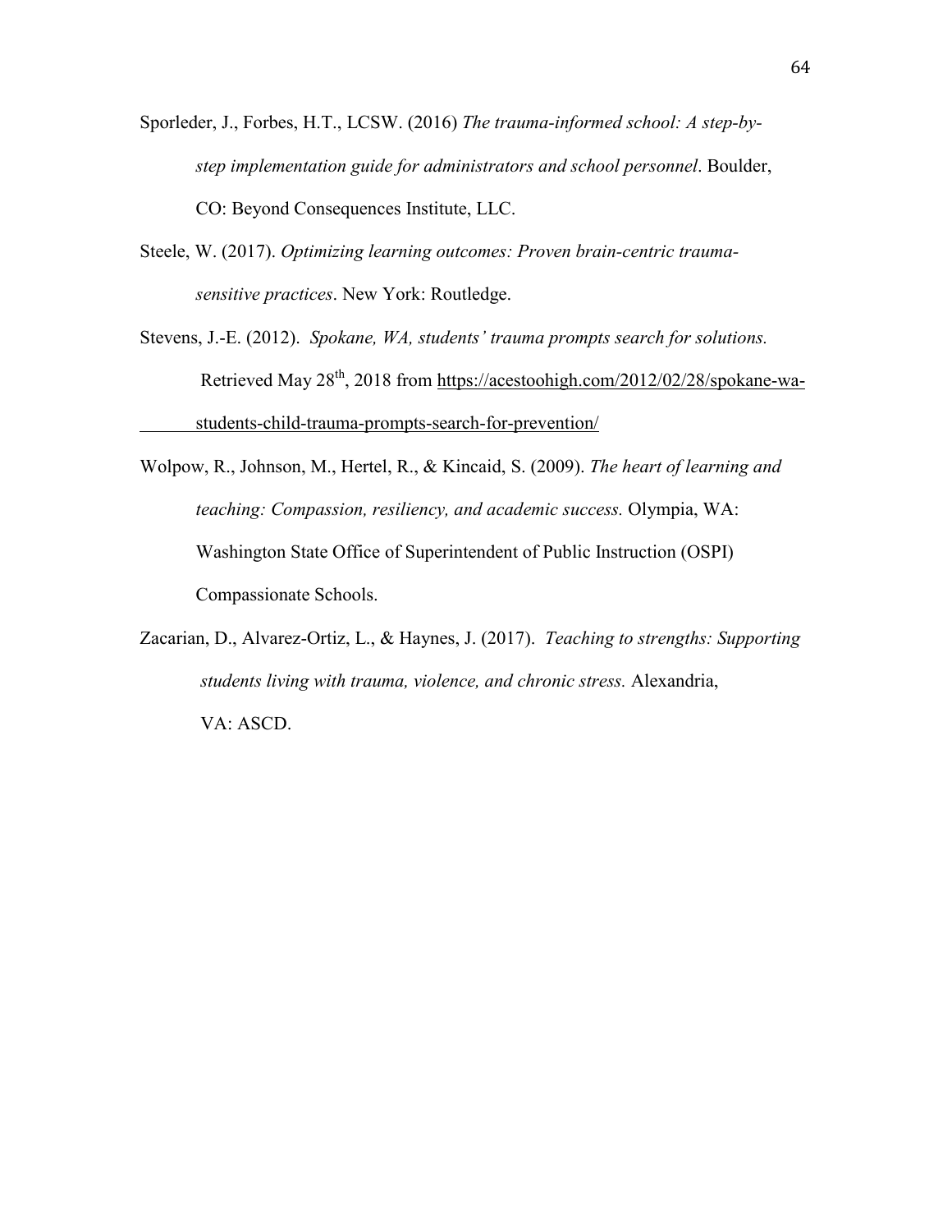Sporleder, J., Forbes, H.T., LCSW. (2016) *The trauma-informed school: A step-by-step implementation guide for administrators and school personnel*. Boulder, CO: Beyond Consequences Institute, LLC.

Steele, W. (2017). *Optimizing learning outcomes: Proven brain-centric trauma-sensitive practices*. New York: Routledge.

Stevens, J.-E. (2012). *Spokane, WA, students' trauma prompts search for solutions.* Retrieved May 28th, 2018 from https://acestoohigh.com/2012/02/28/spokane-wa-students-child-trauma-prompts-search-for-prevention/

Wolpow, R., Johnson, M., Hertel, R., & Kincaid, S. (2009). *The heart of learning and teaching: Compassion, resiliency, and academic success.* Olympia, WA: Washington State Office of Superintendent of Public Instruction (OSPI) Compassionate Schools.

Zacarian, D., Alvarez-Ortiz, L., & Haynes, J. (2017). *Teaching to strengths: Supporting students living with trauma, violence, and chronic stress.* Alexandria, VA: ASCD.